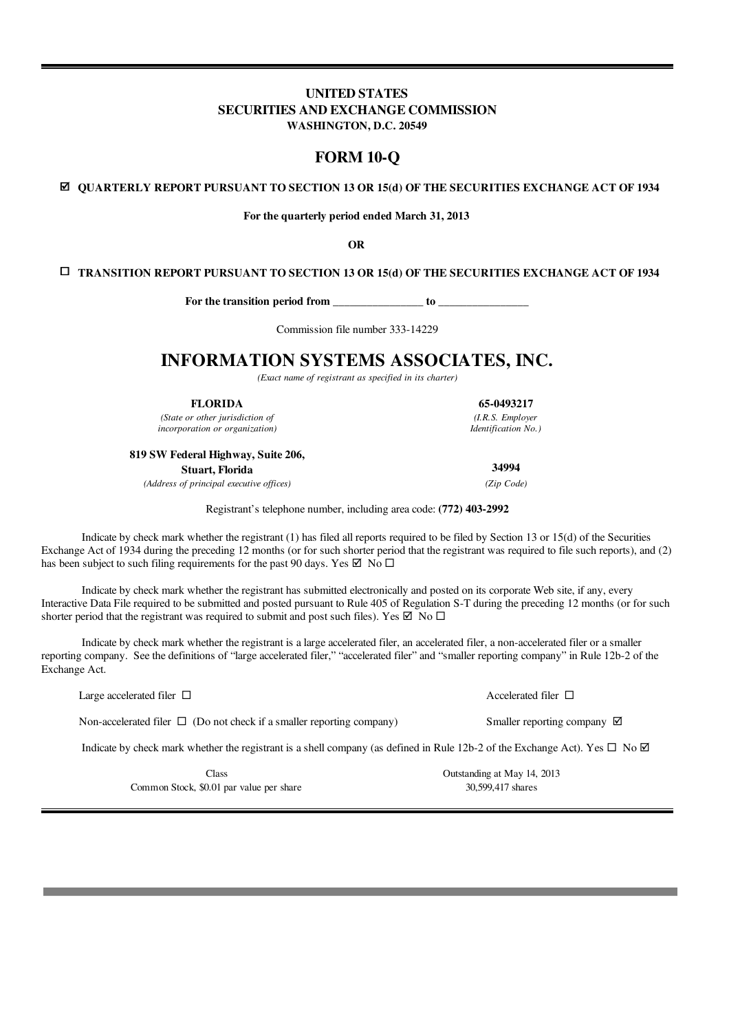**UNITED STATES**
**SECURITIES AND EXCHANGE COMMISSION**
**WASHINGTON, D.C. 20549**

# FORM 10-Q

☑ **QUARTERLY REPORT PURSUANT TO SECTION 13 OR 15(d) OF THE SECURITIES EXCHANGE ACT OF 1934**

**For the quarterly period ended March 31, 2013**

**OR**

☐ **TRANSITION REPORT PURSUANT TO SECTION 13 OR 15(d) OF THE SECURITIES EXCHANGE ACT OF 1934**

**For the transition period from ________________ to ________________**

Commission file number 333-14229

# INFORMATION SYSTEMS ASSOCIATES, INC.

*(Exact name of registrant as specified in its charter)*

| **FLORIDA** | **65-0493217** |
|---|---|
| *(State or other jurisdiction of incorporation or organization)* | *(I.R.S. Employer Identification No.)* |
| **819 SW Federal Highway, Suite 206, Stuart, Florida** | **34994** |
| *(Address of principal executive offices)* | *(Zip Code)* |

Registrant's telephone number, including area code: **(772) 403-2992**

Indicate by check mark whether the registrant (1) has filed all reports required to be filed by Section 13 or 15(d) of the Securities Exchange Act of 1934 during the preceding 12 months (or for such shorter period that the registrant was required to file such reports), and (2) has been subject to such filing requirements for the past 90 days. Yes ☑ No ☐

Indicate by check mark whether the registrant has submitted electronically and posted on its corporate Web site, if any, every Interactive Data File required to be submitted and posted pursuant to Rule 405 of Regulation S-T during the preceding 12 months (or for such shorter period that the registrant was required to submit and post such files). Yes ☑ No ☐

Indicate by check mark whether the registrant is a large accelerated filer, an accelerated filer, a non-accelerated filer or a smaller reporting company. See the definitions of "large accelerated filer," "accelerated filer" and "smaller reporting company" in Rule 12b-2 of the Exchange Act.

| | |
|---|---|
| Large accelerated filer ☐ | Accelerated filer ☐ |
| Non-accelerated filer ☐ (Do not check if a smaller reporting company) | Smaller reporting company ☑ |

Indicate by check mark whether the registrant is a shell company (as defined in Rule 12b-2 of the Exchange Act). Yes ☐ No ☑

| Class | Outstanding at May 14, 2013 |
|---|---|
| Common Stock, $0.01 par value per share | 30,599,417 shares |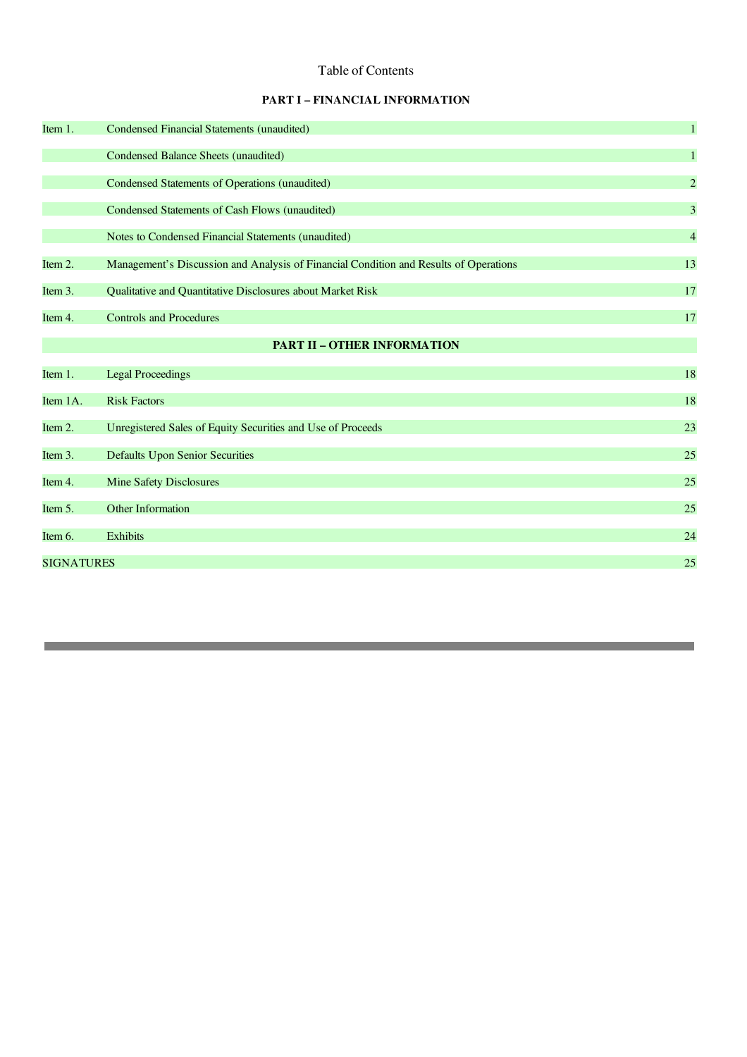# Table of Contents

## PART I – FINANCIAL INFORMATION

| | | |
|---|---|---|
| Item 1. | Condensed Financial Statements (unaudited) | 1 |
| | Condensed Balance Sheets (unaudited) | 1 |
| | Condensed Statements of Operations (unaudited) | 2 |
| | Condensed Statements of Cash Flows (unaudited) | 3 |
| | Notes to Condensed Financial Statements (unaudited) | 4 |
| Item 2. | Management's Discussion and Analysis of Financial Condition and Results of Operations | 13 |
| Item 3. | Qualitative and Quantitative Disclosures about Market Risk | 17 |
| Item 4. | Controls and Procedures | 17 |
| | **PART II – OTHER INFORMATION** | |
| Item 1. | Legal Proceedings | 18 |
| Item 1A. | Risk Factors | 18 |
| Item 2. | Unregistered Sales of Equity Securities and Use of Proceeds | 23 |
| Item 3. | Defaults Upon Senior Securities | 25 |
| Item 4. | Mine Safety Disclosures | 25 |
| Item 5. | Other Information | 25 |
| Item 6. | Exhibits | 24 |
| SIGNATURES | | 25 |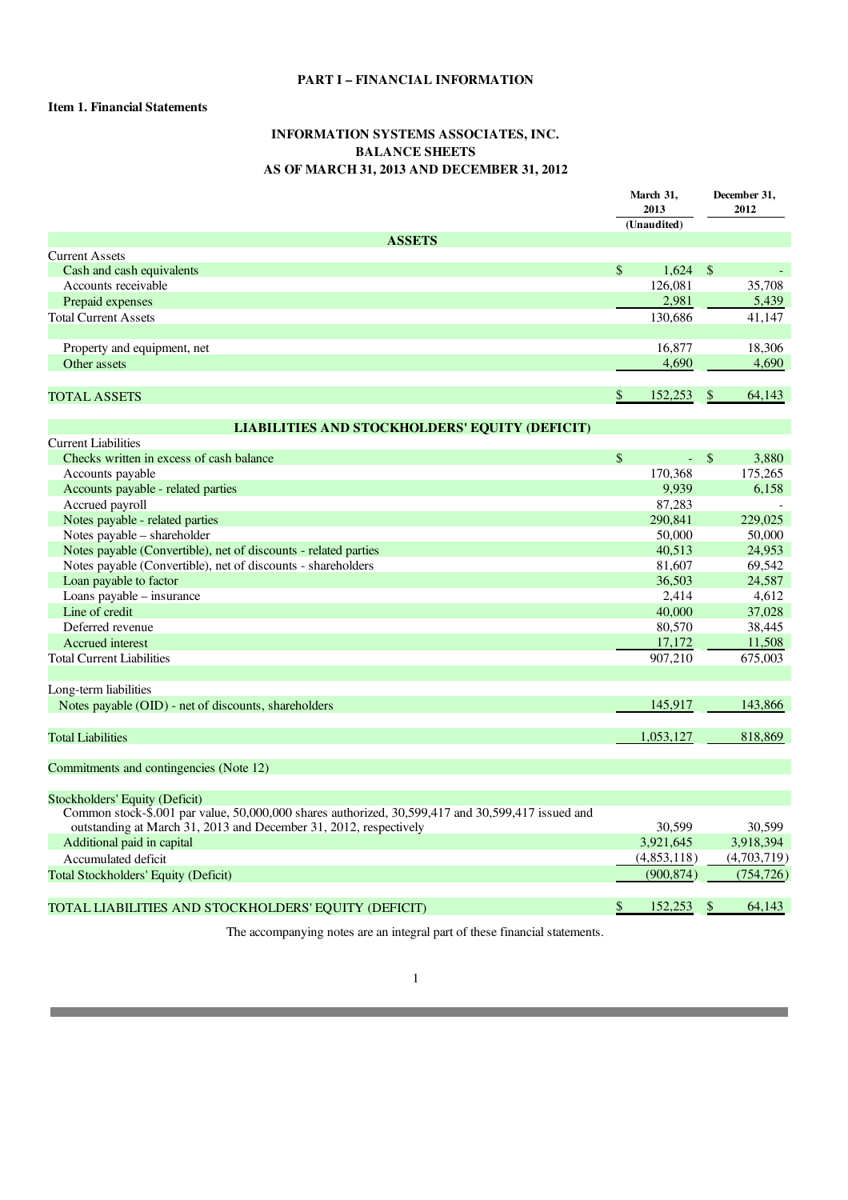**PART I – FINANCIAL INFORMATION**

**Item 1. Financial Statements**

**INFORMATION SYSTEMS ASSOCIATES, INC.**
**BALANCE SHEETS**
**AS OF MARCH 31, 2013 AND DECEMBER 31, 2012**

| | March 31, 2013 (Unaudited) | December 31, 2012 |
|---|---|---|
| **ASSETS** | | |
| Current Assets | | |
| Cash and cash equivalents | $ 1,624 | $ - |
| Accounts receivable | 126,081 | 35,708 |
| Prepaid expenses | 2,981 | 5,439 |
| Total Current Assets | 130,686 | 41,147 |
| | | |
| Property and equipment, net | 16,877 | 18,306 |
| Other assets | 4,690 | 4,690 |
| | | |
| TOTAL ASSETS | $ 152,253 | $ 64,143 |
| | | |
| **LIABILITIES AND STOCKHOLDERS' EQUITY (DEFICIT)** | | |
| Current Liabilities | | |
| Checks written in excess of cash balance | $ - | $ 3,880 |
| Accounts payable | 170,368 | 175,265 |
| Accounts payable - related parties | 9,939 | 6,158 |
| Accrued payroll | 87,283 | - |
| Notes payable - related parties | 290,841 | 229,025 |
| Notes payable – shareholder | 50,000 | 50,000 |
| Notes payable (Convertible), net of discounts - related parties | 40,513 | 24,953 |
| Notes payable (Convertible), net of discounts - shareholders | 81,607 | 69,542 |
| Loan payable to factor | 36,503 | 24,587 |
| Loans payable – insurance | 2,414 | 4,612 |
| Line of credit | 40,000 | 37,028 |
| Deferred revenue | 80,570 | 38,445 |
| Accrued interest | 17,172 | 11,508 |
| Total Current Liabilities | 907,210 | 675,003 |
| | | |
| Long-term liabilities | | |
| Notes payable (OID) - net of discounts, shareholders | 145,917 | 143,866 |
| | | |
| Total Liabilities | 1,053,127 | 818,869 |
| | | |
| Commitments and contingencies (Note 12) | | |
| | | |
| Stockholders' Equity (Deficit) | | |
| Common stock-$.001 par value, 50,000,000 shares authorized, 30,599,417 and 30,599,417 issued and outstanding at March 31, 2013 and December 31, 2012, respectively | 30,599 | 30,599 |
| Additional paid in capital | 3,921,645 | 3,918,394 |
| Accumulated deficit | (4,853,118) | (4,703,719) |
| Total Stockholders' Equity (Deficit) | (900,874) | (754,726) |
| | | |
| TOTAL LIABILITIES AND STOCKHOLDERS' EQUITY (DEFICIT) | $ 152,253 | $ 64,143 |

The accompanying notes are an integral part of these financial statements.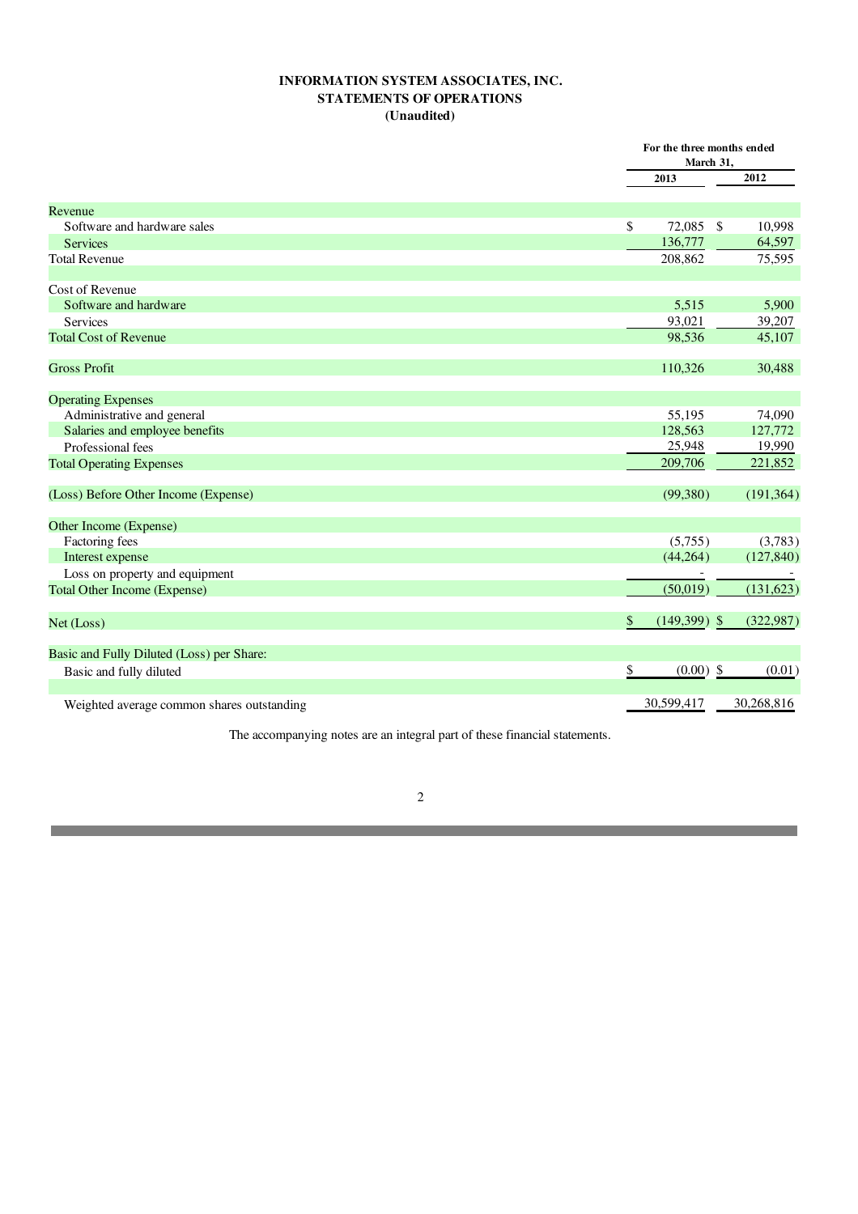# INFORMATION SYSTEM ASSOCIATES, INC.
## STATEMENTS OF OPERATIONS
### (Unaudited)

| | For the three months ended March 31, | |
|---|---|---|
| | 2013 | 2012 |
| Revenue | | |
| Software and hardware sales | $ 72,085 | $ 10,998 |
| Services | 136,777 | 64,597 |
| Total Revenue | 208,862 | 75,595 |
| | | |
| Cost of Revenue | | |
| Software and hardware | 5,515 | 5,900 |
| Services | 93,021 | 39,207 |
| Total Cost of Revenue | 98,536 | 45,107 |
| | | |
| Gross Profit | 110,326 | 30,488 |
| | | |
| Operating Expenses | | |
| Administrative and general | 55,195 | 74,090 |
| Salaries and employee benefits | 128,563 | 127,772 |
| Professional fees | 25,948 | 19,990 |
| Total Operating Expenses | 209,706 | 221,852 |
| | | |
| (Loss) Before Other Income (Expense) | (99,380) | (191,364) |
| | | |
| Other Income (Expense) | | |
| Factoring fees | (5,755) | (3,783) |
| Interest expense | (44,264) | (127,840) |
| Loss on property and equipment | - | - |
| Total Other Income (Expense) | (50,019) | (131,623) |
| | | |
| Net (Loss) | $ (149,399) | $ (322,987) |
| | | |
| Basic and Fully Diluted (Loss) per Share: | | |
| Basic and fully diluted | $ (0.00) | $ (0.01) |
| | | |
| Weighted average common shares outstanding | 30,599,417 | 30,268,816 |

The accompanying notes are an integral part of these financial statements.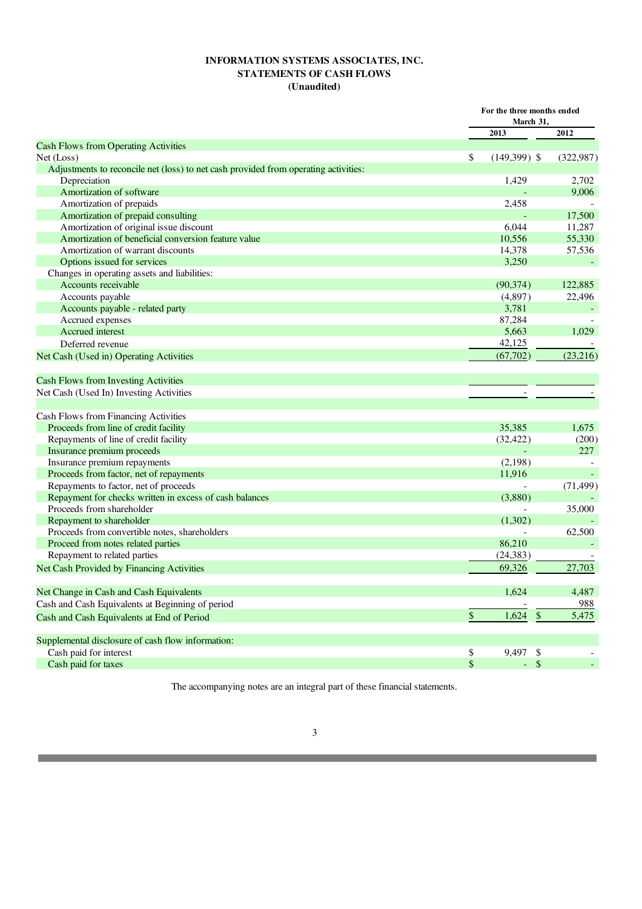# INFORMATION SYSTEMS ASSOCIATES, INC.
## STATEMENTS OF CASH FLOWS
### (Unaudited)

| | For the three months ended March 31, | |
|---|---|---|
| | 2013 | 2012 |
| Cash Flows from Operating Activities | | |
| Net (Loss) | $ (149,399) | $ (322,987) |
| Adjustments to reconcile net (loss) to net cash provided from operating activities: | | |
| Depreciation | 1,429 | 2,702 |
| Amortization of software | - | 9,006 |
| Amortization of prepaids | 2,458 | - |
| Amortization of prepaid consulting | - | 17,500 |
| Amortization of original issue discount | 6,044 | 11,287 |
| Amortization of beneficial conversion feature value | 10,556 | 55,330 |
| Amortization of warrant discounts | 14,378 | 57,536 |
| Options issued for services | 3,250 | - |
| Changes in operating assets and liabilities: | | |
| Accounts receivable | (90,374) | 122,885 |
| Accounts payable | (4,897) | 22,496 |
| Accounts payable - related party | 3,781 | - |
| Accrued expenses | 87,284 | - |
| Accrued interest | 5,663 | 1,029 |
| Deferred revenue | 42,125 | - |
| Net Cash (Used in) Operating Activities | (67,702) | (23,216) |
| | | |
| Cash Flows from Investing Activities | | |
| Net Cash (Used In) Investing Activities | - | - |
| | | |
| Cash Flows from Financing Activities | | |
| Proceeds from line of credit facility | 35,385 | 1,675 |
| Repayments of line of credit facility | (32,422) | (200) |
| Insurance premium proceeds | - | 227 |
| Insurance premium repayments | (2,198) | - |
| Proceeds from factor, net of repayments | 11,916 | - |
| Repayments to factor, net of proceeds | - | (71,499) |
| Repayment for checks written in excess of cash balances | (3,880) | - |
| Proceeds from shareholder | - | 35,000 |
| Repayment to shareholder | (1,302) | - |
| Proceeds from convertible notes, shareholders | - | 62,500 |
| Proceed from notes related parties | 86,210 | - |
| Repayment to related parties | (24,383) | - |
| Net Cash Provided by Financing Activities | 69,326 | 27,703 |
| | | |
| Net Change in Cash and Cash Equivalents | 1,624 | 4,487 |
| Cash and Cash Equivalents at Beginning of period | - | 988 |
| Cash and Cash Equivalents at End of Period | $ 1,624 | $ 5,475 |
| | | |
| Supplemental disclosure of cash flow information: | | |
| Cash paid for interest | $ 9,497 | $ - |
| Cash paid for taxes | $ - | $ - |

The accompanying notes are an integral part of these financial statements.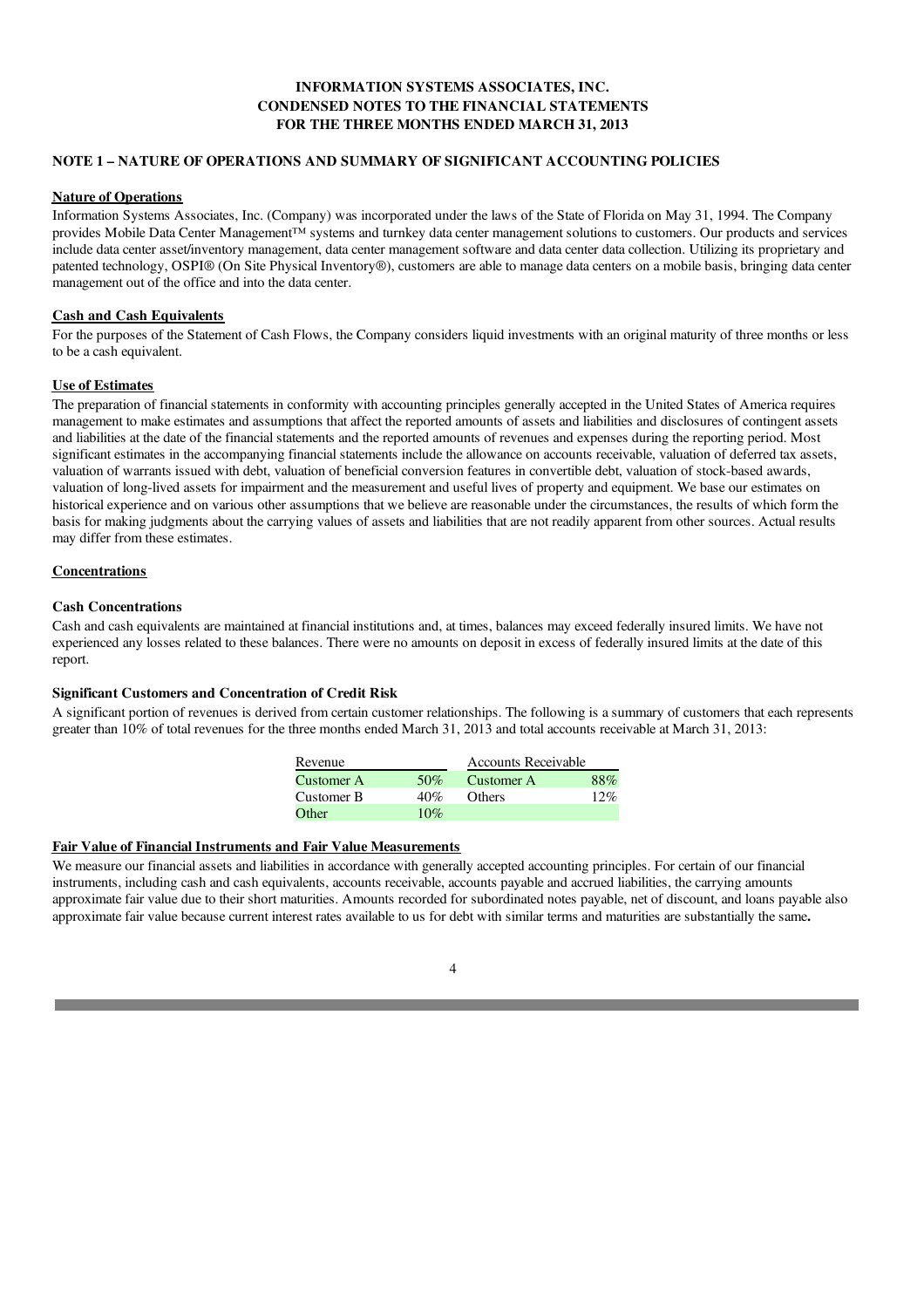**INFORMATION SYSTEMS ASSOCIATES, INC.**
**CONDENSED NOTES TO THE FINANCIAL STATEMENTS**
**FOR THE THREE MONTHS ENDED MARCH 31, 2013**

**NOTE 1 – NATURE OF OPERATIONS AND SUMMARY OF SIGNIFICANT ACCOUNTING POLICIES**

**Nature of Operations**

Information Systems Associates, Inc. (Company) was incorporated under the laws of the State of Florida on May 31, 1994. The Company provides Mobile Data Center Management™ systems and turnkey data center management solutions to customers. Our products and services include data center asset/inventory management, data center management software and data center data collection. Utilizing its proprietary and patented technology, OSPI® (On Site Physical Inventory®), customers are able to manage data centers on a mobile basis, bringing data center management out of the office and into the data center.

**Cash and Cash Equivalents**

For the purposes of the Statement of Cash Flows, the Company considers liquid investments with an original maturity of three months or less to be a cash equivalent.

**Use of Estimates**

The preparation of financial statements in conformity with accounting principles generally accepted in the United States of America requires management to make estimates and assumptions that affect the reported amounts of assets and liabilities and disclosures of contingent assets and liabilities at the date of the financial statements and the reported amounts of revenues and expenses during the reporting period. Most significant estimates in the accompanying financial statements include the allowance on accounts receivable, valuation of deferred tax assets, valuation of warrants issued with debt, valuation of beneficial conversion features in convertible debt, valuation of stock-based awards, valuation of long-lived assets for impairment and the measurement and useful lives of property and equipment. We base our estimates on historical experience and on various other assumptions that we believe are reasonable under the circumstances, the results of which form the basis for making judgments about the carrying values of assets and liabilities that are not readily apparent from other sources. Actual results may differ from these estimates.

**Concentrations**

**Cash Concentrations**

Cash and cash equivalents are maintained at financial institutions and, at times, balances may exceed federally insured limits. We have not experienced any losses related to these balances. There were no amounts on deposit in excess of federally insured limits at the date of this report.

**Significant Customers and Concentration of Credit Risk**

A significant portion of revenues is derived from certain customer relationships. The following is a summary of customers that each represents greater than 10% of total revenues for the three months ended March 31, 2013 and total accounts receivable at March 31, 2013:

| Revenue | | Accounts Receivable | |
|---|---|---|---|
| Customer A | 50% | Customer A | 88% |
| Customer B | 40% | Others | 12% |
| Other | 10% | | |

**Fair Value of Financial Instruments and Fair Value Measurements**

We measure our financial assets and liabilities in accordance with generally accepted accounting principles. For certain of our financial instruments, including cash and cash equivalents, accounts receivable, accounts payable and accrued liabilities, the carrying amounts approximate fair value due to their short maturities. Amounts recorded for subordinated notes payable, net of discount, and loans payable also approximate fair value because current interest rates available to us for debt with similar terms and maturities are substantially the same**.**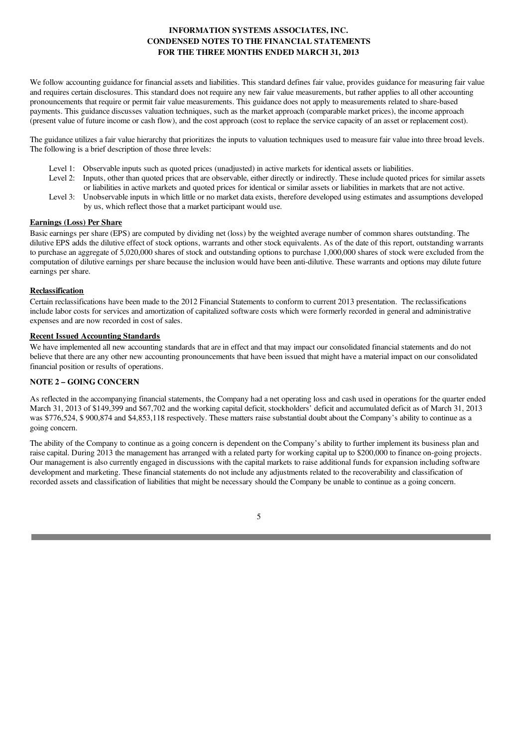We follow accounting guidance for financial assets and liabilities. This standard defines fair value, provides guidance for measuring fair value and requires certain disclosures. This standard does not require any new fair value measurements, but rather applies to all other accounting pronouncements that require or permit fair value measurements. This guidance does not apply to measurements related to share-based payments. This guidance discusses valuation techniques, such as the market approach (comparable market prices), the income approach (present value of future income or cash flow), and the cost approach (cost to replace the service capacity of an asset or replacement cost).

The guidance utilizes a fair value hierarchy that prioritizes the inputs to valuation techniques used to measure fair value into three broad levels. The following is a brief description of those three levels:

- Level 1: Observable inputs such as quoted prices (unadjusted) in active markets for identical assets or liabilities.
- Level 2: Inputs, other than quoted prices that are observable, either directly or indirectly. These include quoted prices for similar assets or liabilities in active markets and quoted prices for identical or similar assets or liabilities in markets that are not active.
- Level 3: Unobservable inputs in which little or no market data exists, therefore developed using estimates and assumptions developed by us, which reflect those that a market participant would use.

**Earnings (Loss) Per Share**

Basic earnings per share (EPS) are computed by dividing net (loss) by the weighted average number of common shares outstanding. The dilutive EPS adds the dilutive effect of stock options, warrants and other stock equivalents. As of the date of this report, outstanding warrants to purchase an aggregate of 5,020,000 shares of stock and outstanding options to purchase 1,000,000 shares of stock were excluded from the computation of dilutive earnings per share because the inclusion would have been anti-dilutive. These warrants and options may dilute future earnings per share.

**Reclassification**

Certain reclassifications have been made to the 2012 Financial Statements to conform to current 2013 presentation. The reclassifications include labor costs for services and amortization of capitalized software costs which were formerly recorded in general and administrative expenses and are now recorded in cost of sales.

**Recent Issued Accounting Standards**

We have implemented all new accounting standards that are in effect and that may impact our consolidated financial statements and do not believe that there are any other new accounting pronouncements that have been issued that might have a material impact on our consolidated financial position or results of operations.

## NOTE 2 – GOING CONCERN

As reflected in the accompanying financial statements, the Company had a net operating loss and cash used in operations for the quarter ended March 31, 2013 of $149,399 and $67,702 and the working capital deficit, stockholders' deficit and accumulated deficit as of March 31, 2013 was $776,524, $ 900,874 and $4,853,118 respectively. These matters raise substantial doubt about the Company's ability to continue as a going concern.

The ability of the Company to continue as a going concern is dependent on the Company's ability to further implement its business plan and raise capital. During 2013 the management has arranged with a related party for working capital up to $200,000 to finance on-going projects. Our management is also currently engaged in discussions with the capital markets to raise additional funds for expansion including software development and marketing. These financial statements do not include any adjustments related to the recoverability and classification of recorded assets and classification of liabilities that might be necessary should the Company be unable to continue as a going concern.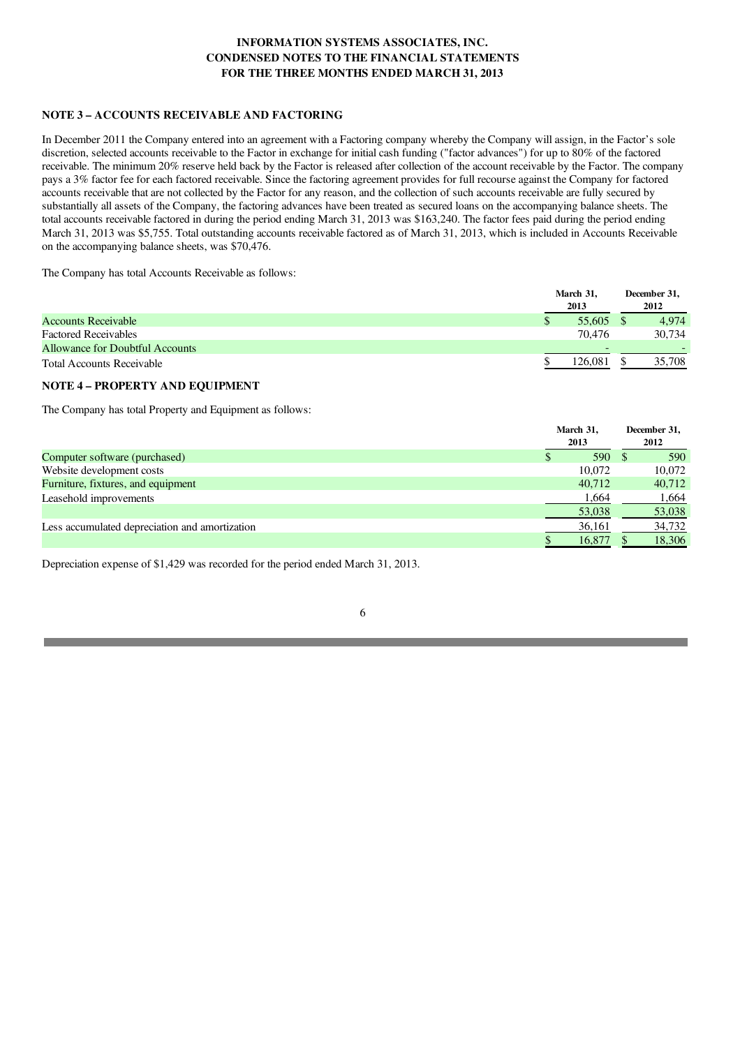**INFORMATION SYSTEMS ASSOCIATES, INC.**
**CONDENSED NOTES TO THE FINANCIAL STATEMENTS**
**FOR THE THREE MONTHS ENDED MARCH 31, 2013**

### NOTE 3 – ACCOUNTS RECEIVABLE AND FACTORING

In December 2011 the Company entered into an agreement with a Factoring company whereby the Company will assign, in the Factor's sole discretion, selected accounts receivable to the Factor in exchange for initial cash funding ("factor advances") for up to 80% of the factored receivable. The minimum 20% reserve held back by the Factor is released after collection of the account receivable by the Factor. The company pays a 3% factor fee for each factored receivable. Since the factoring agreement provides for full recourse against the Company for factored accounts receivable that are not collected by the Factor for any reason, and the collection of such accounts receivable are fully secured by substantially all assets of the Company, the factoring advances have been treated as secured loans on the accompanying balance sheets. The total accounts receivable factored in during the period ending March 31, 2013 was $163,240. The factor fees paid during the period ending March 31, 2013 was $5,755. Total outstanding accounts receivable factored as of March 31, 2013, which is included in Accounts Receivable on the accompanying balance sheets, was $70,476.

The Company has total Accounts Receivable as follows:

| | March 31, 2013 | December 31, 2012 |
|---|---|---|
| Accounts Receivable | $ 55,605 | $ 4,974 |
| Factored Receivables | 70,476 | 30,734 |
| Allowance for Doubtful Accounts | - | - |
| Total Accounts Receivable | $ 126,081 | $ 35,708 |

### NOTE 4 – PROPERTY AND EQUIPMENT

The Company has total Property and Equipment as follows:

| | March 31, 2013 | December 31, 2012 |
|---|---|---|
| Computer software (purchased) | $ 590 | $ 590 |
| Website development costs | 10,072 | 10,072 |
| Furniture, fixtures, and equipment | 40,712 | 40,712 |
| Leasehold improvements | 1,664 | 1,664 |
| | 53,038 | 53,038 |
| Less accumulated depreciation and amortization | 36,161 | 34,732 |
| | $ 16,877 | $ 18,306 |

Depreciation expense of $1,429 was recorded for the period ended March 31, 2013.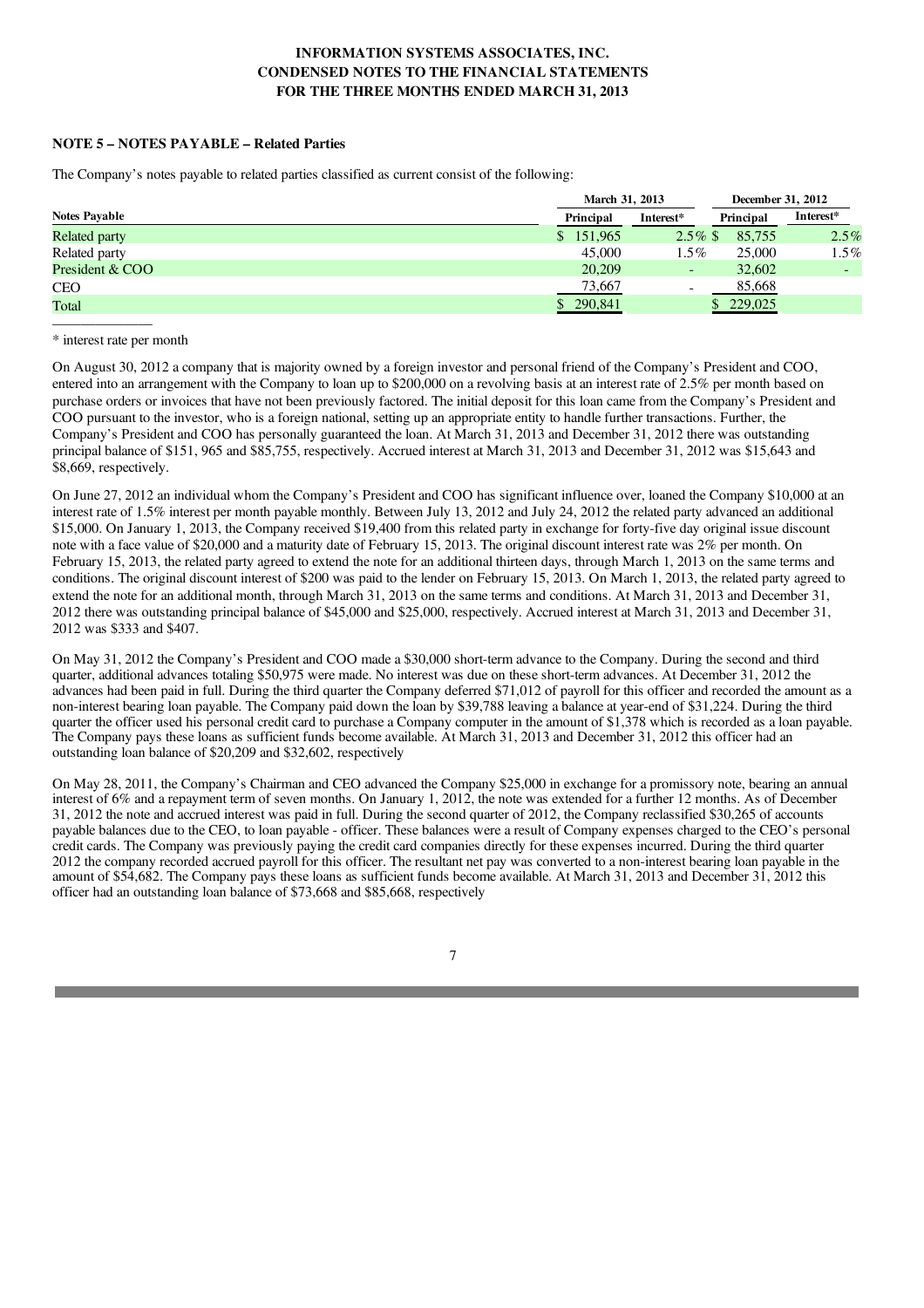**INFORMATION SYSTEMS ASSOCIATES, INC.**
**CONDENSED NOTES TO THE FINANCIAL STATEMENTS**
**FOR THE THREE MONTHS ENDED MARCH 31, 2013**

**NOTE 5 – NOTES PAYABLE – Related Parties**

The Company's notes payable to related parties classified as current consist of the following:

| | March 31, 2013 | | December 31, 2012 | |
|---|---|---|---|---|
| **Notes Payable** | **Principal** | **Interest*** | **Principal** | **Interest*** |
| Related party | $ 151,965 | 2.5% | $ 85,755 | 2.5% |
| Related party | 45,000 | 1.5% | 25,000 | 1.5% |
| President & COO | 20,209 | - | 32,602 | - |
| CEO | 73,667 | - | 85,668 | |
| Total | $ 290,841 | | $ 229,025 | |

* interest rate per month

On August 30, 2012 a company that is majority owned by a foreign investor and personal friend of the Company's President and COO, entered into an arrangement with the Company to loan up to $200,000 on a revolving basis at an interest rate of 2.5% per month based on purchase orders or invoices that have not been previously factored. The initial deposit for this loan came from the Company's President and COO pursuant to the investor, who is a foreign national, setting up an appropriate entity to handle further transactions. Further, the Company's President and COO has personally guaranteed the loan. At March 31, 2013 and December 31, 2012 there was outstanding principal balance of $151, 965 and $85,755, respectively. Accrued interest at March 31, 2013 and December 31, 2012 was $15,643 and $8,669, respectively.

On June 27, 2012 an individual whom the Company's President and COO has significant influence over, loaned the Company $10,000 at an interest rate of 1.5% interest per month payable monthly. Between July 13, 2012 and July 24, 2012 the related party advanced an additional $15,000. On January 1, 2013, the Company received $19,400 from this related party in exchange for forty-five day original issue discount note with a face value of $20,000 and a maturity date of February 15, 2013. The original discount interest rate was 2% per month. On February 15, 2013, the related party agreed to extend the note for an additional thirteen days, through March 1, 2013 on the same terms and conditions. The original discount interest of $200 was paid to the lender on February 15, 2013. On March 1, 2013, the related party agreed to extend the note for an additional month, through March 31, 2013 on the same terms and conditions. At March 31, 2013 and December 31, 2012 there was outstanding principal balance of $45,000 and $25,000, respectively. Accrued interest at March 31, 2013 and December 31, 2012 was $333 and $407.

On May 31, 2012 the Company's President and COO made a $30,000 short-term advance to the Company. During the second and third quarter, additional advances totaling $50,975 were made. No interest was due on these short-term advances. At December 31, 2012 the advances had been paid in full. During the third quarter the Company deferred $71,012 of payroll for this officer and recorded the amount as a non-interest bearing loan payable. The Company paid down the loan by $39,788 leaving a balance at year-end of $31,224. During the third quarter the officer used his personal credit card to purchase a Company computer in the amount of $1,378 which is recorded as a loan payable. The Company pays these loans as sufficient funds become available. At March 31, 2013 and December 31, 2012 this officer had an outstanding loan balance of $20,209 and $32,602, respectively

On May 28, 2011, the Company's Chairman and CEO advanced the Company $25,000 in exchange for a promissory note, bearing an annual interest of 6% and a repayment term of seven months. On January 1, 2012, the note was extended for a further 12 months. As of December 31, 2012 the note and accrued interest was paid in full. During the second quarter of 2012, the Company reclassified $30,265 of accounts payable balances due to the CEO, to loan payable - officer. These balances were a result of Company expenses charged to the CEO's personal credit cards. The Company was previously paying the credit card companies directly for these expenses incurred. During the third quarter 2012 the company recorded accrued payroll for this officer. The resultant net pay was converted to a non-interest bearing loan payable in the amount of $54,682. The Company pays these loans as sufficient funds become available. At March 31, 2013 and December 31, 2012 this officer had an outstanding loan balance of $73,668 and $85,668, respectively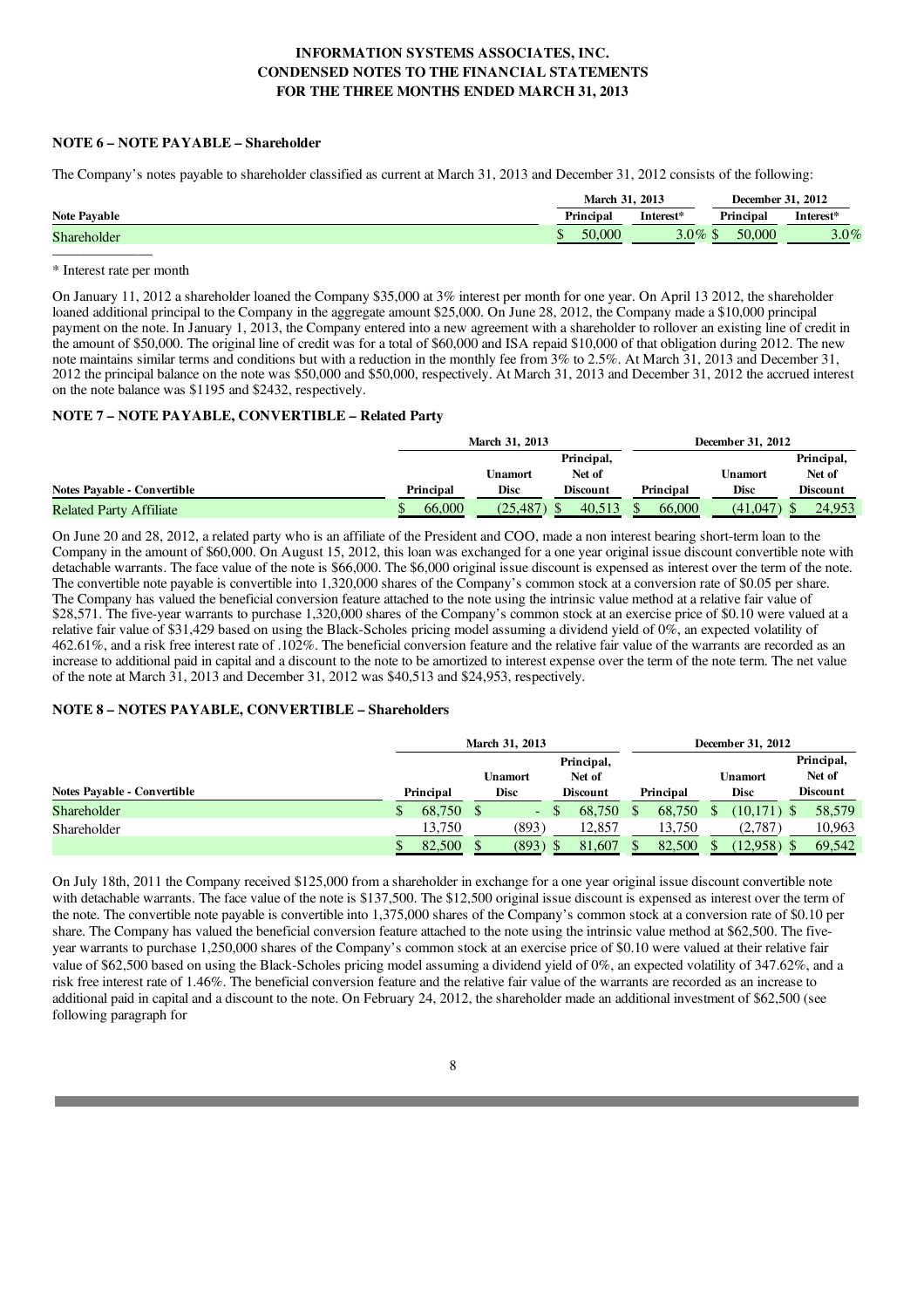**INFORMATION SYSTEMS ASSOCIATES, INC.**
**CONDENSED NOTES TO THE FINANCIAL STATEMENTS**
**FOR THE THREE MONTHS ENDED MARCH 31, 2013**

### NOTE 6 – NOTE PAYABLE – Shareholder

The Company's notes payable to shareholder classified as current at March 31, 2013 and December 31, 2012 consists of the following:

| | March 31, 2013 | | December 31, 2012 | |
|---|---|---|---|---|
| **Note Payable** | **Principal** | **Interest*** | **Principal** | **Interest*** |
| Shareholder | $ 50,000 | 3.0% | $ 50,000 | 3.0% |

\* Interest rate per month

On January 11, 2012 a shareholder loaned the Company $35,000 at 3% interest per month for one year. On April 13 2012, the shareholder loaned additional principal to the Company in the aggregate amount $25,000. On June 28, 2012, the Company made a $10,000 principal payment on the note. In January 1, 2013, the Company entered into a new agreement with a shareholder to rollover an existing line of credit in the amount of $50,000. The original line of credit was for a total of $60,000 and ISA repaid $10,000 of that obligation during 2012. The new note maintains similar terms and conditions but with a reduction in the monthly fee from 3% to 2.5%. At March 31, 2013 and December 31, 2012 the principal balance on the note was $50,000 and $50,000, respectively. At March 31, 2013 and December 31, 2012 the accrued interest on the note balance was $1195 and $2432, respectively.

### NOTE 7 – NOTE PAYABLE, CONVERTIBLE – Related Party

| | March 31, 2013 | | | December 31, 2012 | | |
|---|---|---|---|---|---|---|
| **Notes Payable - Convertible** | **Principal** | **Unamort Disc** | **Principal, Net of Discount** | **Principal** | **Unamort Disc** | **Principal, Net of Discount** |
| Related Party Affiliate | $ 66,000 | (25,487) | $ 40,513 | $ 66,000 | (41,047) | $ 24,953 |

On June 20 and 28, 2012, a related party who is an affiliate of the President and COO, made a non interest bearing short-term loan to the Company in the amount of $60,000. On August 15, 2012, this loan was exchanged for a one year original issue discount convertible note with detachable warrants. The face value of the note is $66,000. The $6,000 original issue discount is expensed as interest over the term of the note. The convertible note payable is convertible into 1,320,000 shares of the Company's common stock at a conversion rate of $0.05 per share. The Company has valued the beneficial conversion feature attached to the note using the intrinsic value method at a relative fair value of $28,571. The five-year warrants to purchase 1,320,000 shares of the Company's common stock at an exercise price of $0.10 were valued at a relative fair value of $31,429 based on using the Black-Scholes pricing model assuming a dividend yield of 0%, an expected volatility of 462.61%, and a risk free interest rate of .102%. The beneficial conversion feature and the relative fair value of the warrants are recorded as an increase to additional paid in capital and a discount to the note to be amortized to interest expense over the term of the note term. The net value of the note at March 31, 2013 and December 31, 2012 was $40,513 and $24,953, respectively.

### NOTE 8 – NOTES PAYABLE, CONVERTIBLE – Shareholders

| | March 31, 2013 | | | December 31, 2012 | | |
|---|---|---|---|---|---|---|
| **Notes Payable - Convertible** | **Principal** | **Unamort Disc** | **Principal, Net of Discount** | **Principal** | **Unamort Disc** | **Principal, Net of Discount** |
| Shareholder | $ 68,750 | $ - | $ 68,750 | $ 68,750 | $ (10,171) | $ 58,579 |
| Shareholder | 13,750 | (893) | 12,857 | 13,750 | (2,787) | 10,963 |
| | $ 82,500 | $ (893) | $ 81,607 | $ 82,500 | $ (12,958) | $ 69,542 |

On July 18th, 2011 the Company received $125,000 from a shareholder in exchange for a one year original issue discount convertible note with detachable warrants. The face value of the note is $137,500. The $12,500 original issue discount is expensed as interest over the term of the note. The convertible note payable is convertible into 1,375,000 shares of the Company's common stock at a conversion rate of $0.10 per share. The Company has valued the beneficial conversion feature attached to the note using the intrinsic value method at $62,500. The five-year warrants to purchase 1,250,000 shares of the Company's common stock at an exercise price of $0.10 were valued at their relative fair value of $62,500 based on using the Black-Scholes pricing model assuming a dividend yield of 0%, an expected volatility of 347.62%, and a risk free interest rate of 1.46%. The beneficial conversion feature and the relative fair value of the warrants are recorded as an increase to additional paid in capital and a discount to the note. On February 24, 2012, the shareholder made an additional investment of $62,500 (see following paragraph for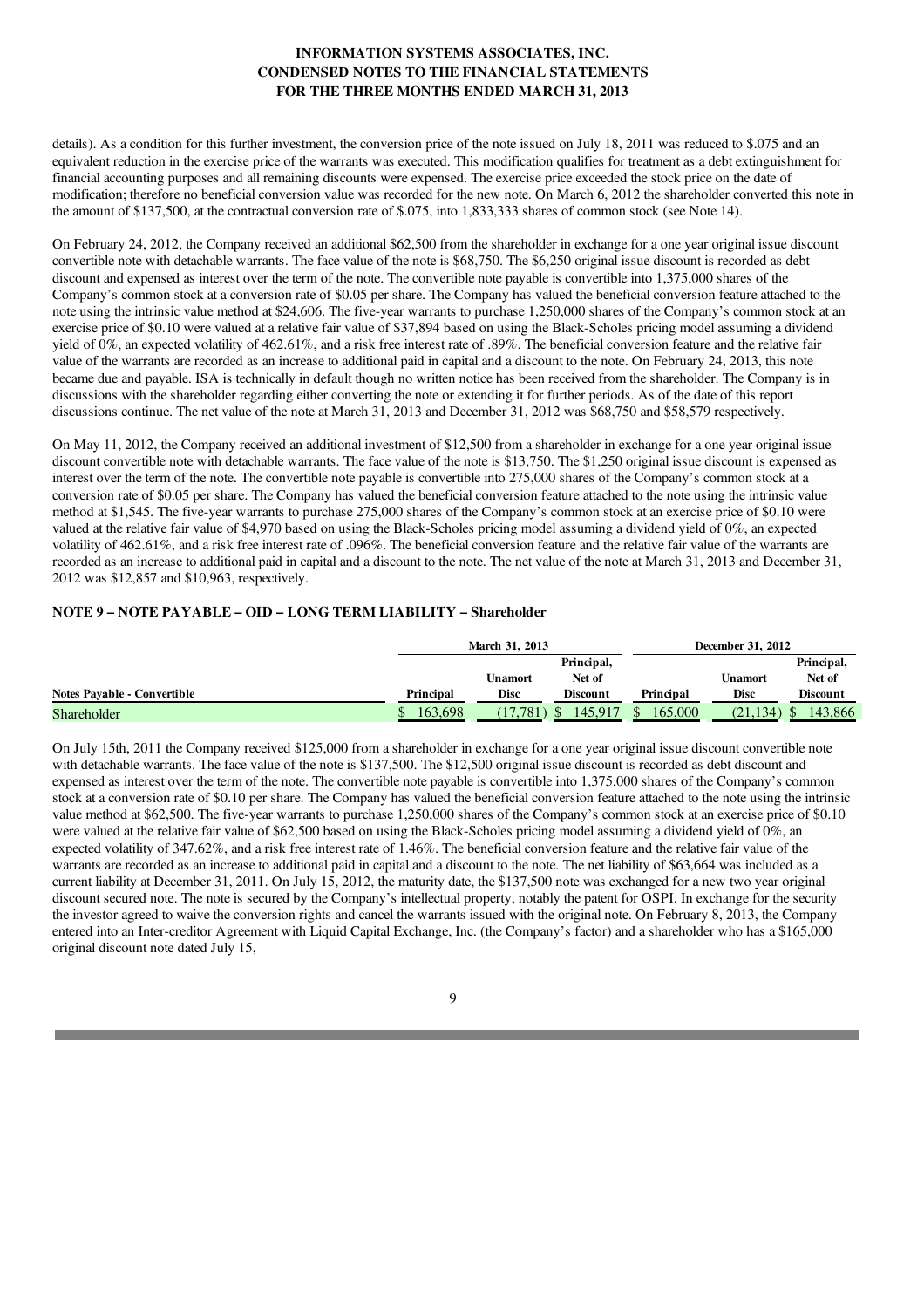details). As a condition for this further investment, the conversion price of the note issued on July 18, 2011 was reduced to $.075 and an equivalent reduction in the exercise price of the warrants was executed. This modification qualifies for treatment as a debt extinguishment for financial accounting purposes and all remaining discounts were expensed. The exercise price exceeded the stock price on the date of modification; therefore no beneficial conversion value was recorded for the new note. On March 6, 2012 the shareholder converted this note in the amount of $137,500, at the contractual conversion rate of $.075, into 1,833,333 shares of common stock (see Note 14).

On February 24, 2012, the Company received an additional $62,500 from the shareholder in exchange for a one year original issue discount convertible note with detachable warrants. The face value of the note is $68,750. The $6,250 original issue discount is recorded as debt discount and expensed as interest over the term of the note. The convertible note payable is convertible into 1,375,000 shares of the Company's common stock at a conversion rate of $0.05 per share. The Company has valued the beneficial conversion feature attached to the note using the intrinsic value method at $24,606. The five-year warrants to purchase 1,250,000 shares of the Company's common stock at an exercise price of $0.10 were valued at a relative fair value of $37,894 based on using the Black-Scholes pricing model assuming a dividend yield of 0%, an expected volatility of 462.61%, and a risk free interest rate of .89%. The beneficial conversion feature and the relative fair value of the warrants are recorded as an increase to additional paid in capital and a discount to the note. On February 24, 2013, this note became due and payable. ISA is technically in default though no written notice has been received from the shareholder. The Company is in discussions with the shareholder regarding either converting the note or extending it for further periods. As of the date of this report discussions continue. The net value of the note at March 31, 2013 and December 31, 2012 was $68,750 and $58,579 respectively.

On May 11, 2012, the Company received an additional investment of $12,500 from a shareholder in exchange for a one year original issue discount convertible note with detachable warrants. The face value of the note is $13,750. The $1,250 original issue discount is expensed as interest over the term of the note. The convertible note payable is convertible into 275,000 shares of the Company's common stock at a conversion rate of $0.05 per share. The Company has valued the beneficial conversion feature attached to the note using the intrinsic value method at $1,545. The five-year warrants to purchase 275,000 shares of the Company's common stock at an exercise price of $0.10 were valued at the relative fair value of $4,970 based on using the Black-Scholes pricing model assuming a dividend yield of 0%, an expected volatility of 462.61%, and a risk free interest rate of .096%. The beneficial conversion feature and the relative fair value of the warrants are recorded as an increase to additional paid in capital and a discount to the note. The net value of the note at March 31, 2013 and December 31, 2012 was $12,857 and $10,963, respectively.

## NOTE 9 – NOTE PAYABLE – OID – LONG TERM LIABILITY – Shareholder

| | March 31, 2013 | | | December 31, 2012 | | |
|---|---|---|---|---|---|---|
| **Notes Payable - Convertible** | **Principal** | **Unamort Disc** | **Principal, Net of Discount** | **Principal** | **Unamort Disc** | **Principal, Net of Discount** |
| Shareholder | $ 163,698 | (17,781) | $ 145,917 | $ 165,000 | (21,134) | $ 143,866 |

On July 15th, 2011 the Company received $125,000 from a shareholder in exchange for a one year original issue discount convertible note with detachable warrants. The face value of the note is $137,500. The $12,500 original issue discount is recorded as debt discount and expensed as interest over the term of the note. The convertible note payable is convertible into 1,375,000 shares of the Company's common stock at a conversion rate of $0.10 per share. The Company has valued the beneficial conversion feature attached to the note using the intrinsic value method at $62,500. The five-year warrants to purchase 1,250,000 shares of the Company's common stock at an exercise price of $0.10 were valued at the relative fair value of $62,500 based on using the Black-Scholes pricing model assuming a dividend yield of 0%, an expected volatility of 347.62%, and a risk free interest rate of 1.46%. The beneficial conversion feature and the relative fair value of the warrants are recorded as an increase to additional paid in capital and a discount to the note. The net liability of $63,664 was included as a current liability at December 31, 2011. On July 15, 2012, the maturity date, the $137,500 note was exchanged for a new two year original discount secured note. The note is secured by the Company's intellectual property, notably the patent for OSPI. In exchange for the security the investor agreed to waive the conversion rights and cancel the warrants issued with the original note. On February 8, 2013, the Company entered into an Inter-creditor Agreement with Liquid Capital Exchange, Inc. (the Company's factor) and a shareholder who has a $165,000 original discount note dated July 15,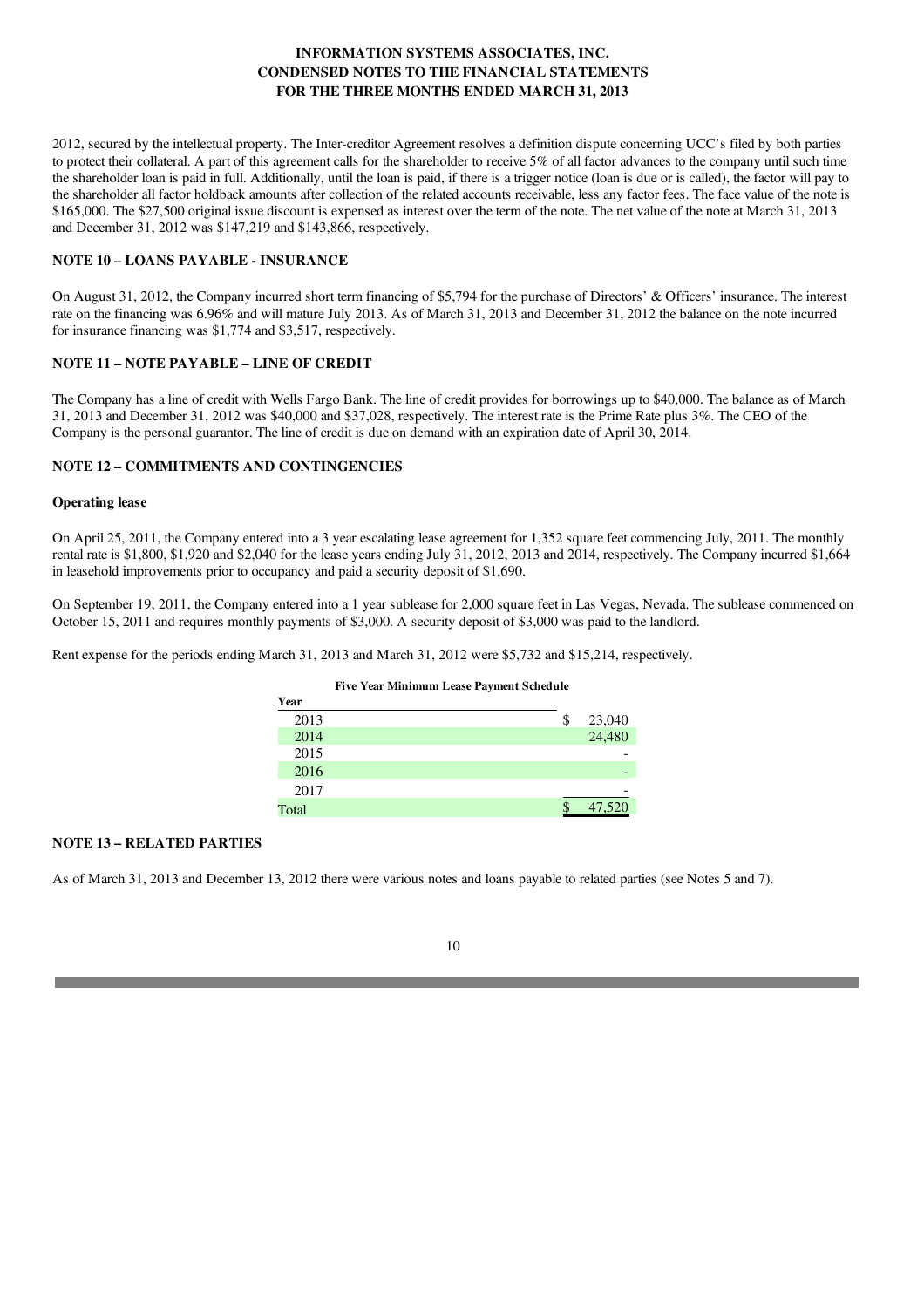2012, secured by the intellectual property. The Inter-creditor Agreement resolves a definition dispute concerning UCC's filed by both parties to protect their collateral. A part of this agreement calls for the shareholder to receive 5% of all factor advances to the company until such time the shareholder loan is paid in full. Additionally, until the loan is paid, if there is a trigger notice (loan is due or is called), the factor will pay to the shareholder all factor holdback amounts after collection of the related accounts receivable, less any factor fees. The face value of the note is $165,000. The $27,500 original issue discount is expensed as interest over the term of the note. The net value of the note at March 31, 2013 and December 31, 2012 was $147,219 and $143,866, respectively.

## NOTE 10 – LOANS PAYABLE - INSURANCE

On August 31, 2012, the Company incurred short term financing of $5,794 for the purchase of Directors' & Officers' insurance. The interest rate on the financing was 6.96% and will mature July 2013. As of March 31, 2013 and December 31, 2012 the balance on the note incurred for insurance financing was $1,774 and $3,517, respectively.

## NOTE 11 – NOTE PAYABLE – LINE OF CREDIT

The Company has a line of credit with Wells Fargo Bank. The line of credit provides for borrowings up to $40,000. The balance as of March 31, 2013 and December 31, 2012 was $40,000 and $37,028, respectively. The interest rate is the Prime Rate plus 3%. The CEO of the Company is the personal guarantor. The line of credit is due on demand with an expiration date of April 30, 2014.

## NOTE 12 – COMMITMENTS AND CONTINGENCIES

### Operating lease

On April 25, 2011, the Company entered into a 3 year escalating lease agreement for 1,352 square feet commencing July, 2011. The monthly rental rate is $1,800, $1,920 and $2,040 for the lease years ending July 31, 2012, 2013 and 2014, respectively. The Company incurred $1,664 in leasehold improvements prior to occupancy and paid a security deposit of $1,690.

On September 19, 2011, the Company entered into a 1 year sublease for 2,000 square feet in Las Vegas, Nevada. The sublease commenced on October 15, 2011 and requires monthly payments of $3,000. A security deposit of $3,000 was paid to the landlord.

Rent expense for the periods ending March 31, 2013 and March 31, 2012 were $5,732 and $15,214, respectively.

**Five Year Minimum Lease Payment Schedule**

| Year | |
|---|---|
| 2013 | $ 23,040 |
| 2014 | 24,480 |
| 2015 | - |
| 2016 | - |
| 2017 | - |
| Total | $ 47,520 |

## NOTE 13 – RELATED PARTIES

As of March 31, 2013 and December 13, 2012 there were various notes and loans payable to related parties (see Notes 5 and 7).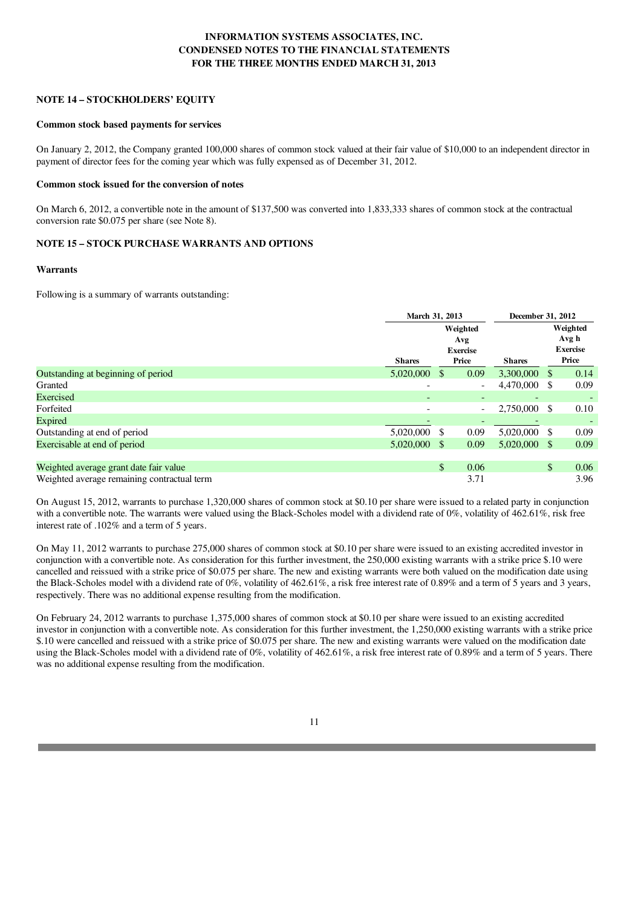**INFORMATION SYSTEMS ASSOCIATES, INC.**
**CONDENSED NOTES TO THE FINANCIAL STATEMENTS**
**FOR THE THREE MONTHS ENDED MARCH 31, 2013**

### NOTE 14 – STOCKHOLDERS' EQUITY

**Common stock based payments for services**

On January 2, 2012, the Company granted 100,000 shares of common stock valued at their fair value of $10,000 to an independent director in payment of director fees for the coming year which was fully expensed as of December 31, 2012.

**Common stock issued for the conversion of notes**

On March 6, 2012, a convertible note in the amount of $137,500 was converted into 1,833,333 shares of common stock at the contractual conversion rate $0.075 per share (see Note 8).

### NOTE 15 – STOCK PURCHASE WARRANTS AND OPTIONS

**Warrants**

Following is a summary of warrants outstanding:

| | March 31, 2013 | | | December 31, 2012 | | |
|---|---|---|---|---|---|---|
| | Shares | | Weighted Avg Exercise Price | Shares | | Weighted Avg h Exercise Price |
| Outstanding at beginning of period | 5,020,000 | $ | 0.09 | 3,300,000 | $ | 0.14 |
| Granted | - | | - | 4,470,000 | $ | 0.09 |
| Exercised | - | | - | - | | - |
| Forfeited | - | | - | 2,750,000 | $ | 0.10 |
| Expired | - | | - | - | | - |
| Outstanding at end of period | 5,020,000 | $ | 0.09 | 5,020,000 | $ | 0.09 |
| Exercisable at end of period | 5,020,000 | $ | 0.09 | 5,020,000 | $ | 0.09 |
| | | | | | | |
| Weighted average grant date fair value | | $ | 0.06 | | $ | 0.06 |
| Weighted average remaining contractual term | | | 3.71 | | | 3.96 |

On August 15, 2012, warrants to purchase 1,320,000 shares of common stock at $0.10 per share were issued to a related party in conjunction with a convertible note. The warrants were valued using the Black-Scholes model with a dividend rate of 0%, volatility of 462.61%, risk free interest rate of .102% and a term of 5 years.

On May 11, 2012 warrants to purchase 275,000 shares of common stock at $0.10 per share were issued to an existing accredited investor in conjunction with a convertible note. As consideration for this further investment, the 250,000 existing warrants with a strike price $.10 were cancelled and reissued with a strike price of $0.075 per share. The new and existing warrants were both valued on the modification date using the Black-Scholes model with a dividend rate of 0%, volatility of 462.61%, a risk free interest rate of 0.89% and a term of 5 years and 3 years, respectively. There was no additional expense resulting from the modification.

On February 24, 2012 warrants to purchase 1,375,000 shares of common stock at $0.10 per share were issued to an existing accredited investor in conjunction with a convertible note. As consideration for this further investment, the 1,250,000 existing warrants with a strike price $.10 were cancelled and reissued with a strike price of $0.075 per share. The new and existing warrants were valued on the modification date using the Black-Scholes model with a dividend rate of 0%, volatility of 462.61%, a risk free interest rate of 0.89% and a term of 5 years. There was no additional expense resulting from the modification.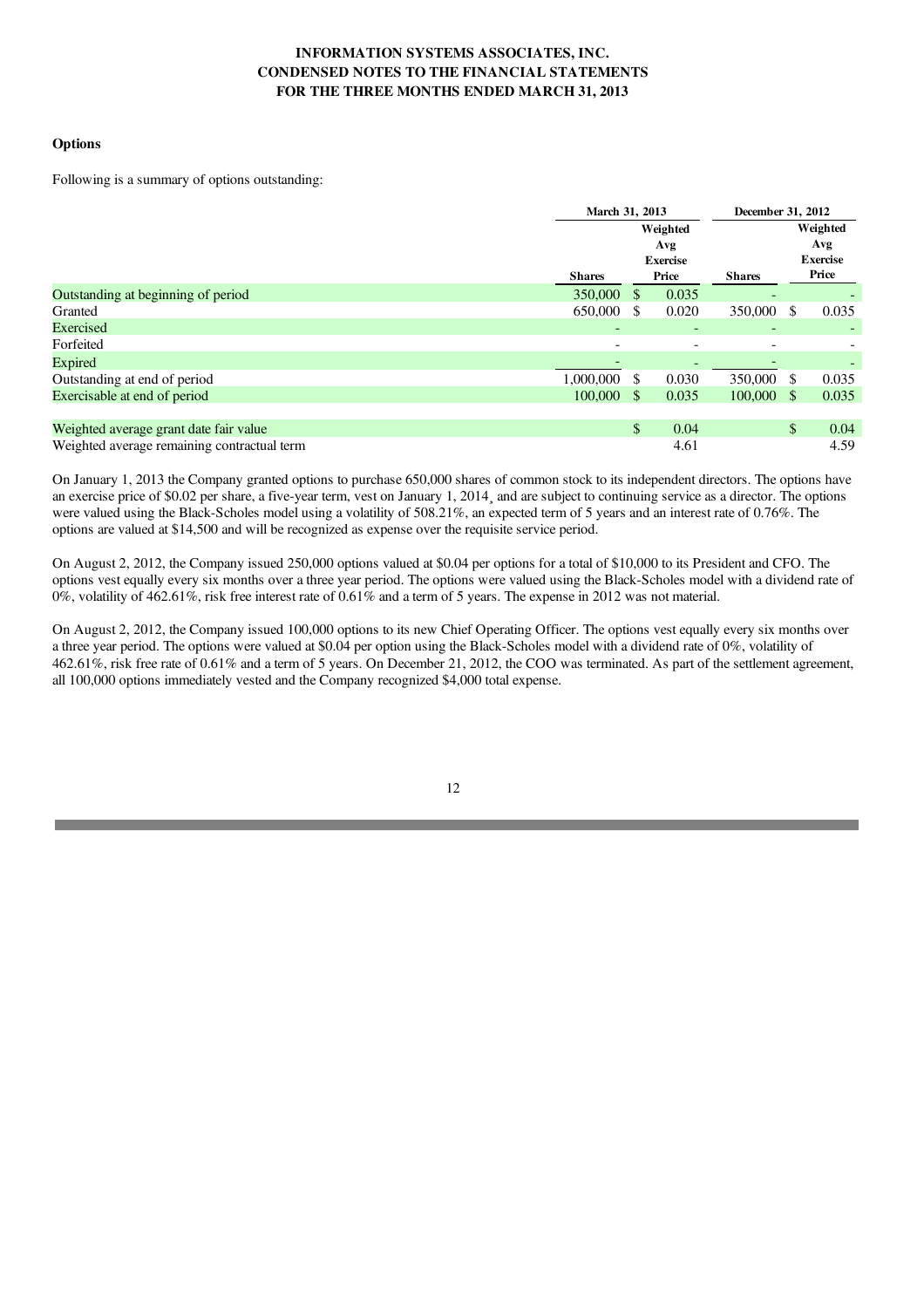**Options**

Following is a summary of options outstanding:

| | March 31, 2013 | | December 31, 2012 | |
|---|---|---|---|---|
| | Shares | Weighted Avg Exercise Price | Shares | Weighted Avg Exercise Price |
| Outstanding at beginning of period | 350,000 | $ 0.035 | - | - |
| Granted | 650,000 | $ 0.020 | 350,000 | $ 0.035 |
| Exercised | - | - | - | - |
| Forfeited | - | - | - | - |
| Expired | - | - | - | - |
| Outstanding at end of period | 1,000,000 | $ 0.030 | 350,000 | $ 0.035 |
| Exercisable at end of period | 100,000 | $ 0.035 | 100,000 | $ 0.035 |
| | | | | |
| Weighted average grant date fair value | | $ 0.04 | | $ 0.04 |
| Weighted average remaining contractual term | | 4.61 | | 4.59 |

On January 1, 2013 the Company granted options to purchase 650,000 shares of common stock to its independent directors. The options have an exercise price of $0.02 per share, a five-year term, vest on January 1, 2014¸ and are subject to continuing service as a director. The options were valued using the Black-Scholes model using a volatility of 508.21%, an expected term of 5 years and an interest rate of 0.76%. The options are valued at $14,500 and will be recognized as expense over the requisite service period.

On August 2, 2012, the Company issued 250,000 options valued at $0.04 per options for a total of $10,000 to its President and CFO. The options vest equally every six months over a three year period. The options were valued using the Black-Scholes model with a dividend rate of 0%, volatility of 462.61%, risk free interest rate of 0.61% and a term of 5 years. The expense in 2012 was not material.

On August 2, 2012, the Company issued 100,000 options to its new Chief Operating Officer. The options vest equally every six months over a three year period. The options were valued at $0.04 per option using the Black-Scholes model with a dividend rate of 0%, volatility of 462.61%, risk free rate of 0.61% and a term of 5 years. On December 21, 2012, the COO was terminated. As part of the settlement agreement, all 100,000 options immediately vested and the Company recognized $4,000 total expense.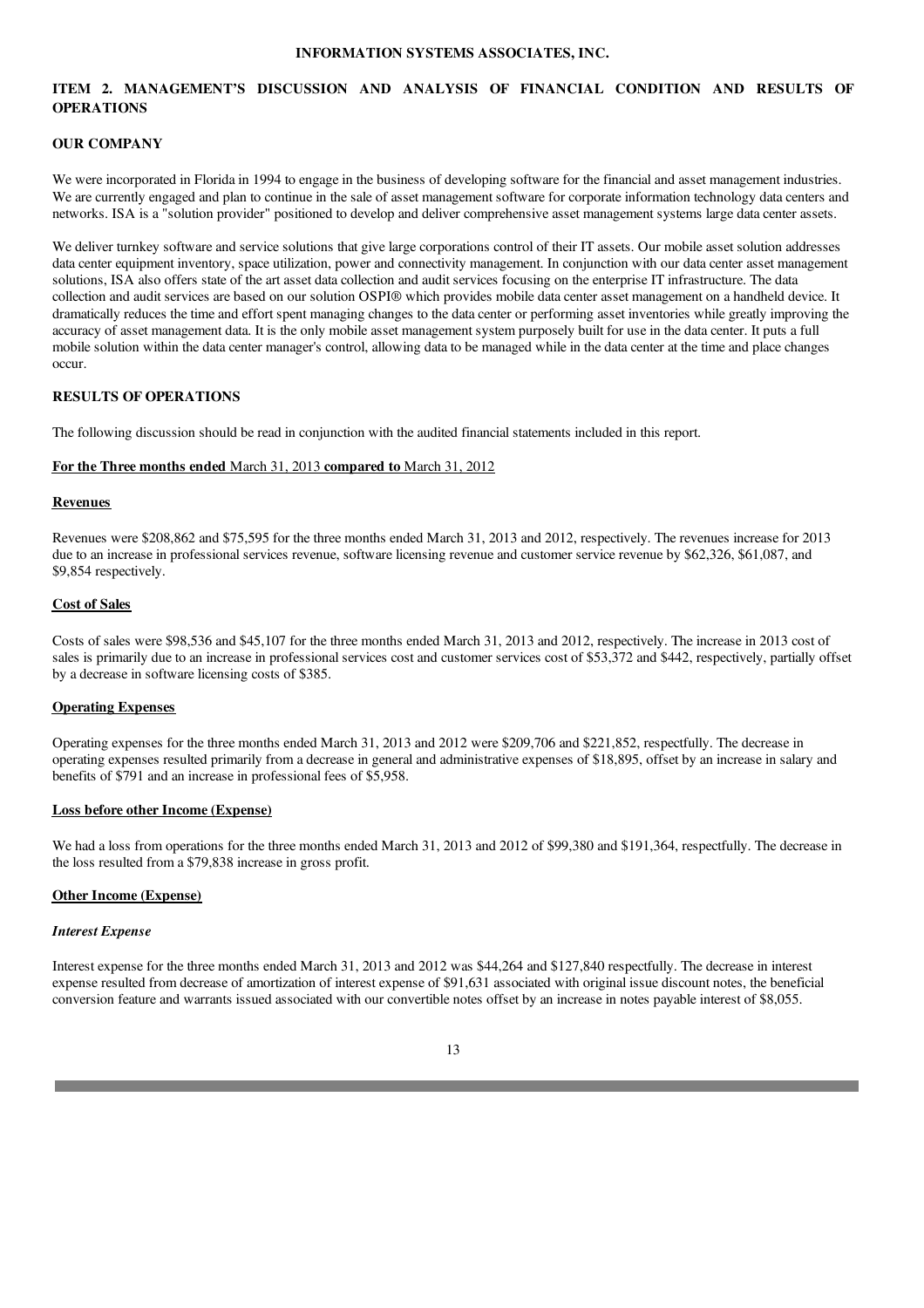## ITEM 2. MANAGEMENT'S DISCUSSION AND ANALYSIS OF FINANCIAL CONDITION AND RESULTS OF OPERATIONS

### OUR COMPANY

We were incorporated in Florida in 1994 to engage in the business of developing software for the financial and asset management industries. We are currently engaged and plan to continue in the sale of asset management software for corporate information technology data centers and networks. ISA is a "solution provider" positioned to develop and deliver comprehensive asset management systems large data center assets.

We deliver turnkey software and service solutions that give large corporations control of their IT assets. Our mobile asset solution addresses data center equipment inventory, space utilization, power and connectivity management. In conjunction with our data center asset management solutions, ISA also offers state of the art asset data collection and audit services focusing on the enterprise IT infrastructure. The data collection and audit services are based on our solution OSPI® which provides mobile data center asset management on a handheld device. It dramatically reduces the time and effort spent managing changes to the data center or performing asset inventories while greatly improving the accuracy of asset management data. It is the only mobile asset management system purposely built for use in the data center. It puts a full mobile solution within the data center manager's control, allowing data to be managed while in the data center at the time and place changes occur.

### RESULTS OF OPERATIONS

The following discussion should be read in conjunction with the audited financial statements included in this report.

**For the Three months ended** March 31, 2013 **compared to** March 31, 2012

**Revenues**

Revenues were $208,862 and $75,595 for the three months ended March 31, 2013 and 2012, respectively. The revenues increase for 2013 due to an increase in professional services revenue, software licensing revenue and customer service revenue by $62,326, $61,087, and $9,854 respectively.

**Cost of Sales**

Costs of sales were $98,536 and $45,107 for the three months ended March 31, 2013 and 2012, respectively. The increase in 2013 cost of sales is primarily due to an increase in professional services cost and customer services cost of $53,372 and $442, respectively, partially offset by a decrease in software licensing costs of $385.

**Operating Expenses**

Operating expenses for the three months ended March 31, 2013 and 2012 were $209,706 and $221,852, respectfully. The decrease in operating expenses resulted primarily from a decrease in general and administrative expenses of $18,895, offset by an increase in salary and benefits of $791 and an increase in professional fees of $5,958.

**Loss before other Income (Expense)**

We had a loss from operations for the three months ended March 31, 2013 and 2012 of $99,380 and $191,364, respectfully. The decrease in the loss resulted from a $79,838 increase in gross profit.

**Other Income (Expense)**

*Interest Expense*

Interest expense for the three months ended March 31, 2013 and 2012 was $44,264 and $127,840 respectfully. The decrease in interest expense resulted from decrease of amortization of interest expense of $91,631 associated with original issue discount notes, the beneficial conversion feature and warrants issued associated with our convertible notes offset by an increase in notes payable interest of $8,055.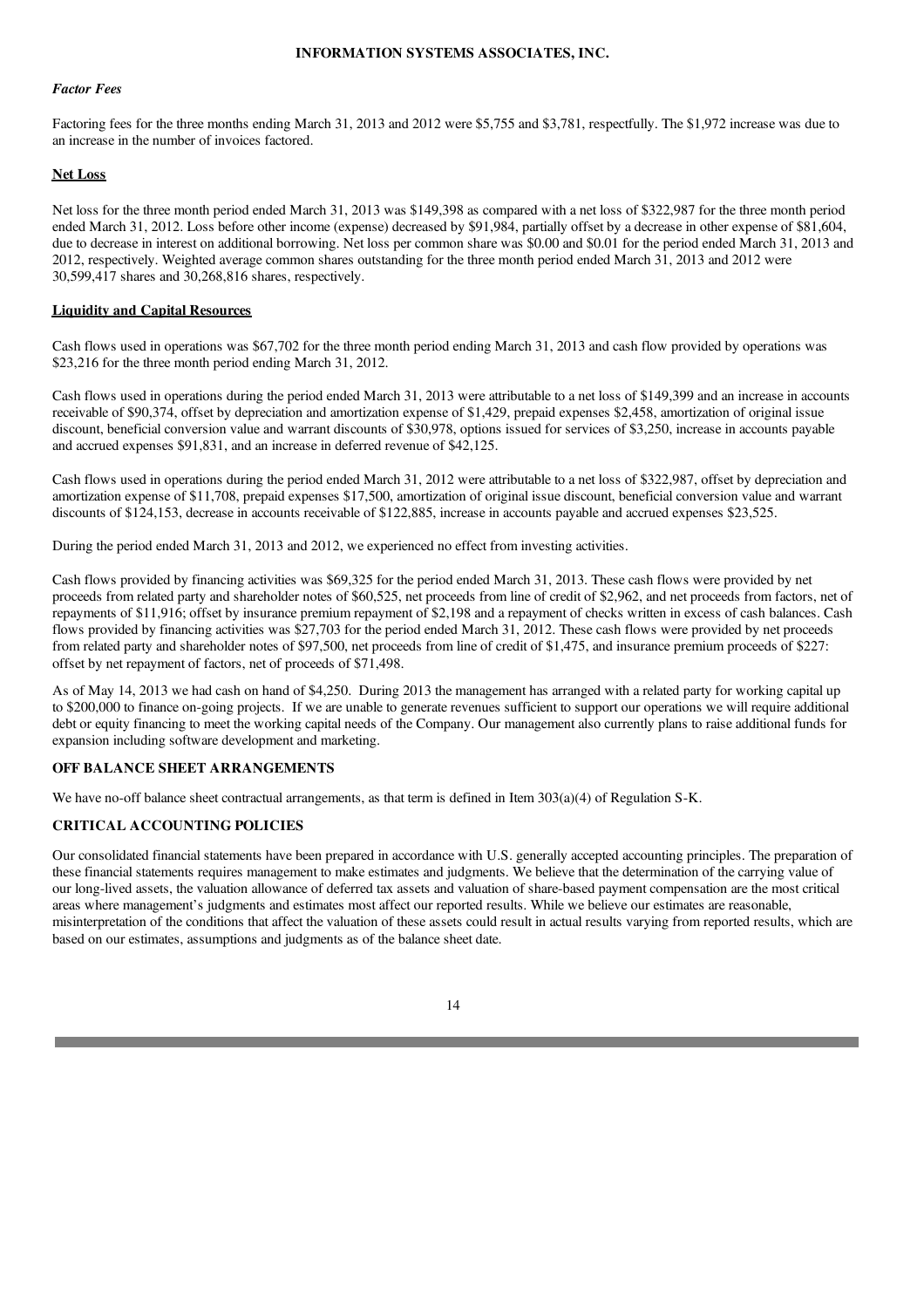*Factor Fees*

Factoring fees for the three months ending March 31, 2013 and 2012 were $5,755 and $3,781, respectfully. The $1,972 increase was due to an increase in the number of invoices factored.

**Net Loss**

Net loss for the three month period ended March 31, 2013 was $149,398 as compared with a net loss of $322,987 for the three month period ended March 31, 2012. Loss before other income (expense) decreased by $91,984, partially offset by a decrease in other expense of $81,604, due to decrease in interest on additional borrowing. Net loss per common share was $0.00 and $0.01 for the period ended March 31, 2013 and 2012, respectively. Weighted average common shares outstanding for the three month period ended March 31, 2013 and 2012 were 30,599,417 shares and 30,268,816 shares, respectively.

**Liquidity and Capital Resources**

Cash flows used in operations was $67,702 for the three month period ending March 31, 2013 and cash flow provided by operations was $23,216 for the three month period ending March 31, 2012.

Cash flows used in operations during the period ended March 31, 2013 were attributable to a net loss of $149,399 and an increase in accounts receivable of $90,374, offset by depreciation and amortization expense of $1,429, prepaid expenses $2,458, amortization of original issue discount, beneficial conversion value and warrant discounts of $30,978, options issued for services of $3,250, increase in accounts payable and accrued expenses $91,831, and an increase in deferred revenue of $42,125.

Cash flows used in operations during the period ended March 31, 2012 were attributable to a net loss of $322,987, offset by depreciation and amortization expense of $11,708, prepaid expenses $17,500, amortization of original issue discount, beneficial conversion value and warrant discounts of $124,153, decrease in accounts receivable of $122,885, increase in accounts payable and accrued expenses $23,525.

During the period ended March 31, 2013 and 2012, we experienced no effect from investing activities.

Cash flows provided by financing activities was $69,325 for the period ended March 31, 2013. These cash flows were provided by net proceeds from related party and shareholder notes of $60,525, net proceeds from line of credit of $2,962, and net proceeds from factors, net of repayments of $11,916; offset by insurance premium repayment of $2,198 and a repayment of checks written in excess of cash balances. Cash flows provided by financing activities was $27,703 for the period ended March 31, 2012. These cash flows were provided by net proceeds from related party and shareholder notes of $97,500, net proceeds from line of credit of $1,475, and insurance premium proceeds of $227: offset by net repayment of factors, net of proceeds of $71,498.

As of May 14, 2013 we had cash on hand of $4,250. During 2013 the management has arranged with a related party for working capital up to $200,000 to finance on-going projects. If we are unable to generate revenues sufficient to support our operations we will require additional debt or equity financing to meet the working capital needs of the Company. Our management also currently plans to raise additional funds for expansion including software development and marketing.

**OFF BALANCE SHEET ARRANGEMENTS**

We have no-off balance sheet contractual arrangements, as that term is defined in Item 303(a)(4) of Regulation S-K.

**CRITICAL ACCOUNTING POLICIES**

Our consolidated financial statements have been prepared in accordance with U.S. generally accepted accounting principles. The preparation of these financial statements requires management to make estimates and judgments. We believe that the determination of the carrying value of our long-lived assets, the valuation allowance of deferred tax assets and valuation of share-based payment compensation are the most critical areas where management's judgments and estimates most affect our reported results. While we believe our estimates are reasonable, misinterpretation of the conditions that affect the valuation of these assets could result in actual results varying from reported results, which are based on our estimates, assumptions and judgments as of the balance sheet date.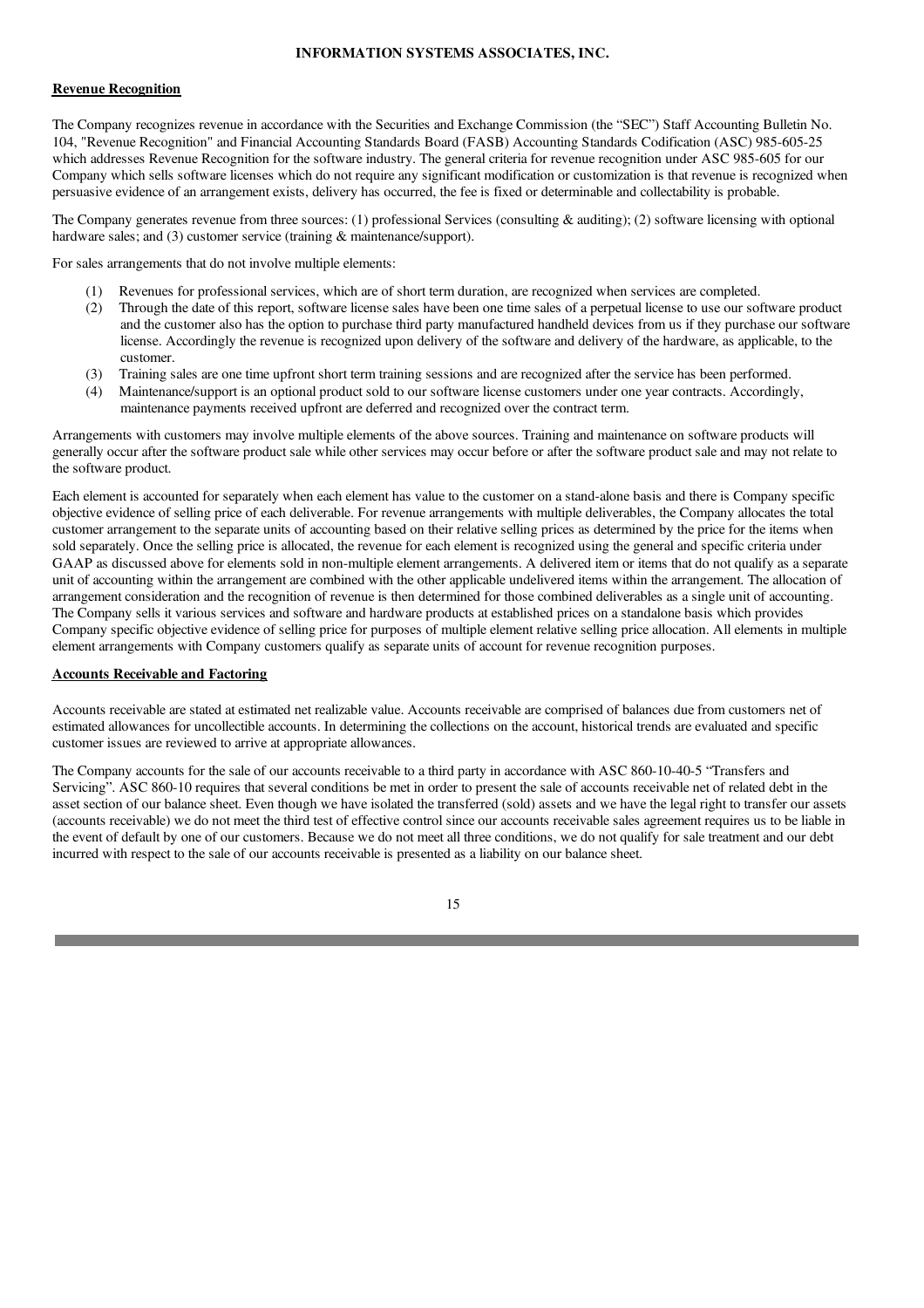**Revenue Recognition**

The Company recognizes revenue in accordance with the Securities and Exchange Commission (the "SEC") Staff Accounting Bulletin No. 104, "Revenue Recognition" and Financial Accounting Standards Board (FASB) Accounting Standards Codification (ASC) 985-605-25 which addresses Revenue Recognition for the software industry. The general criteria for revenue recognition under ASC 985-605 for our Company which sells software licenses which do not require any significant modification or customization is that revenue is recognized when persuasive evidence of an arrangement exists, delivery has occurred, the fee is fixed or determinable and collectability is probable.

The Company generates revenue from three sources: (1) professional Services (consulting & auditing); (2) software licensing with optional hardware sales; and (3) customer service (training & maintenance/support).

For sales arrangements that do not involve multiple elements:

(1) Revenues for professional services, which are of short term duration, are recognized when services are completed.

(2) Through the date of this report, software license sales have been one time sales of a perpetual license to use our software product and the customer also has the option to purchase third party manufactured handheld devices from us if they purchase our software license. Accordingly the revenue is recognized upon delivery of the software and delivery of the hardware, as applicable, to the customer.

(3) Training sales are one time upfront short term training sessions and are recognized after the service has been performed.

(4) Maintenance/support is an optional product sold to our software license customers under one year contracts. Accordingly, maintenance payments received upfront are deferred and recognized over the contract term.

Arrangements with customers may involve multiple elements of the above sources. Training and maintenance on software products will generally occur after the software product sale while other services may occur before or after the software product sale and may not relate to the software product.

Each element is accounted for separately when each element has value to the customer on a stand-alone basis and there is Company specific objective evidence of selling price of each deliverable. For revenue arrangements with multiple deliverables, the Company allocates the total customer arrangement to the separate units of accounting based on their relative selling prices as determined by the price for the items when sold separately. Once the selling price is allocated, the revenue for each element is recognized using the general and specific criteria under GAAP as discussed above for elements sold in non-multiple element arrangements. A delivered item or items that do not qualify as a separate unit of accounting within the arrangement are combined with the other applicable undelivered items within the arrangement. The allocation of arrangement consideration and the recognition of revenue is then determined for those combined deliverables as a single unit of accounting. The Company sells it various services and software and hardware products at established prices on a standalone basis which provides Company specific objective evidence of selling price for purposes of multiple element relative selling price allocation. All elements in multiple element arrangements with Company customers qualify as separate units of account for revenue recognition purposes.

**Accounts Receivable and Factoring**

Accounts receivable are stated at estimated net realizable value. Accounts receivable are comprised of balances due from customers net of estimated allowances for uncollectible accounts. In determining the collections on the account, historical trends are evaluated and specific customer issues are reviewed to arrive at appropriate allowances.

The Company accounts for the sale of our accounts receivable to a third party in accordance with ASC 860-10-40-5 "Transfers and Servicing". ASC 860-10 requires that several conditions be met in order to present the sale of accounts receivable net of related debt in the asset section of our balance sheet. Even though we have isolated the transferred (sold) assets and we have the legal right to transfer our assets (accounts receivable) we do not meet the third test of effective control since our accounts receivable sales agreement requires us to be liable in the event of default by one of our customers. Because we do not meet all three conditions, we do not qualify for sale treatment and our debt incurred with respect to the sale of our accounts receivable is presented as a liability on our balance sheet.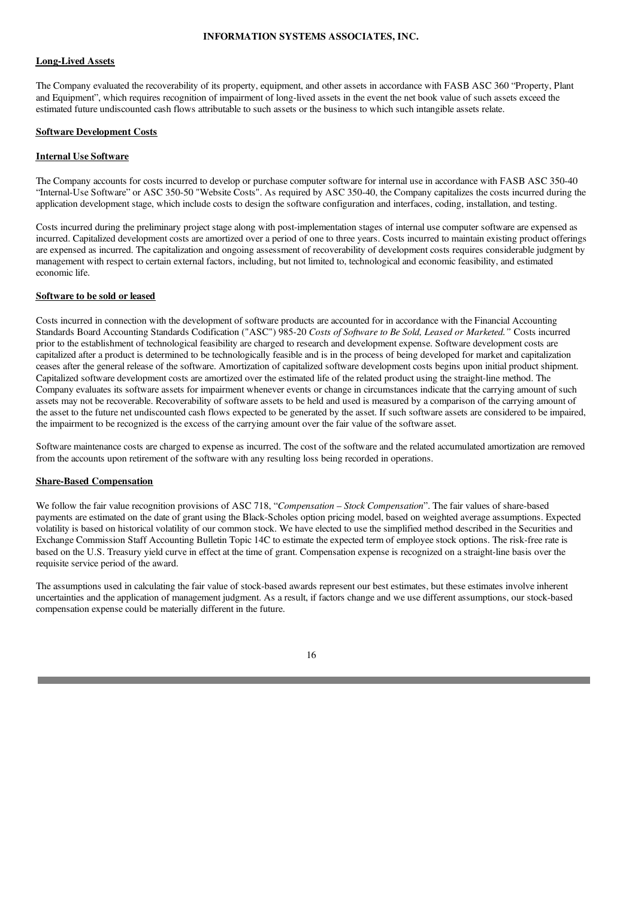## Long-Lived Assets

The Company evaluated the recoverability of its property, equipment, and other assets in accordance with FASB ASC 360 "Property, Plant and Equipment", which requires recognition of impairment of long-lived assets in the event the net book value of such assets exceed the estimated future undiscounted cash flows attributable to such assets or the business to which such intangible assets relate.

## Software Development Costs

### Internal Use Software

The Company accounts for costs incurred to develop or purchase computer software for internal use in accordance with FASB ASC 350-40 "Internal-Use Software" or ASC 350-50 "Website Costs". As required by ASC 350-40, the Company capitalizes the costs incurred during the application development stage, which include costs to design the software configuration and interfaces, coding, installation, and testing.

Costs incurred during the preliminary project stage along with post-implementation stages of internal use computer software are expensed as incurred. Capitalized development costs are amortized over a period of one to three years. Costs incurred to maintain existing product offerings are expensed as incurred. The capitalization and ongoing assessment of recoverability of development costs requires considerable judgment by management with respect to certain external factors, including, but not limited to, technological and economic feasibility, and estimated economic life.

### Software to be sold or leased

Costs incurred in connection with the development of software products are accounted for in accordance with the Financial Accounting Standards Board Accounting Standards Codification ("ASC") 985-20 *Costs of Software to Be Sold, Leased or Marketed."* Costs incurred prior to the establishment of technological feasibility are charged to research and development expense. Software development costs are capitalized after a product is determined to be technologically feasible and is in the process of being developed for market and capitalization ceases after the general release of the software. Amortization of capitalized software development costs begins upon initial product shipment. Capitalized software development costs are amortized over the estimated life of the related product using the straight-line method. The Company evaluates its software assets for impairment whenever events or change in circumstances indicate that the carrying amount of such assets may not be recoverable. Recoverability of software assets to be held and used is measured by a comparison of the carrying amount of the asset to the future net undiscounted cash flows expected to be generated by the asset. If such software assets are considered to be impaired, the impairment to be recognized is the excess of the carrying amount over the fair value of the software asset.

Software maintenance costs are charged to expense as incurred. The cost of the software and the related accumulated amortization are removed from the accounts upon retirement of the software with any resulting loss being recorded in operations.

## Share-Based Compensation

We follow the fair value recognition provisions of ASC 718, "*Compensation – Stock Compensation*". The fair values of share-based payments are estimated on the date of grant using the Black-Scholes option pricing model, based on weighted average assumptions. Expected volatility is based on historical volatility of our common stock. We have elected to use the simplified method described in the Securities and Exchange Commission Staff Accounting Bulletin Topic 14C to estimate the expected term of employee stock options. The risk-free rate is based on the U.S. Treasury yield curve in effect at the time of grant. Compensation expense is recognized on a straight-line basis over the requisite service period of the award.

The assumptions used in calculating the fair value of stock-based awards represent our best estimates, but these estimates involve inherent uncertainties and the application of management judgment. As a result, if factors change and we use different assumptions, our stock-based compensation expense could be materially different in the future.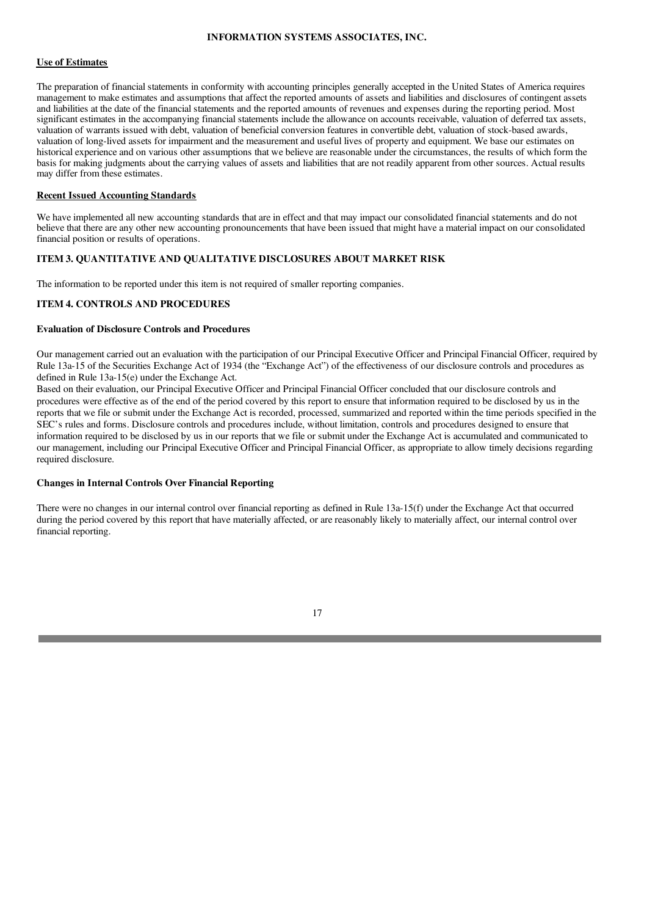### Use of Estimates

The preparation of financial statements in conformity with accounting principles generally accepted in the United States of America requires management to make estimates and assumptions that affect the reported amounts of assets and liabilities and disclosures of contingent assets and liabilities at the date of the financial statements and the reported amounts of revenues and expenses during the reporting period. Most significant estimates in the accompanying financial statements include the allowance on accounts receivable, valuation of deferred tax assets, valuation of warrants issued with debt, valuation of beneficial conversion features in convertible debt, valuation of stock-based awards, valuation of long-lived assets for impairment and the measurement and useful lives of property and equipment. We base our estimates on historical experience and on various other assumptions that we believe are reasonable under the circumstances, the results of which form the basis for making judgments about the carrying values of assets and liabilities that are not readily apparent from other sources. Actual results may differ from these estimates.

### Recent Issued Accounting Standards

We have implemented all new accounting standards that are in effect and that may impact our consolidated financial statements and do not believe that there are any other new accounting pronouncements that have been issued that might have a material impact on our consolidated financial position or results of operations.

## ITEM 3. QUANTITATIVE AND QUALITATIVE DISCLOSURES ABOUT MARKET RISK

The information to be reported under this item is not required of smaller reporting companies.

## ITEM 4. CONTROLS AND PROCEDURES

### Evaluation of Disclosure Controls and Procedures

Our management carried out an evaluation with the participation of our Principal Executive Officer and Principal Financial Officer, required by Rule 13a-15 of the Securities Exchange Act of 1934 (the "Exchange Act") of the effectiveness of our disclosure controls and procedures as defined in Rule 13a-15(e) under the Exchange Act.

Based on their evaluation, our Principal Executive Officer and Principal Financial Officer concluded that our disclosure controls and procedures were effective as of the end of the period covered by this report to ensure that information required to be disclosed by us in the reports that we file or submit under the Exchange Act is recorded, processed, summarized and reported within the time periods specified in the SEC's rules and forms. Disclosure controls and procedures include, without limitation, controls and procedures designed to ensure that information required to be disclosed by us in our reports that we file or submit under the Exchange Act is accumulated and communicated to our management, including our Principal Executive Officer and Principal Financial Officer, as appropriate to allow timely decisions regarding required disclosure.

### Changes in Internal Controls Over Financial Reporting

There were no changes in our internal control over financial reporting as defined in Rule 13a-15(f) under the Exchange Act that occurred during the period covered by this report that have materially affected, or are reasonably likely to materially affect, our internal control over financial reporting.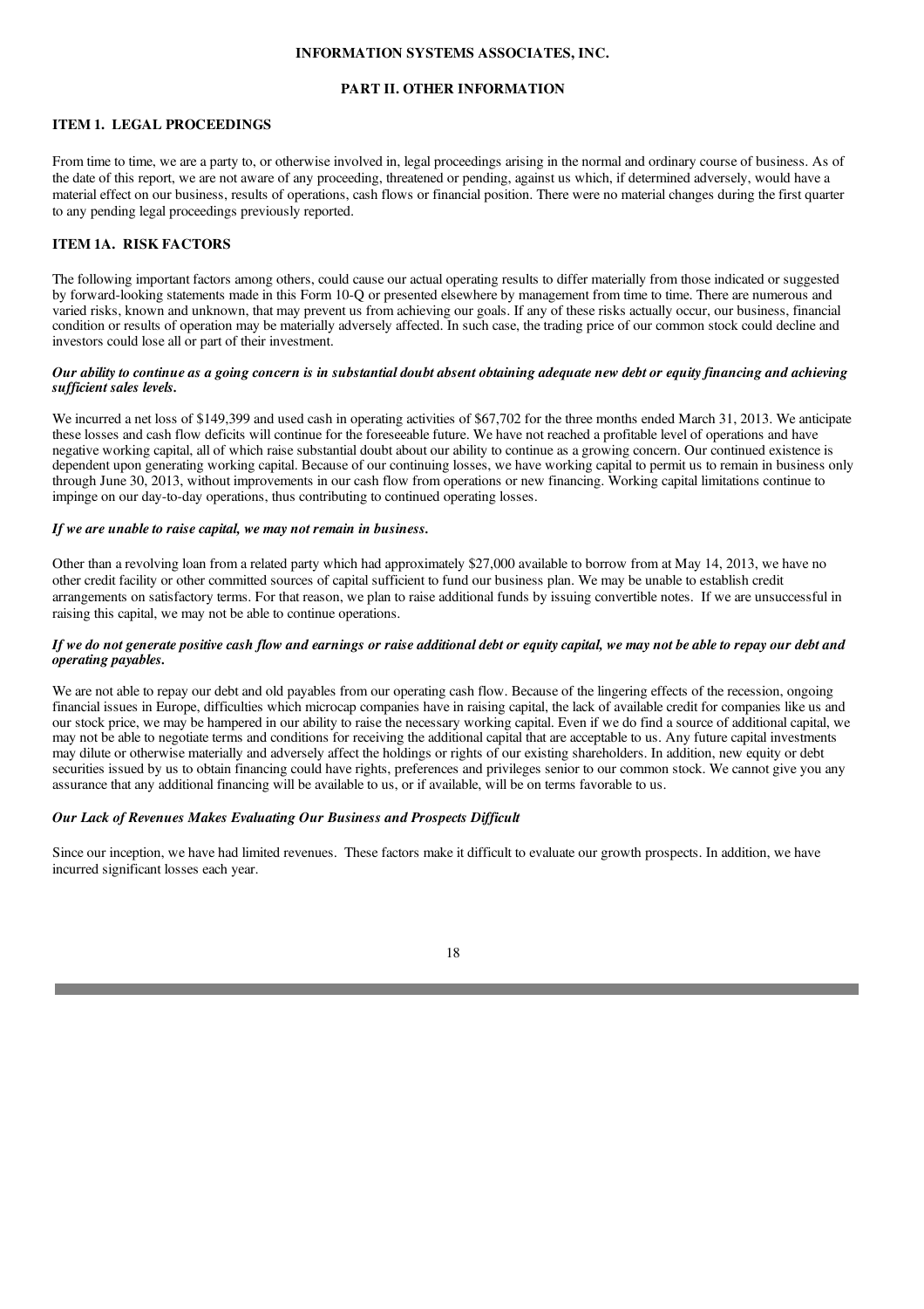**INFORMATION SYSTEMS ASSOCIATES, INC.**

**PART II. OTHER INFORMATION**

**ITEM 1. LEGAL PROCEEDINGS**

From time to time, we are a party to, or otherwise involved in, legal proceedings arising in the normal and ordinary course of business. As of the date of this report, we are not aware of any proceeding, threatened or pending, against us which, if determined adversely, would have a material effect on our business, results of operations, cash flows or financial position. There were no material changes during the first quarter to any pending legal proceedings previously reported.

**ITEM 1A. RISK FACTORS**

The following important factors among others, could cause our actual operating results to differ materially from those indicated or suggested by forward-looking statements made in this Form 10-Q or presented elsewhere by management from time to time. There are numerous and varied risks, known and unknown, that may prevent us from achieving our goals. If any of these risks actually occur, our business, financial condition or results of operation may be materially adversely affected. In such case, the trading price of our common stock could decline and investors could lose all or part of their investment.

***Our ability to continue as a going concern is in substantial doubt absent obtaining adequate new debt or equity financing and achieving sufficient sales levels.***

We incurred a net loss of $149,399 and used cash in operating activities of $67,702 for the three months ended March 31, 2013. We anticipate these losses and cash flow deficits will continue for the foreseeable future. We have not reached a profitable level of operations and have negative working capital, all of which raise substantial doubt about our ability to continue as a growing concern. Our continued existence is dependent upon generating working capital. Because of our continuing losses, we have working capital to permit us to remain in business only through June 30, 2013, without improvements in our cash flow from operations or new financing. Working capital limitations continue to impinge on our day-to-day operations, thus contributing to continued operating losses.

***If we are unable to raise capital, we may not remain in business.***

Other than a revolving loan from a related party which had approximately $27,000 available to borrow from at May 14, 2013, we have no other credit facility or other committed sources of capital sufficient to fund our business plan. We may be unable to establish credit arrangements on satisfactory terms. For that reason, we plan to raise additional funds by issuing convertible notes. If we are unsuccessful in raising this capital, we may not be able to continue operations.

***If we do not generate positive cash flow and earnings or raise additional debt or equity capital, we may not be able to repay our debt and operating payables.***

We are not able to repay our debt and old payables from our operating cash flow. Because of the lingering effects of the recession, ongoing financial issues in Europe, difficulties which microcap companies have in raising capital, the lack of available credit for companies like us and our stock price, we may be hampered in our ability to raise the necessary working capital. Even if we do find a source of additional capital, we may not be able to negotiate terms and conditions for receiving the additional capital that are acceptable to us. Any future capital investments may dilute or otherwise materially and adversely affect the holdings or rights of our existing shareholders. In addition, new equity or debt securities issued by us to obtain financing could have rights, preferences and privileges senior to our common stock. We cannot give you any assurance that any additional financing will be available to us, or if available, will be on terms favorable to us.

***Our Lack of Revenues Makes Evaluating Our Business and Prospects Difficult***

Since our inception, we have had limited revenues. These factors make it difficult to evaluate our growth prospects. In addition, we have incurred significant losses each year.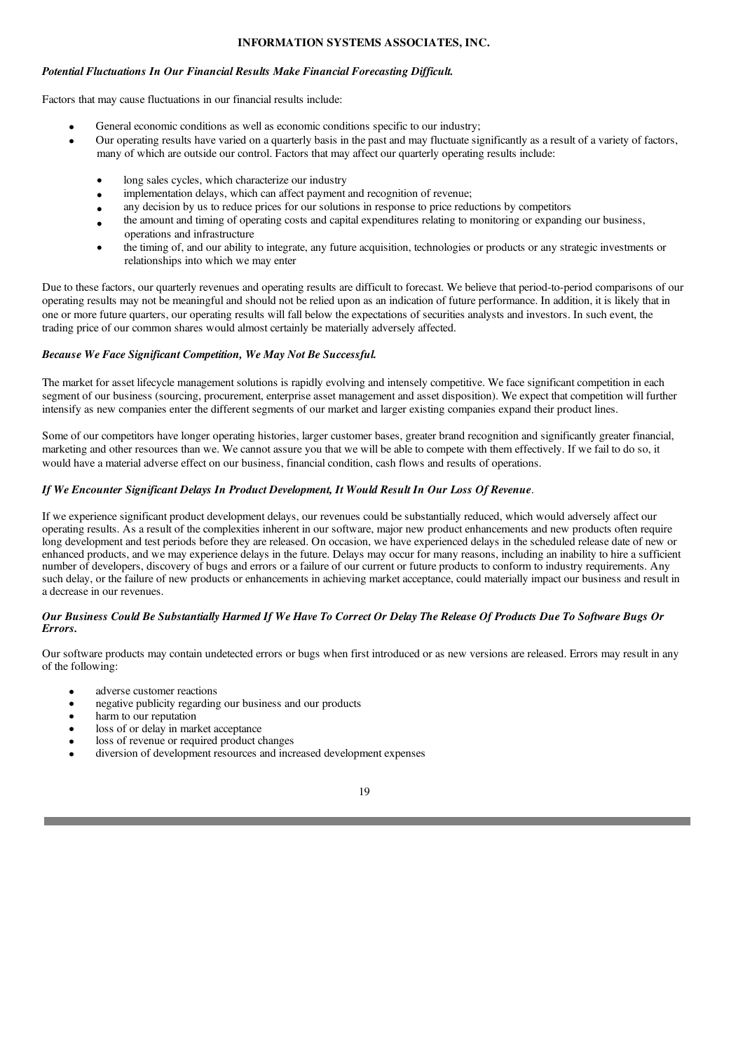*Potential Fluctuations In Our Financial Results Make Financial Forecasting Difficult.*

Factors that may cause fluctuations in our financial results include:

- General economic conditions as well as economic conditions specific to our industry;
- Our operating results have varied on a quarterly basis in the past and may fluctuate significantly as a result of a variety of factors, many of which are outside our control. Factors that may affect our quarterly operating results include:
  - long sales cycles, which characterize our industry
  - implementation delays, which can affect payment and recognition of revenue;
  - any decision by us to reduce prices for our solutions in response to price reductions by competitors
  - the amount and timing of operating costs and capital expenditures relating to monitoring or expanding our business, operations and infrastructure
  - the timing of, and our ability to integrate, any future acquisition, technologies or products or any strategic investments or relationships into which we may enter

Due to these factors, our quarterly revenues and operating results are difficult to forecast. We believe that period-to-period comparisons of our operating results may not be meaningful and should not be relied upon as an indication of future performance. In addition, it is likely that in one or more future quarters, our operating results will fall below the expectations of securities analysts and investors. In such event, the trading price of our common shares would almost certainly be materially adversely affected.

*Because We Face Significant Competition, We May Not Be Successful.*

The market for asset lifecycle management solutions is rapidly evolving and intensely competitive. We face significant competition in each segment of our business (sourcing, procurement, enterprise asset management and asset disposition). We expect that competition will further intensify as new companies enter the different segments of our market and larger existing companies expand their product lines.

Some of our competitors have longer operating histories, larger customer bases, greater brand recognition and significantly greater financial, marketing and other resources than we. We cannot assure you that we will be able to compete with them effectively. If we fail to do so, it would have a material adverse effect on our business, financial condition, cash flows and results of operations.

*If We Encounter Significant Delays In Product Development, It Would Result In Our Loss Of Revenue*.

If we experience significant product development delays, our revenues could be substantially reduced, which would adversely affect our operating results. As a result of the complexities inherent in our software, major new product enhancements and new products often require long development and test periods before they are released. On occasion, we have experienced delays in the scheduled release date of new or enhanced products, and we may experience delays in the future. Delays may occur for many reasons, including an inability to hire a sufficient number of developers, discovery of bugs and errors or a failure of our current or future products to conform to industry requirements. Any such delay, or the failure of new products or enhancements in achieving market acceptance, could materially impact our business and result in a decrease in our revenues.

***Our Business Could Be Substantially Harmed If We Have To Correct Or Delay The Release Of Products Due To Software Bugs Or Errors.***

Our software products may contain undetected errors or bugs when first introduced or as new versions are released. Errors may result in any of the following:

- adverse customer reactions
- negative publicity regarding our business and our products
- harm to our reputation
- loss of or delay in market acceptance
- loss of revenue or required product changes
- diversion of development resources and increased development expenses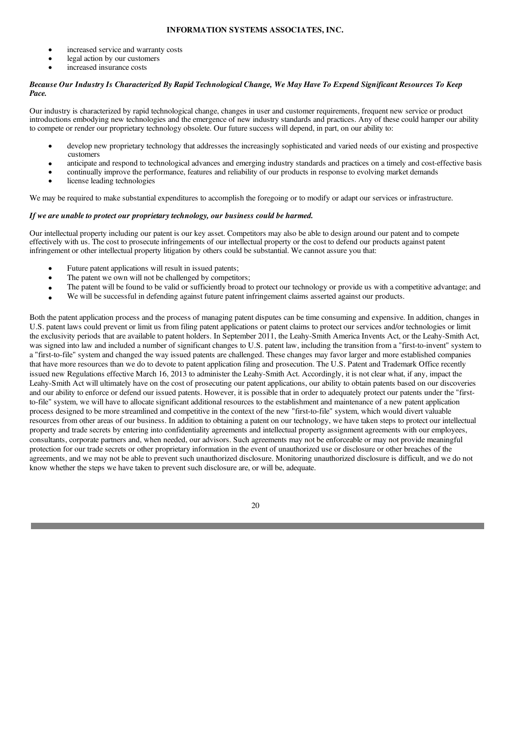- increased service and warranty costs
- legal action by our customers
- increased insurance costs

***Because Our Industry Is Characterized By Rapid Technological Change, We May Have To Expend Significant Resources To Keep Pace.***

Our industry is characterized by rapid technological change, changes in user and customer requirements, frequent new service or product introductions embodying new technologies and the emergence of new industry standards and practices. Any of these could hamper our ability to compete or render our proprietary technology obsolete. Our future success will depend, in part, on our ability to:

- develop new proprietary technology that addresses the increasingly sophisticated and varied needs of our existing and prospective customers
- anticipate and respond to technological advances and emerging industry standards and practices on a timely and cost-effective basis
- continually improve the performance, features and reliability of our products in response to evolving market demands
- license leading technologies

We may be required to make substantial expenditures to accomplish the foregoing or to modify or adapt our services or infrastructure.

***If we are unable to protect our proprietary technology, our business could be harmed.***

Our intellectual property including our patent is our key asset. Competitors may also be able to design around our patent and to compete effectively with us. The cost to prosecute infringements of our intellectual property or the cost to defend our products against patent infringement or other intellectual property litigation by others could be substantial. We cannot assure you that:

- Future patent applications will result in issued patents;
- The patent we own will not be challenged by competitors;
- The patent will be found to be valid or sufficiently broad to protect our technology or provide us with a competitive advantage; and
- We will be successful in defending against future patent infringement claims asserted against our products.

Both the patent application process and the process of managing patent disputes can be time consuming and expensive. In addition, changes in U.S. patent laws could prevent or limit us from filing patent applications or patent claims to protect our services and/or technologies or limit the exclusivity periods that are available to patent holders. In September 2011, the Leahy-Smith America Invents Act, or the Leahy-Smith Act, was signed into law and included a number of significant changes to U.S. patent law, including the transition from a "first-to-invent" system to a "first-to-file" system and changed the way issued patents are challenged. These changes may favor larger and more established companies that have more resources than we do to devote to patent application filing and prosecution. The U.S. Patent and Trademark Office recently issued new Regulations effective March 16, 2013 to administer the Leahy-Smith Act. Accordingly, it is not clear what, if any, impact the Leahy-Smith Act will ultimately have on the cost of prosecuting our patent applications, our ability to obtain patents based on our discoveries and our ability to enforce or defend our issued patents. However, it is possible that in order to adequately protect our patents under the "first-to-file" system, we will have to allocate significant additional resources to the establishment and maintenance of a new patent application process designed to be more streamlined and competitive in the context of the new "first-to-file" system, which would divert valuable resources from other areas of our business. In addition to obtaining a patent on our technology, we have taken steps to protect our intellectual property and trade secrets by entering into confidentiality agreements and intellectual property assignment agreements with our employees, consultants, corporate partners and, when needed, our advisors. Such agreements may not be enforceable or may not provide meaningful protection for our trade secrets or other proprietary information in the event of unauthorized use or disclosure or other breaches of the agreements, and we may not be able to prevent such unauthorized disclosure. Monitoring unauthorized disclosure is difficult, and we do not know whether the steps we have taken to prevent such disclosure are, or will be, adequate.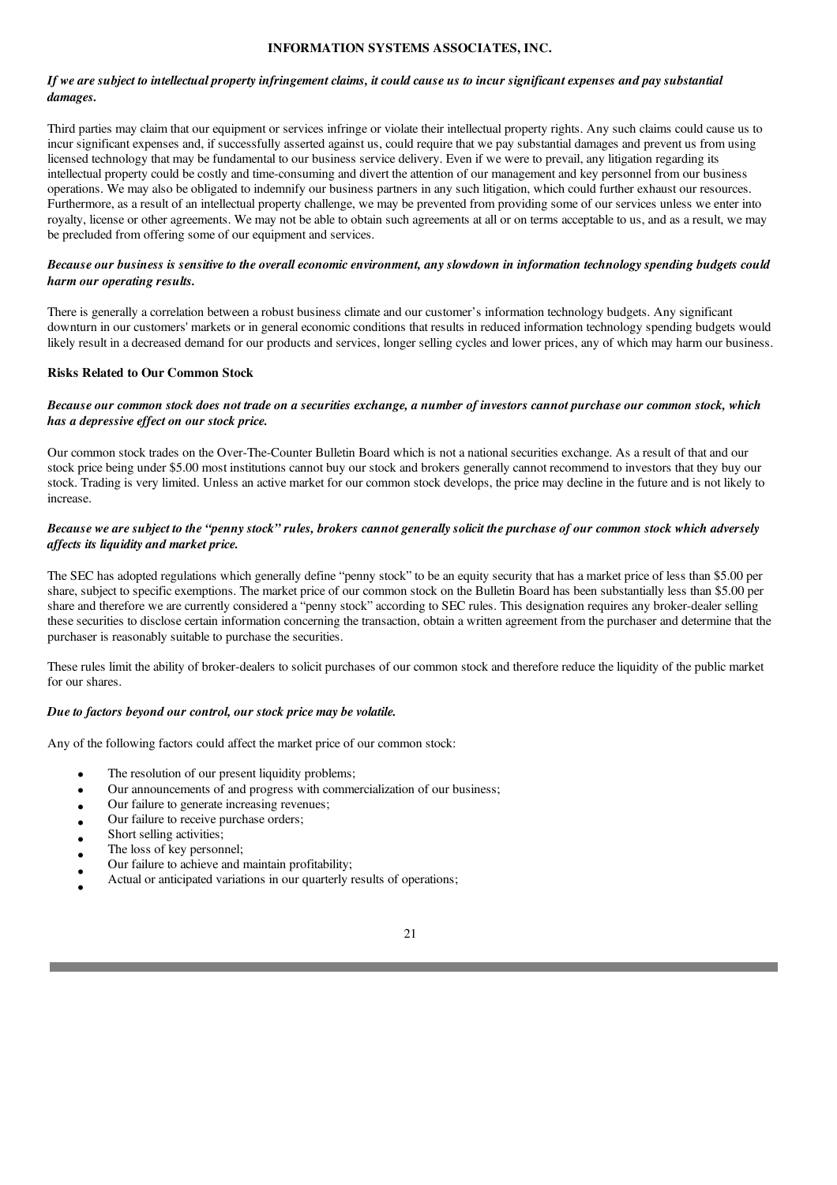*If we are subject to intellectual property infringement claims, it could cause us to incur significant expenses and pay substantial damages.*

Third parties may claim that our equipment or services infringe or violate their intellectual property rights. Any such claims could cause us to incur significant expenses and, if successfully asserted against us, could require that we pay substantial damages and prevent us from using licensed technology that may be fundamental to our business service delivery. Even if we were to prevail, any litigation regarding its intellectual property could be costly and time-consuming and divert the attention of our management and key personnel from our business operations. We may also be obligated to indemnify our business partners in any such litigation, which could further exhaust our resources. Furthermore, as a result of an intellectual property challenge, we may be prevented from providing some of our services unless we enter into royalty, license or other agreements. We may not be able to obtain such agreements at all or on terms acceptable to us, and as a result, we may be precluded from offering some of our equipment and services.

*Because our business is sensitive to the overall economic environment, any slowdown in information technology spending budgets could harm our operating results.*

There is generally a correlation between a robust business climate and our customer's information technology budgets. Any significant downturn in our customers' markets or in general economic conditions that results in reduced information technology spending budgets would likely result in a decreased demand for our products and services, longer selling cycles and lower prices, any of which may harm our business.

**Risks Related to Our Common Stock**

*Because our common stock does not trade on a securities exchange, a number of investors cannot purchase our common stock, which has a depressive effect on our stock price.*

Our common stock trades on the Over-The-Counter Bulletin Board which is not a national securities exchange. As a result of that and our stock price being under $5.00 most institutions cannot buy our stock and brokers generally cannot recommend to investors that they buy our stock. Trading is very limited. Unless an active market for our common stock develops, the price may decline in the future and is not likely to increase.

*Because we are subject to the "penny stock" rules, brokers cannot generally solicit the purchase of our common stock which adversely affects its liquidity and market price.*

The SEC has adopted regulations which generally define "penny stock" to be an equity security that has a market price of less than $5.00 per share, subject to specific exemptions. The market price of our common stock on the Bulletin Board has been substantially less than $5.00 per share and therefore we are currently considered a "penny stock" according to SEC rules. This designation requires any broker-dealer selling these securities to disclose certain information concerning the transaction, obtain a written agreement from the purchaser and determine that the purchaser is reasonably suitable to purchase the securities.

These rules limit the ability of broker-dealers to solicit purchases of our common stock and therefore reduce the liquidity of the public market for our shares.

*Due to factors beyond our control, our stock price may be volatile.*

Any of the following factors could affect the market price of our common stock:

- The resolution of our present liquidity problems;
- Our announcements of and progress with commercialization of our business;
- Our failure to generate increasing revenues;
- Our failure to receive purchase orders;
- Short selling activities;
- The loss of key personnel;
- Our failure to achieve and maintain profitability;
- Actual or anticipated variations in our quarterly results of operations;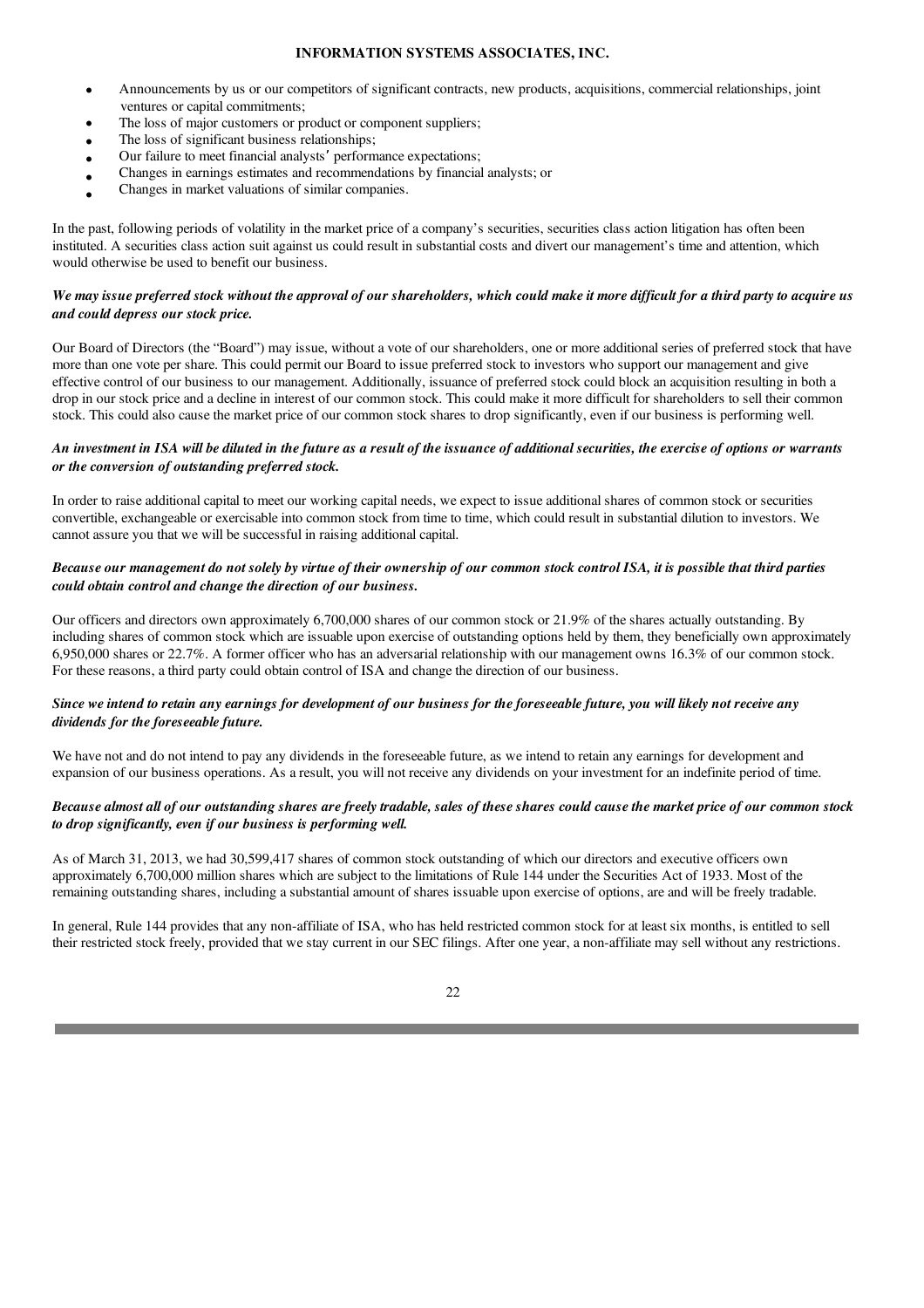- Announcements by us or our competitors of significant contracts, new products, acquisitions, commercial relationships, joint ventures or capital commitments;
- The loss of major customers or product or component suppliers;
- The loss of significant business relationships;
- Our failure to meet financial analysts' performance expectations;
- Changes in earnings estimates and recommendations by financial analysts; or
- Changes in market valuations of similar companies.

In the past, following periods of volatility in the market price of a company's securities, securities class action litigation has often been instituted. A securities class action suit against us could result in substantial costs and divert our management's time and attention, which would otherwise be used to benefit our business.

***We may issue preferred stock without the approval of our shareholders, which could make it more difficult for a third party to acquire us and could depress our stock price.***

Our Board of Directors (the "Board") may issue, without a vote of our shareholders, one or more additional series of preferred stock that have more than one vote per share. This could permit our Board to issue preferred stock to investors who support our management and give effective control of our business to our management. Additionally, issuance of preferred stock could block an acquisition resulting in both a drop in our stock price and a decline in interest of our common stock. This could make it more difficult for shareholders to sell their common stock. This could also cause the market price of our common stock shares to drop significantly, even if our business is performing well.

***An investment in ISA will be diluted in the future as a result of the issuance of additional securities, the exercise of options or warrants or the conversion of outstanding preferred stock.***

In order to raise additional capital to meet our working capital needs, we expect to issue additional shares of common stock or securities convertible, exchangeable or exercisable into common stock from time to time, which could result in substantial dilution to investors. We cannot assure you that we will be successful in raising additional capital.

***Because our management do not solely by virtue of their ownership of our common stock control ISA, it is possible that third parties could obtain control and change the direction of our business.***

Our officers and directors own approximately 6,700,000 shares of our common stock or 21.9% of the shares actually outstanding. By including shares of common stock which are issuable upon exercise of outstanding options held by them, they beneficially own approximately 6,950,000 shares or 22.7%. A former officer who has an adversarial relationship with our management owns 16.3% of our common stock. For these reasons, a third party could obtain control of ISA and change the direction of our business.

***Since we intend to retain any earnings for development of our business for the foreseeable future, you will likely not receive any dividends for the foreseeable future.***

We have not and do not intend to pay any dividends in the foreseeable future, as we intend to retain any earnings for development and expansion of our business operations. As a result, you will not receive any dividends on your investment for an indefinite period of time.

***Because almost all of our outstanding shares are freely tradable, sales of these shares could cause the market price of our common stock to drop significantly, even if our business is performing well.***

As of March 31, 2013, we had 30,599,417 shares of common stock outstanding of which our directors and executive officers own approximately 6,700,000 million shares which are subject to the limitations of Rule 144 under the Securities Act of 1933. Most of the remaining outstanding shares, including a substantial amount of shares issuable upon exercise of options, are and will be freely tradable.

In general, Rule 144 provides that any non-affiliate of ISA, who has held restricted common stock for at least six months, is entitled to sell their restricted stock freely, provided that we stay current in our SEC filings. After one year, a non-affiliate may sell without any restrictions.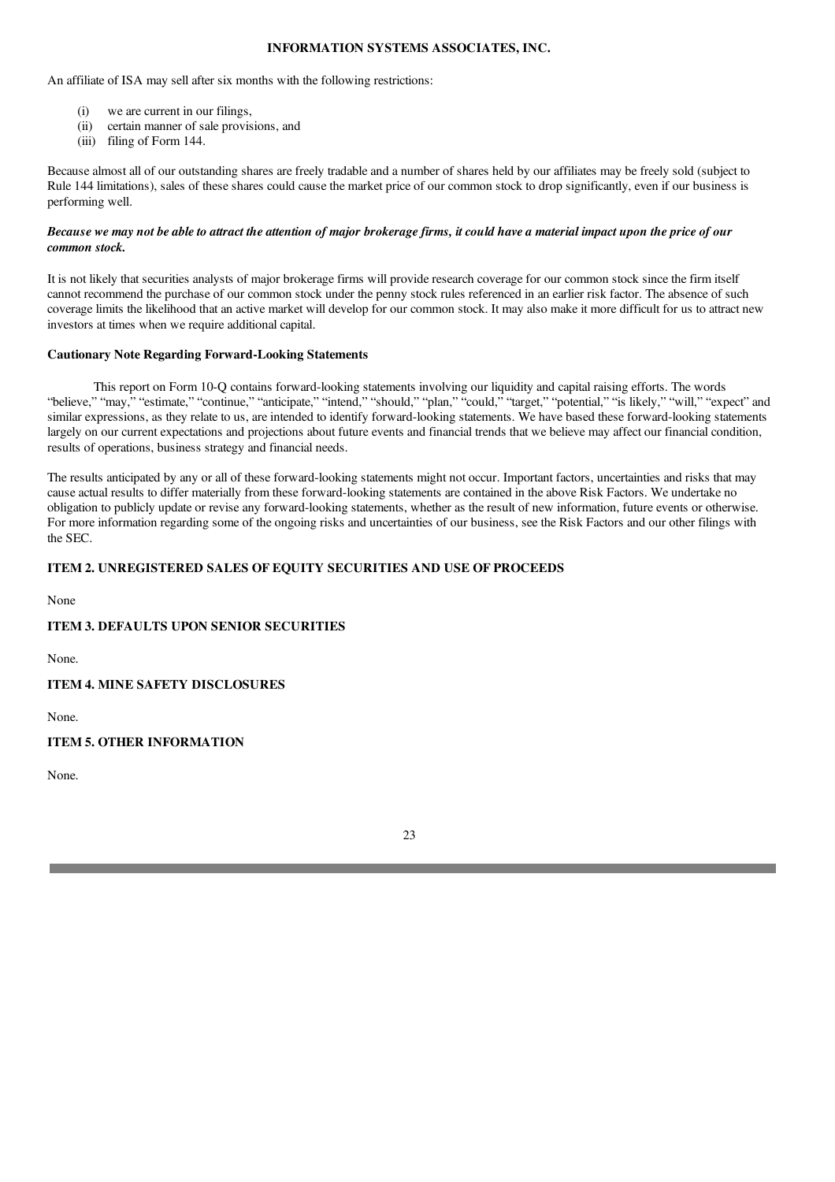An affiliate of ISA may sell after six months with the following restrictions:

- (i) we are current in our filings,
- (ii) certain manner of sale provisions, and
- (iii) filing of Form 144.

Because almost all of our outstanding shares are freely tradable and a number of shares held by our affiliates may be freely sold (subject to Rule 144 limitations), sales of these shares could cause the market price of our common stock to drop significantly, even if our business is performing well.

***Because we may not be able to attract the attention of major brokerage firms, it could have a material impact upon the price of our common stock.***

It is not likely that securities analysts of major brokerage firms will provide research coverage for our common stock since the firm itself cannot recommend the purchase of our common stock under the penny stock rules referenced in an earlier risk factor. The absence of such coverage limits the likelihood that an active market will develop for our common stock. It may also make it more difficult for us to attract new investors at times when we require additional capital.

**Cautionary Note Regarding Forward-Looking Statements**

This report on Form 10-Q contains forward-looking statements involving our liquidity and capital raising efforts. The words "believe," "may," "estimate," "continue," "anticipate," "intend," "should," "plan," "could," "target," "potential," "is likely," "will," "expect" and similar expressions, as they relate to us, are intended to identify forward-looking statements. We have based these forward-looking statements largely on our current expectations and projections about future events and financial trends that we believe may affect our financial condition, results of operations, business strategy and financial needs.

The results anticipated by any or all of these forward-looking statements might not occur. Important factors, uncertainties and risks that may cause actual results to differ materially from these forward-looking statements are contained in the above Risk Factors. We undertake no obligation to publicly update or revise any forward-looking statements, whether as the result of new information, future events or otherwise. For more information regarding some of the ongoing risks and uncertainties of our business, see the Risk Factors and our other filings with the SEC.

## ITEM 2. UNREGISTERED SALES OF EQUITY SECURITIES AND USE OF PROCEEDS

None

## ITEM 3. DEFAULTS UPON SENIOR SECURITIES

None.

## ITEM 4. MINE SAFETY DISCLOSURES

None.

## ITEM 5. OTHER INFORMATION

None.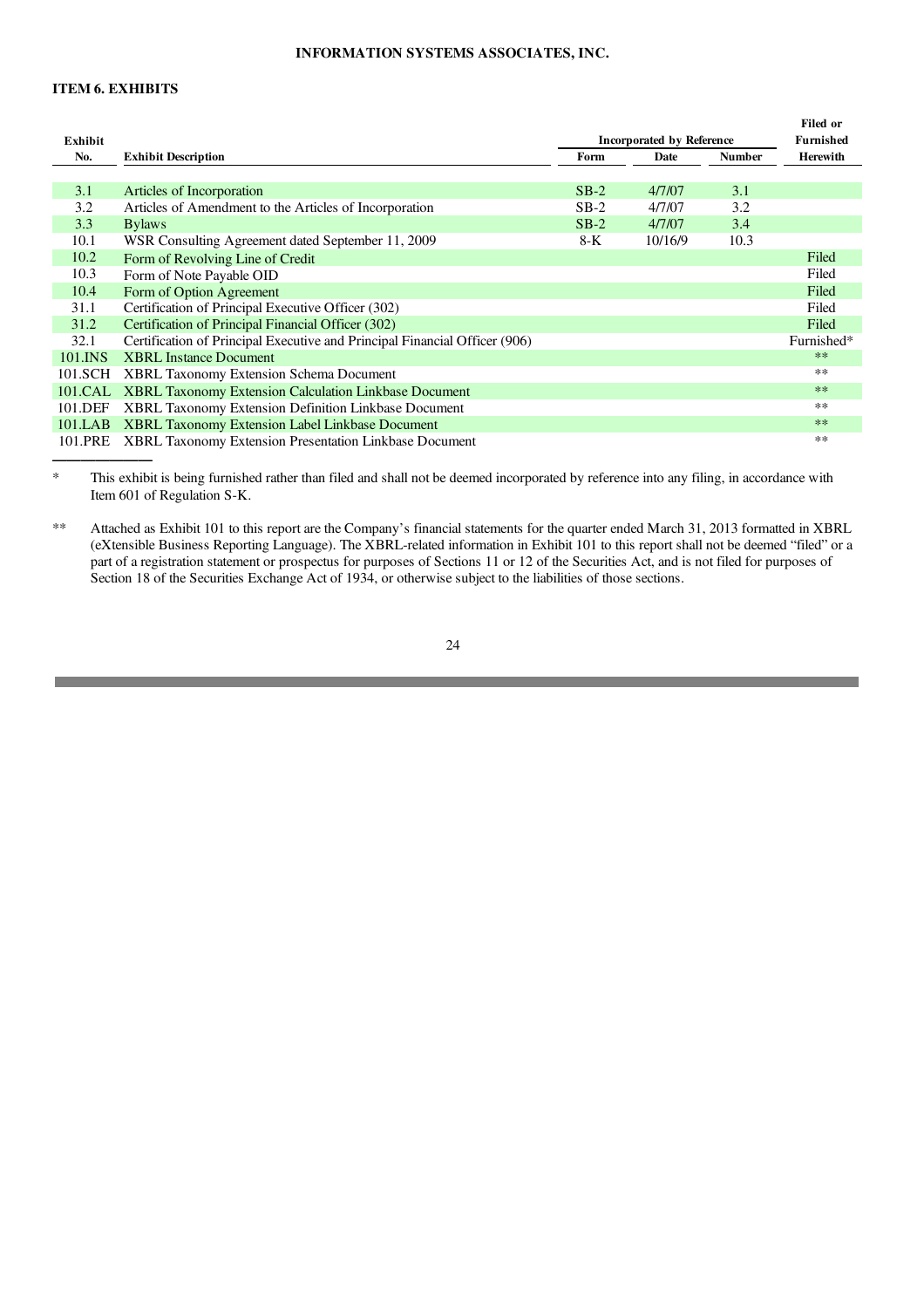INFORMATION SYSTEMS ASSOCIATES, INC.

## ITEM 6. EXHIBITS

| Exhibit No. | Exhibit Description | Incorporated by Reference Form | Date | Number | Filed or Furnished Herewith |
|---|---|---|---|---|---|
| 3.1 | Articles of Incorporation | SB-2 | 4/7/07 | 3.1 | |
| 3.2 | Articles of Amendment to the Articles of Incorporation | SB-2 | 4/7/07 | 3.2 | |
| 3.3 | Bylaws | SB-2 | 4/7/07 | 3.4 | |
| 10.1 | WSR Consulting Agreement dated September 11, 2009 | 8-K | 10/16/9 | 10.3 | |
| 10.2 | Form of Revolving Line of Credit | | | | Filed |
| 10.3 | Form of Note Payable OID | | | | Filed |
| 10.4 | Form of Option Agreement | | | | Filed |
| 31.1 | Certification of Principal Executive Officer (302) | | | | Filed |
| 31.2 | Certification of Principal Financial Officer (302) | | | | Filed |
| 32.1 | Certification of Principal Executive and Principal Financial Officer (906) | | | | Furnished* |
| 101.INS | XBRL Instance Document | | | | ** |
| 101.SCH | XBRL Taxonomy Extension Schema Document | | | | ** |
| 101.CAL | XBRL Taxonomy Extension Calculation Linkbase Document | | | | ** |
| 101.DEF | XBRL Taxonomy Extension Definition Linkbase Document | | | | ** |
| 101.LAB | XBRL Taxonomy Extension Label Linkbase Document | | | | ** |
| 101.PRE | XBRL Taxonomy Extension Presentation Linkbase Document | | | | ** |

\* This exhibit is being furnished rather than filed and shall not be deemed incorporated by reference into any filing, in accordance with Item 601 of Regulation S-K.

\*\* Attached as Exhibit 101 to this report are the Company's financial statements for the quarter ended March 31, 2013 formatted in XBRL (eXtensible Business Reporting Language). The XBRL-related information in Exhibit 101 to this report shall not be deemed "filed" or a part of a registration statement or prospectus for purposes of Sections 11 or 12 of the Securities Act, and is not filed for purposes of Section 18 of the Securities Exchange Act of 1934, or otherwise subject to the liabilities of those sections.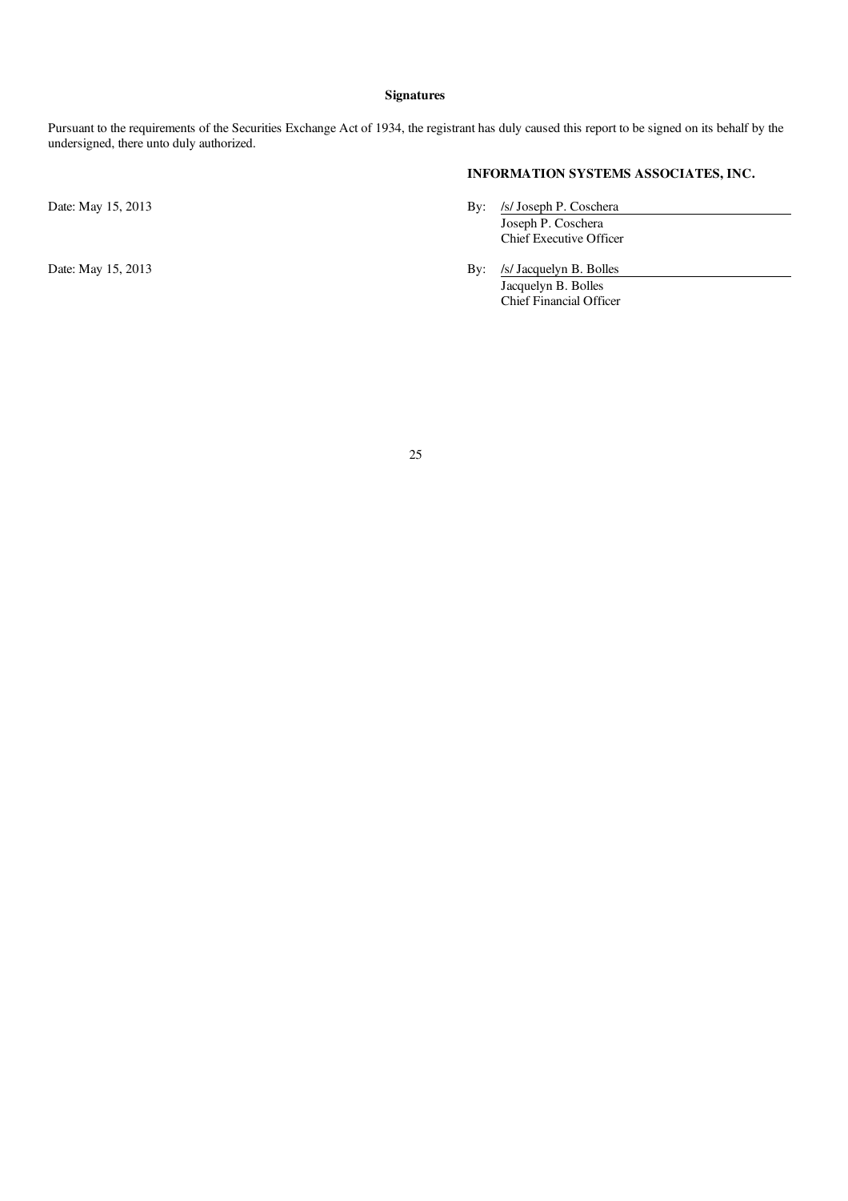**Signatures**

Pursuant to the requirements of the Securities Exchange Act of 1934, the registrant has duly caused this report to be signed on its behalf by the undersigned, there unto duly authorized.

**INFORMATION SYSTEMS ASSOCIATES, INC.**

Date: May 15, 2013

By: /s/ Joseph P. Coschera
Joseph P. Coschera
Chief Executive Officer

Date: May 15, 2013

By: /s/ Jacquelyn B. Bolles
Jacquelyn B. Bolles
Chief Financial Officer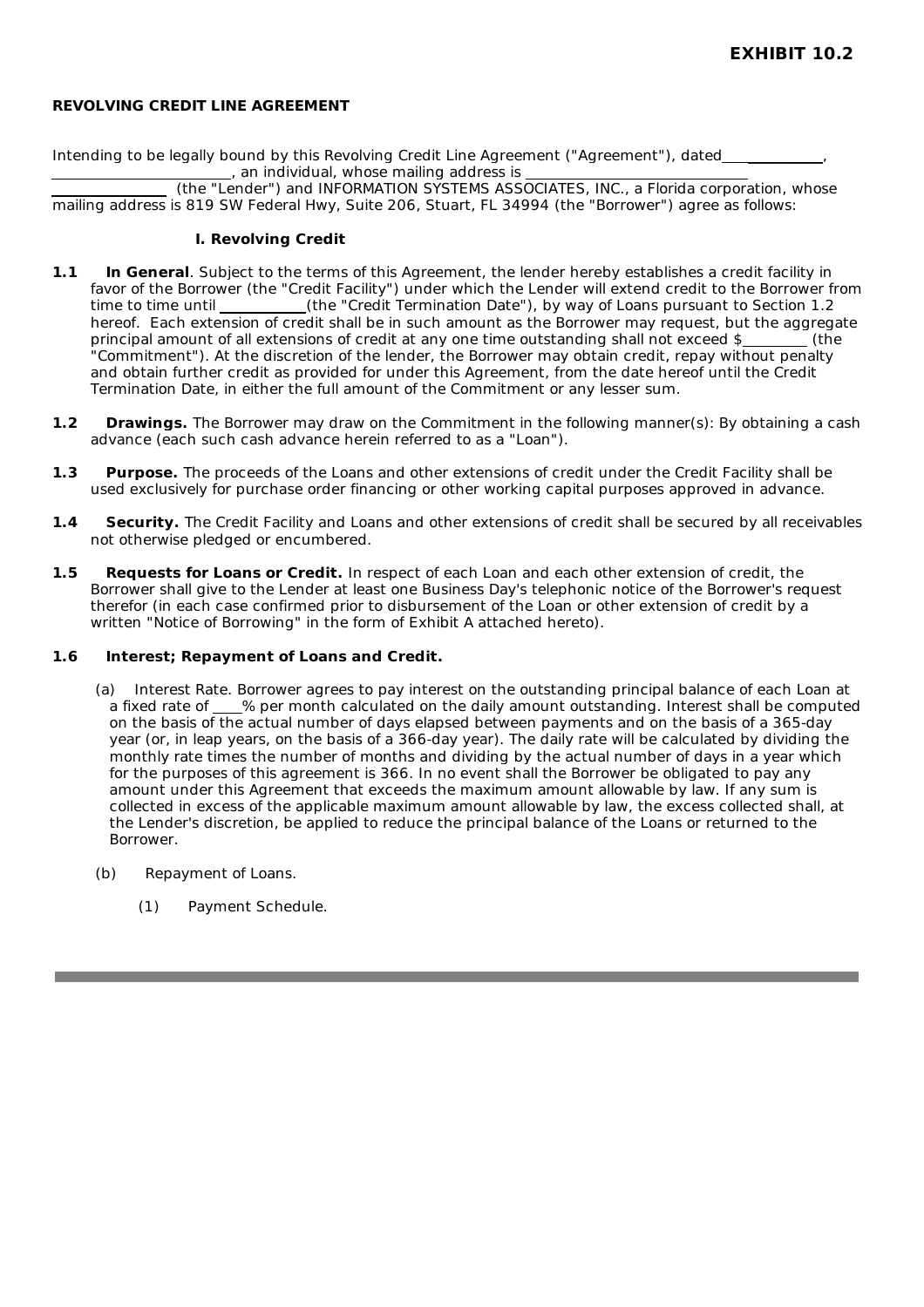**EXHIBIT 10.2**

**REVOLVING CREDIT LINE AGREEMENT**

Intending to be legally bound by this Revolving Credit Line Agreement ("Agreement"), dated ____________, ________________________, an individual, whose mailing address is ____________________________ ______________ (the "Lender") and INFORMATION SYSTEMS ASSOCIATES, INC., a Florida corporation, whose mailing address is 819 SW Federal Hwy, Suite 206, Stuart, FL 34994 (the "Borrower") agree as follows:

**I. Revolving Credit**

**1.1 In General**. Subject to the terms of this Agreement, the lender hereby establishes a credit facility in favor of the Borrower (the "Credit Facility") under which the Lender will extend credit to the Borrower from time to time until ___________(the "Credit Termination Date"), by way of Loans pursuant to Section 1.2 hereof. Each extension of credit shall be in such amount as the Borrower may request, but the aggregate principal amount of all extensions of credit at any one time outstanding shall not exceed $________ (the "Commitment"). At the discretion of the lender, the Borrower may obtain credit, repay without penalty and obtain further credit as provided for under this Agreement, from the date hereof until the Credit Termination Date, in either the full amount of the Commitment or any lesser sum.

**1.2 Drawings.** The Borrower may draw on the Commitment in the following manner(s): By obtaining a cash advance (each such cash advance herein referred to as a "Loan").

**1.3 Purpose.** The proceeds of the Loans and other extensions of credit under the Credit Facility shall be used exclusively for purchase order financing or other working capital purposes approved in advance.

**1.4 Security.** The Credit Facility and Loans and other extensions of credit shall be secured by all receivables not otherwise pledged or encumbered.

**1.5 Requests for Loans or Credit.** In respect of each Loan and each other extension of credit, the Borrower shall give to the Lender at least one Business Day's telephonic notice of the Borrower's request therefor (in each case confirmed prior to disbursement of the Loan or other extension of credit by a written "Notice of Borrowing" in the form of Exhibit A attached hereto).

**1.6 Interest; Repayment of Loans and Credit.**

(a) Interest Rate. Borrower agrees to pay interest on the outstanding principal balance of each Loan at a fixed rate of ____% per month calculated on the daily amount outstanding. Interest shall be computed on the basis of the actual number of days elapsed between payments and on the basis of a 365-day year (or, in leap years, on the basis of a 366-day year). The daily rate will be calculated by dividing the monthly rate times the number of months and dividing by the actual number of days in a year which for the purposes of this agreement is 366. In no event shall the Borrower be obligated to pay any amount under this Agreement that exceeds the maximum amount allowable by law. If any sum is collected in excess of the applicable maximum amount allowable by law, the excess collected shall, at the Lender's discretion, be applied to reduce the principal balance of the Loans or returned to the Borrower.

(b) Repayment of Loans.

(1) Payment Schedule.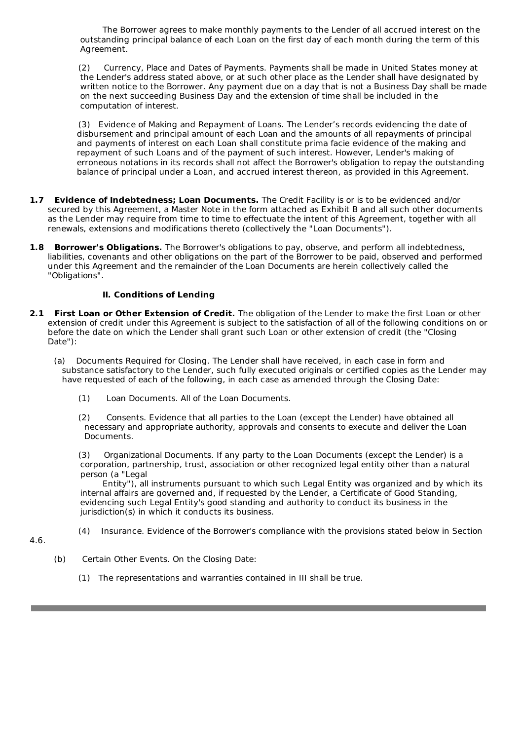The Borrower agrees to make monthly payments to the Lender of all accrued interest on the outstanding principal balance of each Loan on the first day of each month during the term of this Agreement.

(2) Currency, Place and Dates of Payments. Payments shall be made in United States money at the Lender's address stated above, or at such other place as the Lender shall have designated by written notice to the Borrower. Any payment due on a day that is not a Business Day shall be made on the next succeeding Business Day and the extension of time shall be included in the computation of interest.

(3) Evidence of Making and Repayment of Loans. The Lender's records evidencing the date of disbursement and principal amount of each Loan and the amounts of all repayments of principal and payments of interest on each Loan shall constitute prima facie evidence of the making and repayment of such Loans and of the payment of such interest. However, Lender's making of erroneous notations in its records shall not affect the Borrower's obligation to repay the outstanding balance of principal under a Loan, and accrued interest thereon, as provided in this Agreement.

**1.7 Evidence of Indebtedness; Loan Documents.** The Credit Facility is or is to be evidenced and/or secured by this Agreement, a Master Note in the form attached as Exhibit B and all such other documents as the Lender may require from time to time to effectuate the intent of this Agreement, together with all renewals, extensions and modifications thereto (collectively the "Loan Documents").

**1.8 Borrower's Obligations.** The Borrower's obligations to pay, observe, and perform all indebtedness, liabilities, covenants and other obligations on the part of the Borrower to be paid, observed and performed under this Agreement and the remainder of the Loan Documents are herein collectively called the "Obligations".

## II. Conditions of Lending

**2.1 First Loan or Other Extension of Credit.** The obligation of the Lender to make the first Loan or other extension of credit under this Agreement is subject to the satisfaction of all of the following conditions on or before the date on which the Lender shall grant such Loan or other extension of credit (the "Closing Date"):

(a) Documents Required for Closing. The Lender shall have received, in each case in form and substance satisfactory to the Lender, such fully executed originals or certified copies as the Lender may have requested of each of the following, in each case as amended through the Closing Date:

(1) Loan Documents. All of the Loan Documents.

(2) Consents. Evidence that all parties to the Loan (except the Lender) have obtained all necessary and appropriate authority, approvals and consents to execute and deliver the Loan Documents.

(3) Organizational Documents. If any party to the Loan Documents (except the Lender) is a corporation, partnership, trust, association or other recognized legal entity other than a natural person (a "Legal Entity"), all instruments pursuant to which such Legal Entity was organized and by which its internal affairs are governed and, if requested by the Lender, a Certificate of Good Standing, evidencing such Legal Entity's good standing and authority to conduct its business in the jurisdiction(s) in which it conducts its business.

(4) Insurance. Evidence of the Borrower's compliance with the provisions stated below in Section 4.6.

(b) Certain Other Events. On the Closing Date:

(1) The representations and warranties contained in III shall be true.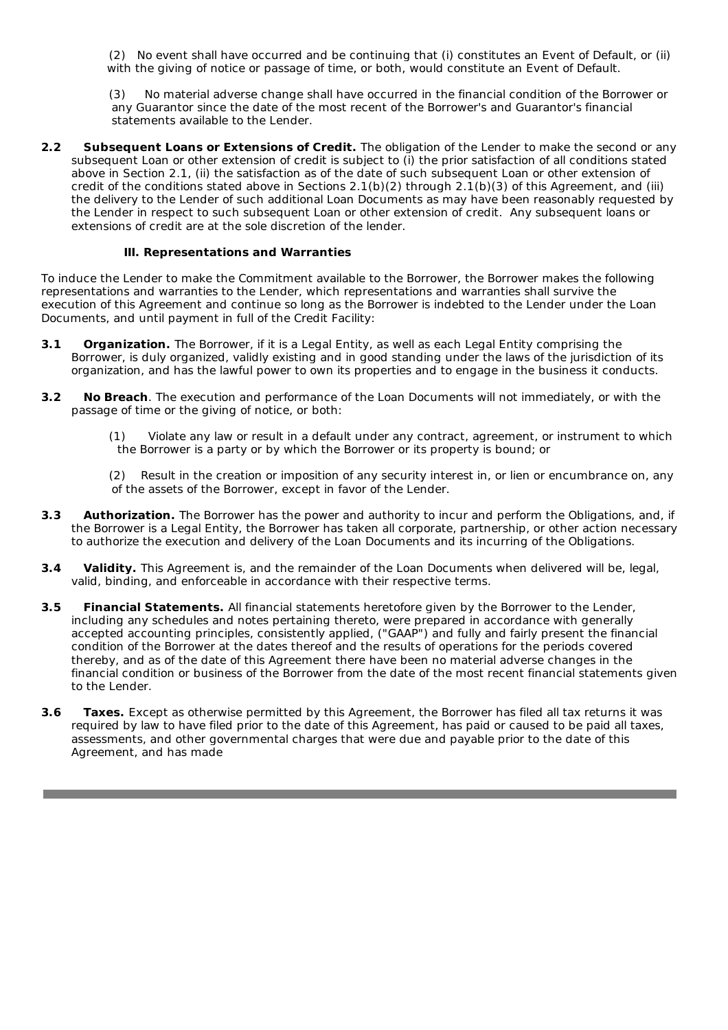(2) No event shall have occurred and be continuing that (i) constitutes an Event of Default, or (ii) with the giving of notice or passage of time, or both, would constitute an Event of Default.

(3) No material adverse change shall have occurred in the financial condition of the Borrower or any Guarantor since the date of the most recent of the Borrower's and Guarantor's financial statements available to the Lender.

**2.2 Subsequent Loans or Extensions of Credit.** The obligation of the Lender to make the second or any subsequent Loan or other extension of credit is subject to (i) the prior satisfaction of all conditions stated above in Section 2.1, (ii) the satisfaction as of the date of such subsequent Loan or other extension of credit of the conditions stated above in Sections 2.1(b)(2) through 2.1(b)(3) of this Agreement, and (iii) the delivery to the Lender of such additional Loan Documents as may have been reasonably requested by the Lender in respect to such subsequent Loan or other extension of credit. Any subsequent loans or extensions of credit are at the sole discretion of the lender.

## III. Representations and Warranties

To induce the Lender to make the Commitment available to the Borrower, the Borrower makes the following representations and warranties to the Lender, which representations and warranties shall survive the execution of this Agreement and continue so long as the Borrower is indebted to the Lender under the Loan Documents, and until payment in full of the Credit Facility:

**3.1 Organization.** The Borrower, if it is a Legal Entity, as well as each Legal Entity comprising the Borrower, is duly organized, validly existing and in good standing under the laws of the jurisdiction of its organization, and has the lawful power to own its properties and to engage in the business it conducts.

**3.2 No Breach**. The execution and performance of the Loan Documents will not immediately, or with the passage of time or the giving of notice, or both:

(1) Violate any law or result in a default under any contract, agreement, or instrument to which the Borrower is a party or by which the Borrower or its property is bound; or

(2) Result in the creation or imposition of any security interest in, or lien or encumbrance on, any of the assets of the Borrower, except in favor of the Lender.

**3.3 Authorization.** The Borrower has the power and authority to incur and perform the Obligations, and, if the Borrower is a Legal Entity, the Borrower has taken all corporate, partnership, or other action necessary to authorize the execution and delivery of the Loan Documents and its incurring of the Obligations.

**3.4 Validity.** This Agreement is, and the remainder of the Loan Documents when delivered will be, legal, valid, binding, and enforceable in accordance with their respective terms.

**3.5 Financial Statements.** All financial statements heretofore given by the Borrower to the Lender, including any schedules and notes pertaining thereto, were prepared in accordance with generally accepted accounting principles, consistently applied, ("GAAP") and fully and fairly present the financial condition of the Borrower at the dates thereof and the results of operations for the periods covered thereby, and as of the date of this Agreement there have been no material adverse changes in the financial condition or business of the Borrower from the date of the most recent financial statements given to the Lender.

**3.6 Taxes.** Except as otherwise permitted by this Agreement, the Borrower has filed all tax returns it was required by law to have filed prior to the date of this Agreement, has paid or caused to be paid all taxes, assessments, and other governmental charges that were due and payable prior to the date of this Agreement, and has made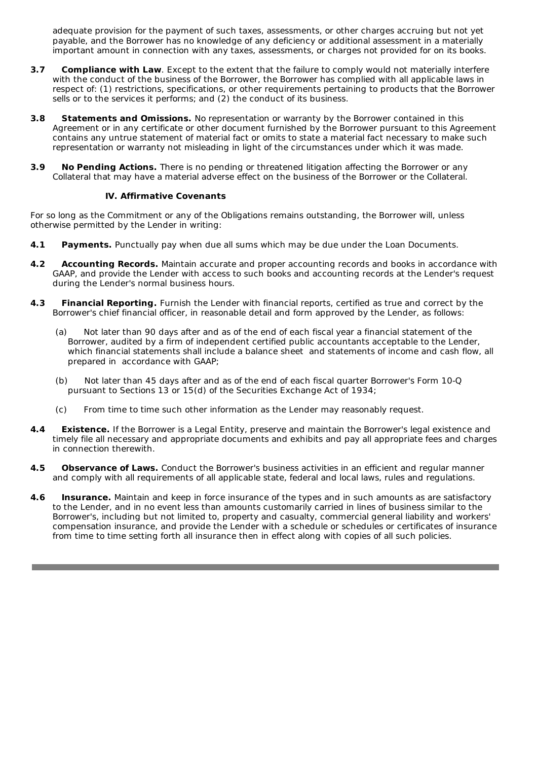adequate provision for the payment of such taxes, assessments, or other charges accruing but not yet payable, and the Borrower has no knowledge of any deficiency or additional assessment in a materially important amount in connection with any taxes, assessments, or charges not provided for on its books.

**3.7 Compliance with Law**. Except to the extent that the failure to comply would not materially interfere with the conduct of the business of the Borrower, the Borrower has complied with all applicable laws in respect of: (1) restrictions, specifications, or other requirements pertaining to products that the Borrower sells or to the services it performs; and (2) the conduct of its business.

**3.8 Statements and Omissions.** No representation or warranty by the Borrower contained in this Agreement or in any certificate or other document furnished by the Borrower pursuant to this Agreement contains any untrue statement of material fact or omits to state a material fact necessary to make such representation or warranty not misleading in light of the circumstances under which it was made.

**3.9 No Pending Actions.** There is no pending or threatened litigation affecting the Borrower or any Collateral that may have a material adverse effect on the business of the Borrower or the Collateral.

## IV. Affirmative Covenants

For so long as the Commitment or any of the Obligations remains outstanding, the Borrower will, unless otherwise permitted by the Lender in writing:

**4.1 Payments.** Punctually pay when due all sums which may be due under the Loan Documents.

**4.2 Accounting Records.** Maintain accurate and proper accounting records and books in accordance with GAAP, and provide the Lender with access to such books and accounting records at the Lender's request during the Lender's normal business hours.

**4.3 Financial Reporting.** Furnish the Lender with financial reports, certified as true and correct by the Borrower's chief financial officer, in reasonable detail and form approved by the Lender, as follows:

(a) Not later than 90 days after and as of the end of each fiscal year a financial statement of the Borrower, audited by a firm of independent certified public accountants acceptable to the Lender, which financial statements shall include a balance sheet and statements of income and cash flow, all prepared in accordance with GAAP;

(b) Not later than 45 days after and as of the end of each fiscal quarter Borrower's Form 10-Q pursuant to Sections 13 or 15(d) of the Securities Exchange Act of 1934;

(c) From time to time such other information as the Lender may reasonably request.

**4.4 Existence.** If the Borrower is a Legal Entity, preserve and maintain the Borrower's legal existence and timely file all necessary and appropriate documents and exhibits and pay all appropriate fees and charges in connection therewith.

**4.5 Observance of Laws.** Conduct the Borrower's business activities in an efficient and regular manner and comply with all requirements of all applicable state, federal and local laws, rules and regulations.

**4.6 Insurance.** Maintain and keep in force insurance of the types and in such amounts as are satisfactory to the Lender, and in no event less than amounts customarily carried in lines of business similar to the Borrower's, including but not limited to, property and casualty, commercial general liability and workers' compensation insurance, and provide the Lender with a schedule or schedules or certificates of insurance from time to time setting forth all insurance then in effect along with copies of all such policies.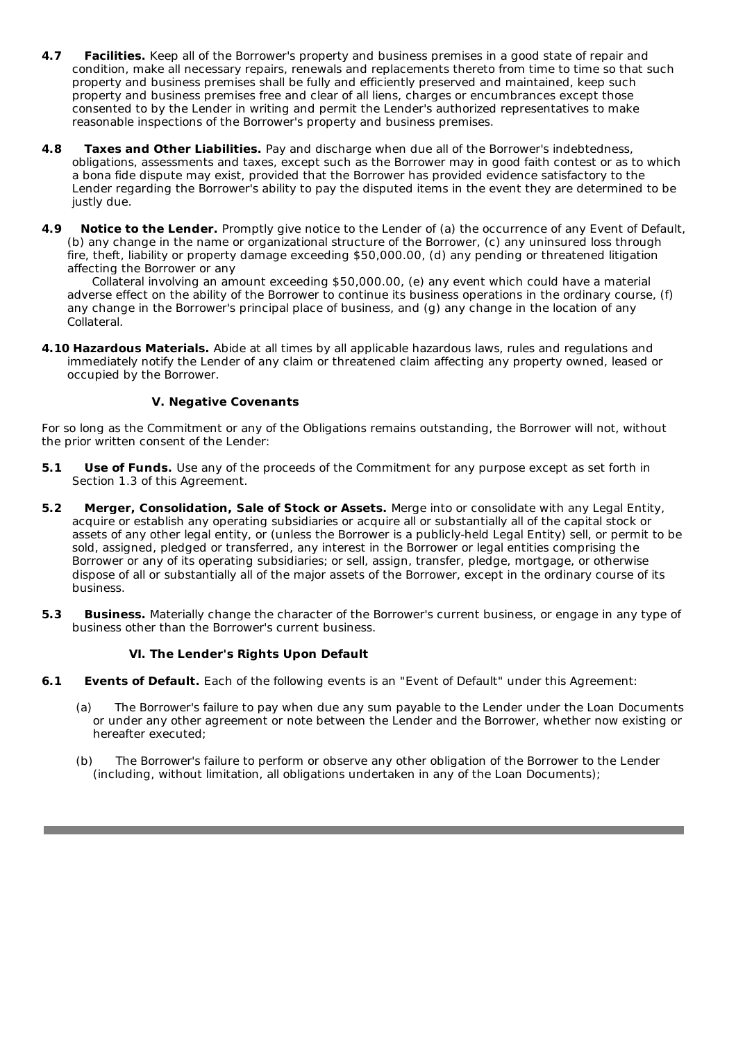**4.7 Facilities.** Keep all of the Borrower's property and business premises in a good state of repair and condition, make all necessary repairs, renewals and replacements thereto from time to time so that such property and business premises shall be fully and efficiently preserved and maintained, keep such property and business premises free and clear of all liens, charges or encumbrances except those consented to by the Lender in writing and permit the Lender's authorized representatives to make reasonable inspections of the Borrower's property and business premises.

**4.8 Taxes and Other Liabilities.** Pay and discharge when due all of the Borrower's indebtedness, obligations, assessments and taxes, except such as the Borrower may in good faith contest or as to which a bona fide dispute may exist, provided that the Borrower has provided evidence satisfactory to the Lender regarding the Borrower's ability to pay the disputed items in the event they are determined to be justly due.

**4.9 Notice to the Lender.** Promptly give notice to the Lender of (a) the occurrence of any Event of Default, (b) any change in the name or organizational structure of the Borrower, (c) any uninsured loss through fire, theft, liability or property damage exceeding $50,000.00, (d) any pending or threatened litigation affecting the Borrower or any Collateral involving an amount exceeding $50,000.00, (e) any event which could have a material adverse effect on the ability of the Borrower to continue its business operations in the ordinary course, (f) any change in the Borrower's principal place of business, and (g) any change in the location of any Collateral.

**4.10 Hazardous Materials.** Abide at all times by all applicable hazardous laws, rules and regulations and immediately notify the Lender of any claim or threatened claim affecting any property owned, leased or occupied by the Borrower.

## V. Negative Covenants

For so long as the Commitment or any of the Obligations remains outstanding, the Borrower will not, without the prior written consent of the Lender:

**5.1 Use of Funds.** Use any of the proceeds of the Commitment for any purpose except as set forth in Section 1.3 of this Agreement.

**5.2 Merger, Consolidation, Sale of Stock or Assets.** Merge into or consolidate with any Legal Entity, acquire or establish any operating subsidiaries or acquire all or substantially all of the capital stock or assets of any other legal entity, or (unless the Borrower is a publicly-held Legal Entity) sell, or permit to be sold, assigned, pledged or transferred, any interest in the Borrower or legal entities comprising the Borrower or any of its operating subsidiaries; or sell, assign, transfer, pledge, mortgage, or otherwise dispose of all or substantially all of the major assets of the Borrower, except in the ordinary course of its business.

**5.3 Business.** Materially change the character of the Borrower's current business, or engage in any type of business other than the Borrower's current business.

## VI. The Lender's Rights Upon Default

**6.1 Events of Default.** Each of the following events is an "Event of Default" under this Agreement:

(a) The Borrower's failure to pay when due any sum payable to the Lender under the Loan Documents or under any other agreement or note between the Lender and the Borrower, whether now existing or hereafter executed;

(b) The Borrower's failure to perform or observe any other obligation of the Borrower to the Lender (including, without limitation, all obligations undertaken in any of the Loan Documents);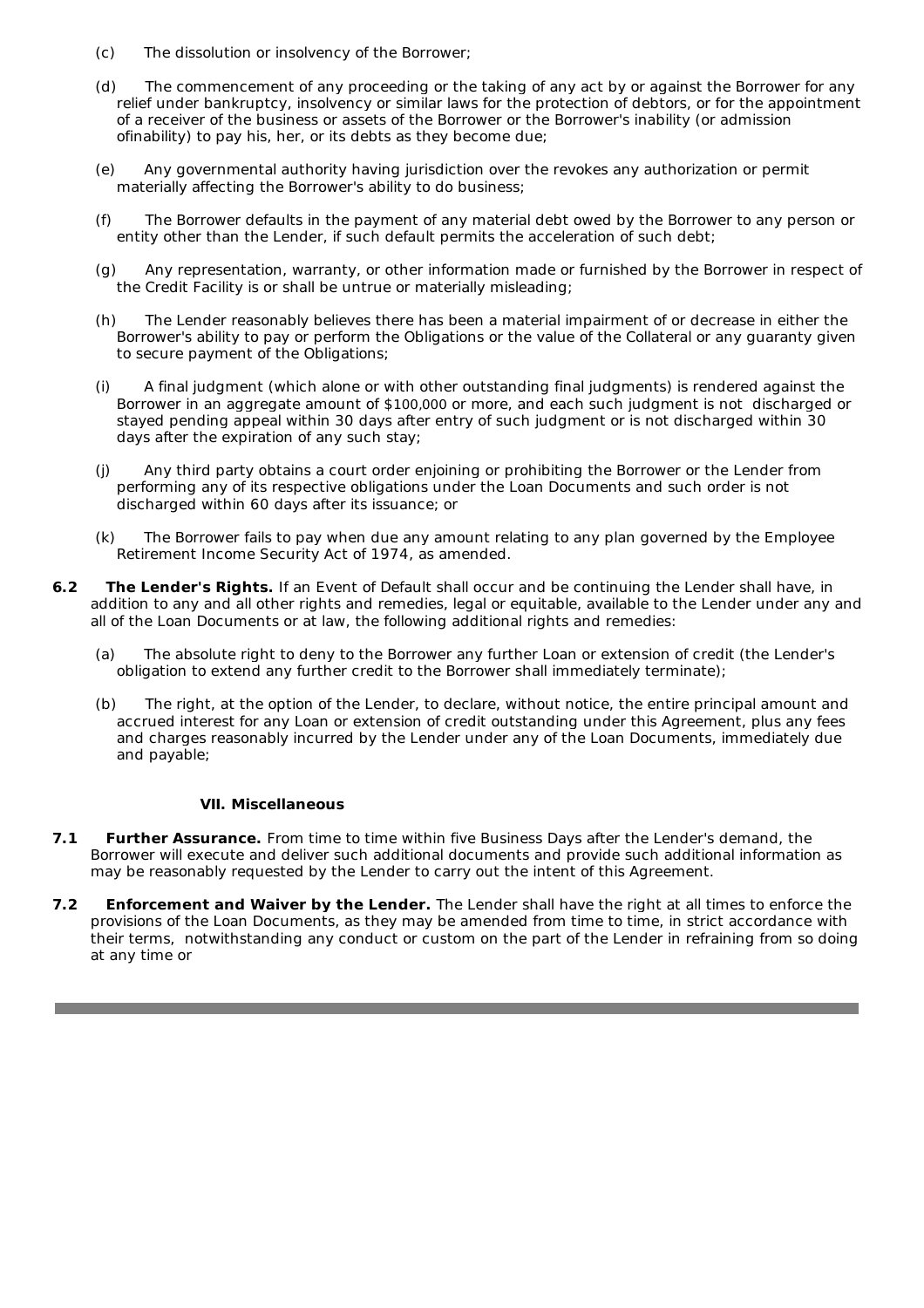(c) The dissolution or insolvency of the Borrower;

(d) The commencement of any proceeding or the taking of any act by or against the Borrower for any relief under bankruptcy, insolvency or similar laws for the protection of debtors, or for the appointment of a receiver of the business or assets of the Borrower or the Borrower's inability (or admission ofinability) to pay his, her, or its debts as they become due;

(e) Any governmental authority having jurisdiction over the revokes any authorization or permit materially affecting the Borrower's ability to do business;

(f) The Borrower defaults in the payment of any material debt owed by the Borrower to any person or entity other than the Lender, if such default permits the acceleration of such debt;

(g) Any representation, warranty, or other information made or furnished by the Borrower in respect of the Credit Facility is or shall be untrue or materially misleading;

(h) The Lender reasonably believes there has been a material impairment of or decrease in either the Borrower's ability to pay or perform the Obligations or the value of the Collateral or any guaranty given to secure payment of the Obligations;

(i) A final judgment (which alone or with other outstanding final judgments) is rendered against the Borrower in an aggregate amount of $100,000 or more, and each such judgment is not discharged or stayed pending appeal within 30 days after entry of such judgment or is not discharged within 30 days after the expiration of any such stay;

(j) Any third party obtains a court order enjoining or prohibiting the Borrower or the Lender from performing any of its respective obligations under the Loan Documents and such order is not discharged within 60 days after its issuance; or

(k) The Borrower fails to pay when due any amount relating to any plan governed by the Employee Retirement Income Security Act of 1974, as amended.

**6.2 The Lender's Rights.** If an Event of Default shall occur and be continuing the Lender shall have, in addition to any and all other rights and remedies, legal or equitable, available to the Lender under any and all of the Loan Documents or at law, the following additional rights and remedies:

(a) The absolute right to deny to the Borrower any further Loan or extension of credit (the Lender's obligation to extend any further credit to the Borrower shall immediately terminate);

(b) The right, at the option of the Lender, to declare, without notice, the entire principal amount and accrued interest for any Loan or extension of credit outstanding under this Agreement, plus any fees and charges reasonably incurred by the Lender under any of the Loan Documents, immediately due and payable;

## VII. Miscellaneous

**7.1 Further Assurance.** From time to time within five Business Days after the Lender's demand, the Borrower will execute and deliver such additional documents and provide such additional information as may be reasonably requested by the Lender to carry out the intent of this Agreement.

**7.2 Enforcement and Waiver by the Lender.** The Lender shall have the right at all times to enforce the provisions of the Loan Documents, as they may be amended from time to time, in strict accordance with their terms, notwithstanding any conduct or custom on the part of the Lender in refraining from so doing at any time or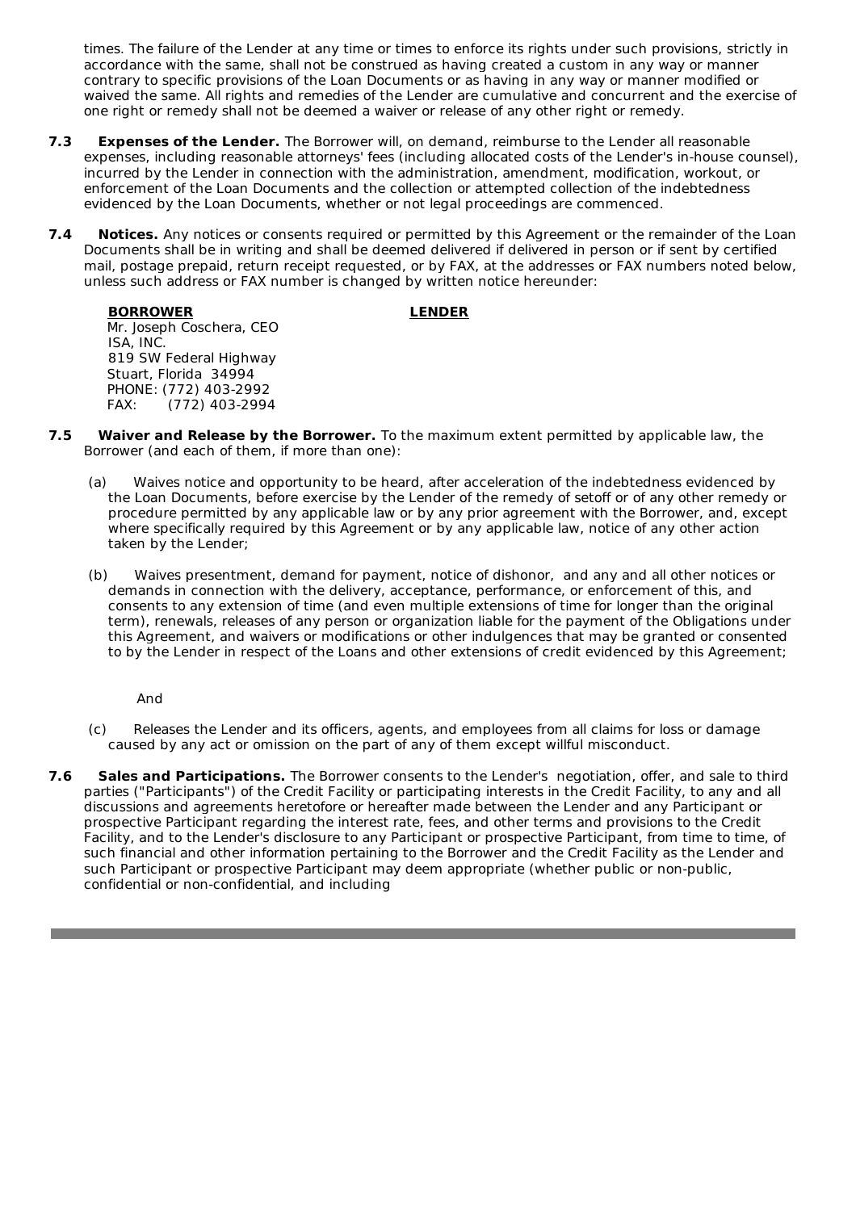times. The failure of the Lender at any time or times to enforce its rights under such provisions, strictly in accordance with the same, shall not be construed as having created a custom in any way or manner contrary to specific provisions of the Loan Documents or as having in any way or manner modified or waived the same. All rights and remedies of the Lender are cumulative and concurrent and the exercise of one right or remedy shall not be deemed a waiver or release of any other right or remedy.

**7.3 Expenses of the Lender.** The Borrower will, on demand, reimburse to the Lender all reasonable expenses, including reasonable attorneys' fees (including allocated costs of the Lender's in-house counsel), incurred by the Lender in connection with the administration, amendment, modification, workout, or enforcement of the Loan Documents and the collection or attempted collection of the indebtedness evidenced by the Loan Documents, whether or not legal proceedings are commenced.

**7.4 Notices.** Any notices or consents required or permitted by this Agreement or the remainder of the Loan Documents shall be in writing and shall be deemed delivered if delivered in person or if sent by certified mail, postage prepaid, return receipt requested, or by FAX, at the addresses or FAX numbers noted below, unless such address or FAX number is changed by written notice hereunder:

| **BORROWER** | **LENDER** |
|---|---|
| Mr. Joseph Coschera, CEO<br>ISA, INC.<br>819 SW Federal Highway<br>Stuart, Florida 34994<br>PHONE: (772) 403-2992<br>FAX: (772) 403-2994 | |

**7.5 Waiver and Release by the Borrower.** To the maximum extent permitted by applicable law, the Borrower (and each of them, if more than one):

(a) Waives notice and opportunity to be heard, after acceleration of the indebtedness evidenced by the Loan Documents, before exercise by the Lender of the remedy of setoff or of any other remedy or procedure permitted by any applicable law or by any prior agreement with the Borrower, and, except where specifically required by this Agreement or by any applicable law, notice of any other action taken by the Lender;

(b) Waives presentment, demand for payment, notice of dishonor, and any and all other notices or demands in connection with the delivery, acceptance, performance, or enforcement of this, and consents to any extension of time (and even multiple extensions of time for longer than the original term), renewals, releases of any person or organization liable for the payment of the Obligations under this Agreement, and waivers or modifications or other indulgences that may be granted or consented to by the Lender in respect of the Loans and other extensions of credit evidenced by this Agreement;

And

(c) Releases the Lender and its officers, agents, and employees from all claims for loss or damage caused by any act or omission on the part of any of them except willful misconduct.

**7.6 Sales and Participations.** The Borrower consents to the Lender's negotiation, offer, and sale to third parties ("Participants") of the Credit Facility or participating interests in the Credit Facility, to any and all discussions and agreements heretofore or hereafter made between the Lender and any Participant or prospective Participant regarding the interest rate, fees, and other terms and provisions to the Credit Facility, and to the Lender's disclosure to any Participant or prospective Participant, from time to time, of such financial and other information pertaining to the Borrower and the Credit Facility as the Lender and such Participant or prospective Participant may deem appropriate (whether public or non-public, confidential or non-confidential, and including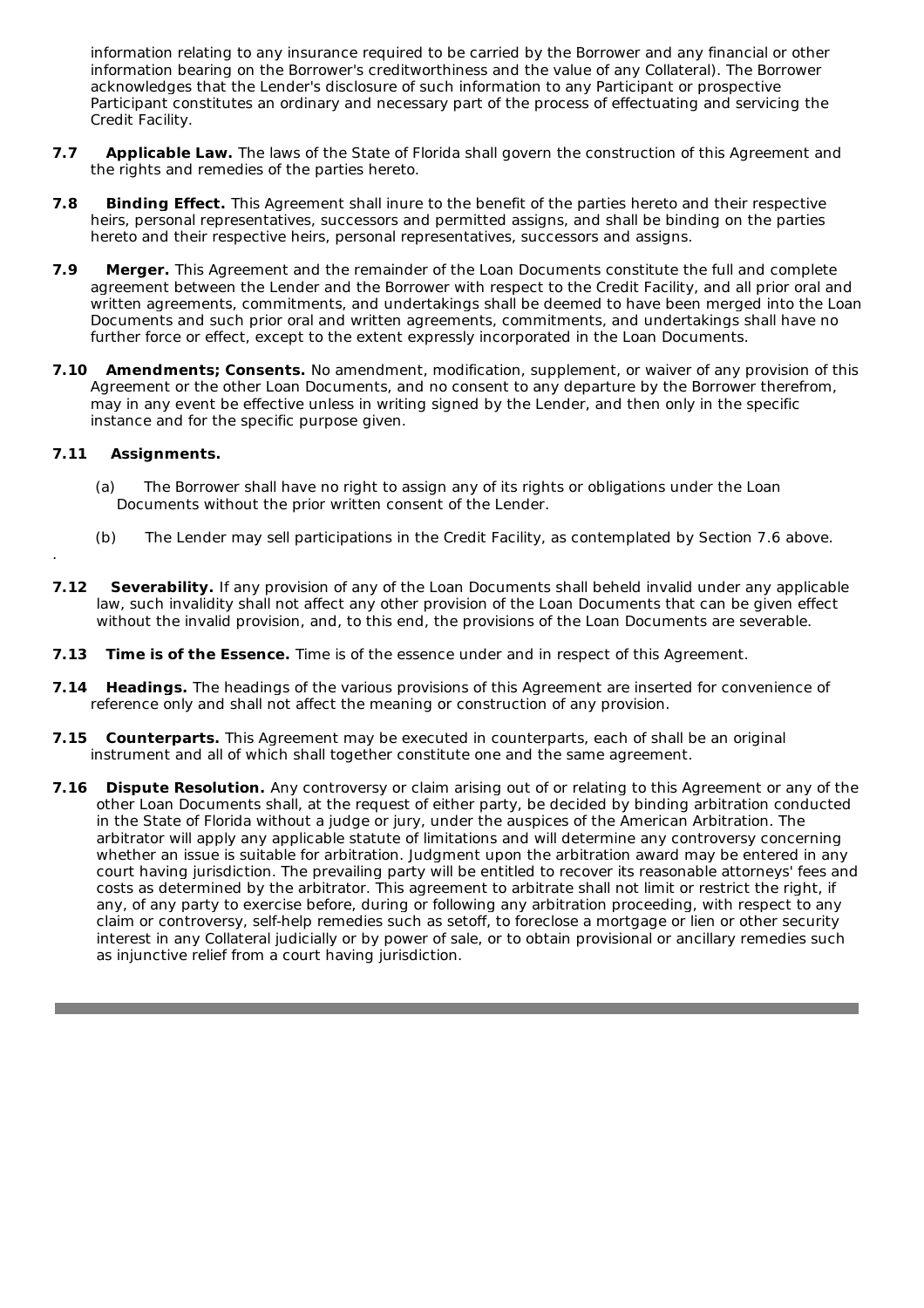information relating to any insurance required to be carried by the Borrower and any financial or other information bearing on the Borrower's creditworthiness and the value of any Collateral). The Borrower acknowledges that the Lender's disclosure of such information to any Participant or prospective Participant constitutes an ordinary and necessary part of the process of effectuating and servicing the Credit Facility.

**7.7 Applicable Law.** The laws of the State of Florida shall govern the construction of this Agreement and the rights and remedies of the parties hereto.

**7.8 Binding Effect.** This Agreement shall inure to the benefit of the parties hereto and their respective heirs, personal representatives, successors and permitted assigns, and shall be binding on the parties hereto and their respective heirs, personal representatives, successors and assigns.

**7.9 Merger.** This Agreement and the remainder of the Loan Documents constitute the full and complete agreement between the Lender and the Borrower with respect to the Credit Facility, and all prior oral and written agreements, commitments, and undertakings shall be deemed to have been merged into the Loan Documents and such prior oral and written agreements, commitments, and undertakings shall have no further force or effect, except to the extent expressly incorporated in the Loan Documents.

**7.10 Amendments; Consents.** No amendment, modification, supplement, or waiver of any provision of this Agreement or the other Loan Documents, and no consent to any departure by the Borrower therefrom, may in any event be effective unless in writing signed by the Lender, and then only in the specific instance and for the specific purpose given.

**7.11 Assignments.**

(a) The Borrower shall have no right to assign any of its rights or obligations under the Loan Documents without the prior written consent of the Lender.

(b) The Lender may sell participations in the Credit Facility, as contemplated by Section 7.6 above.

**7.12 Severability.** If any provision of any of the Loan Documents shall beheld invalid under any applicable law, such invalidity shall not affect any other provision of the Loan Documents that can be given effect without the invalid provision, and, to this end, the provisions of the Loan Documents are severable.

**7.13 Time is of the Essence.** Time is of the essence under and in respect of this Agreement.

**7.14 Headings.** The headings of the various provisions of this Agreement are inserted for convenience of reference only and shall not affect the meaning or construction of any provision.

**7.15 Counterparts.** This Agreement may be executed in counterparts, each of shall be an original instrument and all of which shall together constitute one and the same agreement.

**7.16 Dispute Resolution.** Any controversy or claim arising out of or relating to this Agreement or any of the other Loan Documents shall, at the request of either party, be decided by binding arbitration conducted in the State of Florida without a judge or jury, under the auspices of the American Arbitration. The arbitrator will apply any applicable statute of limitations and will determine any controversy concerning whether an issue is suitable for arbitration. Judgment upon the arbitration award may be entered in any court having jurisdiction. The prevailing party will be entitled to recover its reasonable attorneys' fees and costs as determined by the arbitrator. This agreement to arbitrate shall not limit or restrict the right, if any, of any party to exercise before, during or following any arbitration proceeding, with respect to any claim or controversy, self-help remedies such as setoff, to foreclose a mortgage or lien or other security interest in any Collateral judicially or by power of sale, or to obtain provisional or ancillary remedies such as injunctive relief from a court having jurisdiction.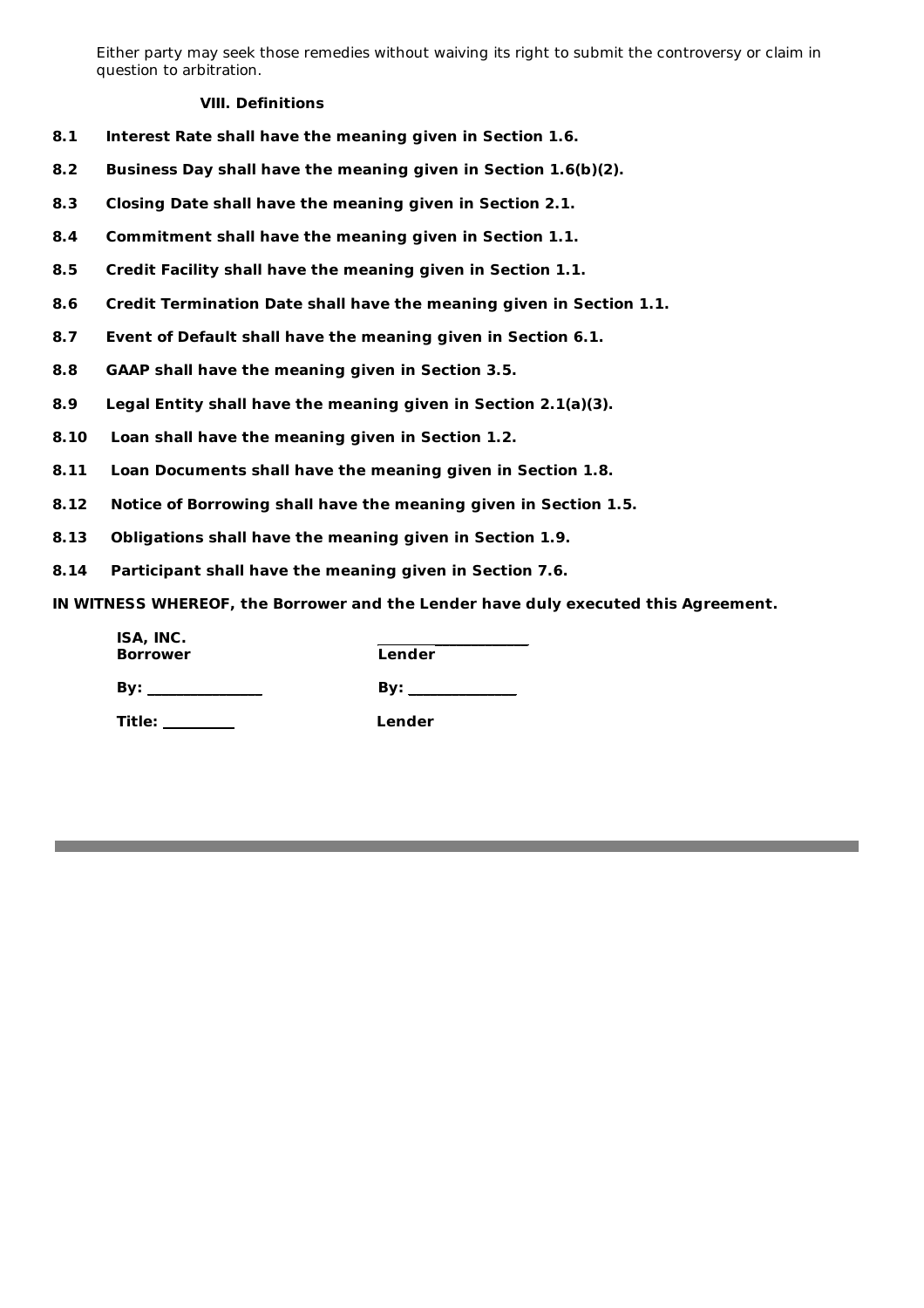Either party may seek those remedies without waiving its right to submit the controversy or claim in question to arbitration.

### VIII. Definitions

**8.1 Interest Rate shall have the meaning given in Section 1.6.**

**8.2 Business Day shall have the meaning given in Section 1.6(b)(2).**

**8.3 Closing Date shall have the meaning given in Section 2.1.**

**8.4 Commitment shall have the meaning given in Section 1.1.**

**8.5 Credit Facility shall have the meaning given in Section 1.1.**

**8.6 Credit Termination Date shall have the meaning given in Section 1.1.**

**8.7 Event of Default shall have the meaning given in Section 6.1.**

**8.8 GAAP shall have the meaning given in Section 3.5.**

**8.9 Legal Entity shall have the meaning given in Section 2.1(a)(3).**

**8.10 Loan shall have the meaning given in Section 1.2.**

**8.11 Loan Documents shall have the meaning given in Section 1.8.**

**8.12 Notice of Borrowing shall have the meaning given in Section 1.5.**

**8.13 Obligations shall have the meaning given in Section 1.9.**

**8.14 Participant shall have the meaning given in Section 7.6.**

**IN WITNESS WHEREOF, the Borrower and the Lender have duly executed this Agreement.**

| | |
|---|---|
| **ISA, INC.** **Borrower** | ____________________ **Lender** |
| **By:** _______________ | **By:** ______________ |
| **Title:** _________ | **Lender** |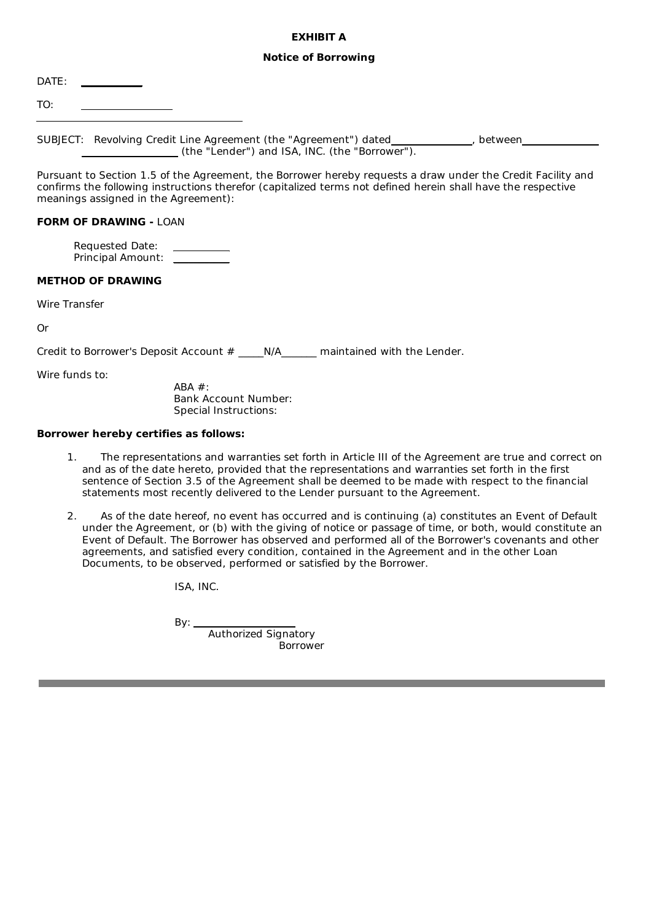**EXHIBIT A**

**Notice of Borrowing**

DATE: \_\_\_\_\_\_\_\_\_\_\_\_

TO: \_\_\_\_\_\_\_\_\_\_\_\_\_\_\_\_\_\_\_\_

\_\_\_\_\_\_\_\_\_\_\_\_\_\_\_\_\_\_\_\_\_\_\_\_\_\_\_\_\_\_\_\_\_\_\_\_\_\_\_\_\_

SUBJECT: Revolving Credit Line Agreement (the "Agreement") dated\_\_\_\_\_\_\_\_\_\_\_\_\_\_\_, between\_\_\_\_\_\_\_\_\_\_\_\_\_\_\_ \_\_\_\_\_\_\_\_\_\_\_\_\_\_\_\_\_\_ (the "Lender") and ISA, INC. (the "Borrower").

Pursuant to Section 1.5 of the Agreement, the Borrower hereby requests a draw under the Credit Facility and confirms the following instructions therefor (capitalized terms not defined herein shall have the respective meanings assigned in the Agreement):

**FORM OF DRAWING -** LOAN

Requested Date: \_\_\_\_\_\_\_\_\_\_\_
Principal Amount: \_\_\_\_\_\_\_\_\_\_\_

**METHOD OF DRAWING**

Wire Transfer

Or

Credit to Borrower's Deposit Account # \_\_\_\_\_N/A\_\_\_\_\_\_\_ maintained with the Lender.

Wire funds to:

ABA #:
Bank Account Number:
Special Instructions:

**Borrower hereby certifies as follows:**

1. The representations and warranties set forth in Article III of the Agreement are true and correct on and as of the date hereto, provided that the representations and warranties set forth in the first sentence of Section 3.5 of the Agreement shall be deemed to be made with respect to the financial statements most recently delivered to the Lender pursuant to the Agreement.

2. As of the date hereof, no event has occurred and is continuing (a) constitutes an Event of Default under the Agreement, or (b) with the giving of notice or passage of time, or both, would constitute an Event of Default. The Borrower has observed and performed all of the Borrower's covenants and other agreements, and satisfied every condition, contained in the Agreement and in the other Loan Documents, to be observed, performed or satisfied by the Borrower.

ISA, INC.

By: \_\_\_\_\_\_\_\_\_\_\_\_\_\_\_\_\_\_\_\_
Authorized Signatory
Borrower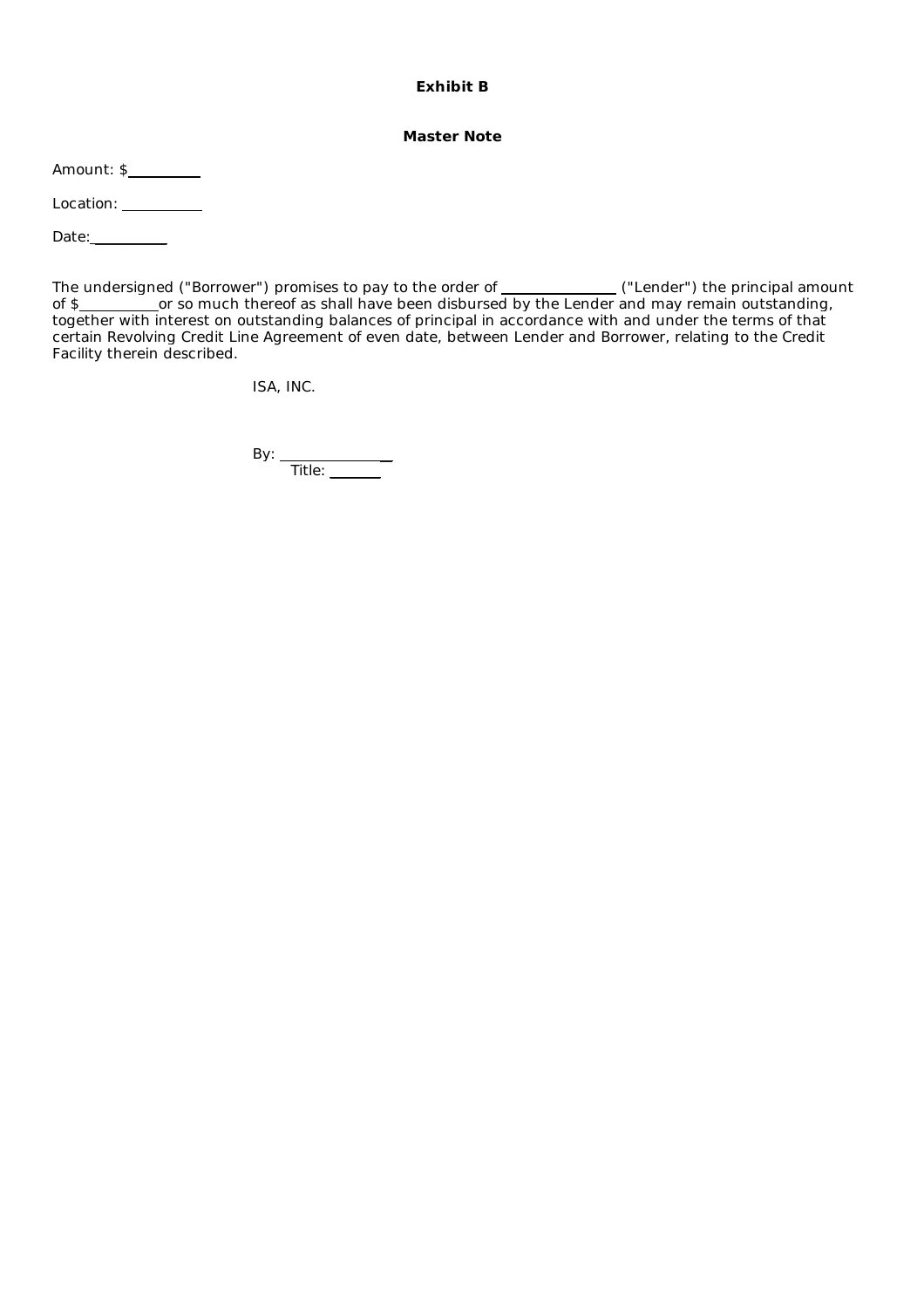**Exhibit B**

**Master Note**

Amount: $\_\_\_\_\_\_\_\_\_

Location: \_\_\_\_\_\_\_\_\_\_

Date:\_\_\_\_\_\_\_\_\_

The undersigned ("Borrower") promises to pay to the order of \_\_\_\_\_\_\_\_\_\_\_\_\_\_ ("Lender") the principal amount of $\_\_\_\_\_\_\_\_\_\_or so much thereof as shall have been disbursed by the Lender and may remain outstanding, together with interest on outstanding balances of principal in accordance with and under the terms of that certain Revolving Credit Line Agreement of even date, between Lender and Borrower, relating to the Credit Facility therein described.

ISA, INC.

By: \_\_\_\_\_\_\_\_\_\_\_\_\_\_

Title: \_\_\_\_\_\_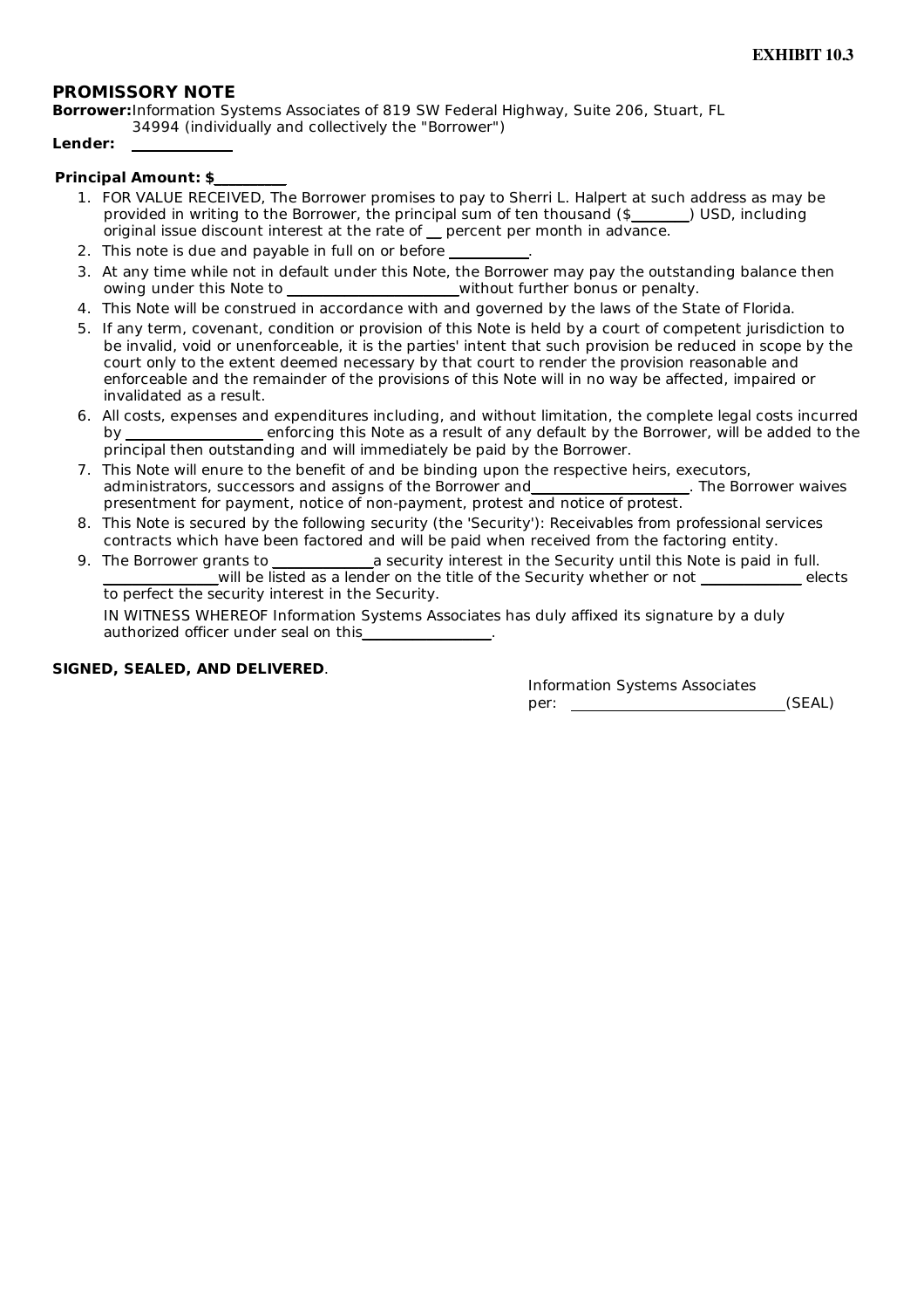EXHIBIT 10.3

# PROMISSORY NOTE

**Borrower:** Information Systems Associates of 819 SW Federal Highway, Suite 206, Stuart, FL 34994 (individually and collectively the "Borrower")

**Lender:** ____________

**Principal Amount: $**________

1. FOR VALUE RECEIVED, The Borrower promises to pay to Sherri L. Halpert at such address as may be provided in writing to the Borrower, the principal sum of ten thousand ($_______) USD, including original issue discount interest at the rate of __ percent per month in advance.
2. This note is due and payable in full on or before __________.
3. At any time while not in default under this Note, the Borrower may pay the outstanding balance then owing under this Note to ____________________without further bonus or penalty.
4. This Note will be construed in accordance with and governed by the laws of the State of Florida.
5. If any term, covenant, condition or provision of this Note is held by a court of competent jurisdiction to be invalid, void or unenforceable, it is the parties' intent that such provision be reduced in scope by the court only to the extent deemed necessary by that court to render the provision reasonable and enforceable and the remainder of the provisions of this Note will in no way be affected, impaired or invalidated as a result.
6. All costs, expenses and expenditures including, and without limitation, the complete legal costs incurred by ________________ enforcing this Note as a result of any default by the Borrower, will be added to the principal then outstanding and will immediately be paid by the Borrower.
7. This Note will enure to the benefit of and be binding upon the respective heirs, executors, administrators, successors and assigns of the Borrower and__________________. The Borrower waives presentment for payment, notice of non-payment, protest and notice of protest.
8. This Note is secured by the following security (the 'Security'): Receivables from professional services contracts which have been factored and will be paid when received from the factoring entity.
9. The Borrower grants to ____________a security interest in the Security until this Note is paid in full. _____________will be listed as a lender on the title of the Security whether or not ____________ elects to perfect the security interest in the Security.

   IN WITNESS WHEREOF Information Systems Associates has duly affixed its signature by a duly authorized officer under seal on this________________.

**SIGNED, SEALED, AND DELIVERED**.

Information Systems Associates
per: ____________________________(SEAL)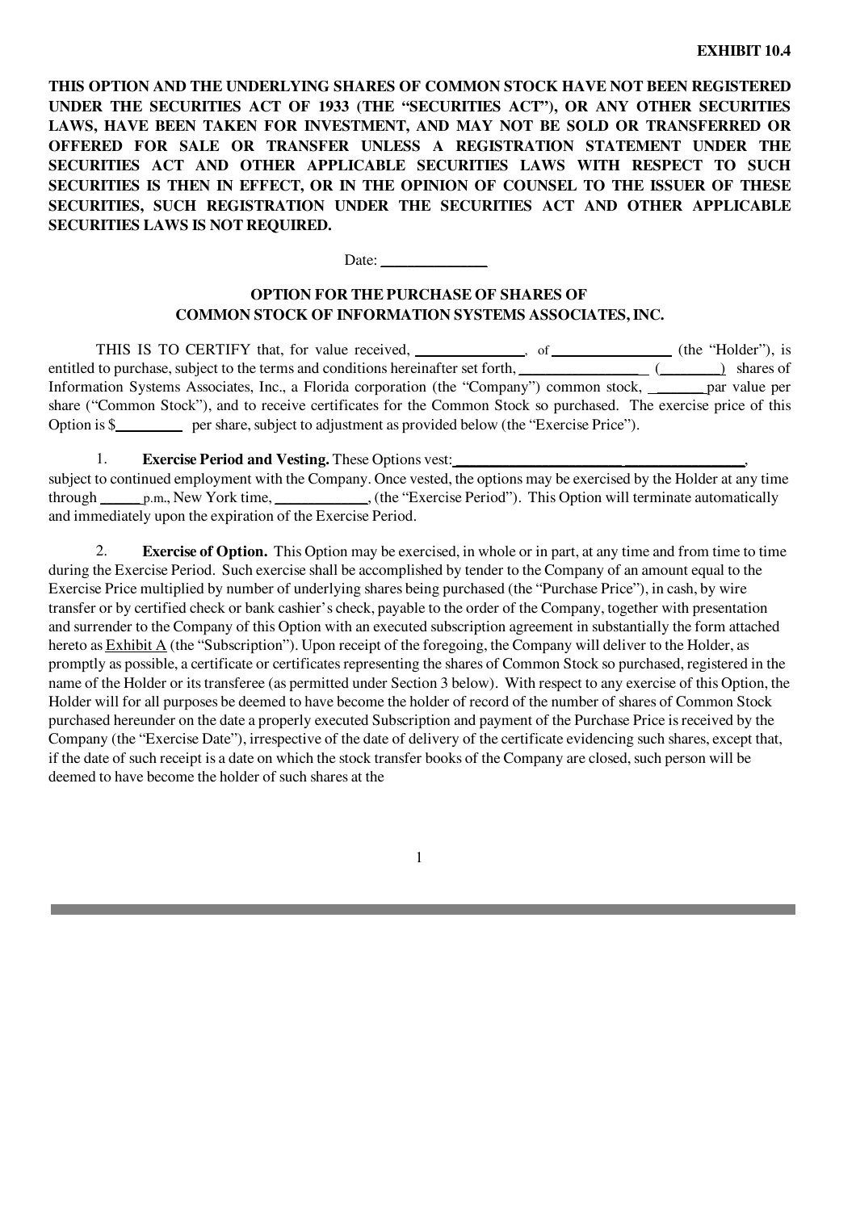**EXHIBIT 10.4**

**THIS OPTION AND THE UNDERLYING SHARES OF COMMON STOCK HAVE NOT BEEN REGISTERED UNDER THE SECURITIES ACT OF 1933 (THE "SECURITIES ACT"), OR ANY OTHER SECURITIES LAWS, HAVE BEEN TAKEN FOR INVESTMENT, AND MAY NOT BE SOLD OR TRANSFERRED OR OFFERED FOR SALE OR TRANSFER UNLESS A REGISTRATION STATEMENT UNDER THE SECURITIES ACT AND OTHER APPLICABLE SECURITIES LAWS WITH RESPECT TO SUCH SECURITIES IS THEN IN EFFECT, OR IN THE OPINION OF COUNSEL TO THE ISSUER OF THESE SECURITIES, SUCH REGISTRATION UNDER THE SECURITIES ACT AND OTHER APPLICABLE SECURITIES LAWS IS NOT REQUIRED.**

Date: ______________

**OPTION FOR THE PURCHASE OF SHARES OF COMMON STOCK OF INFORMATION SYSTEMS ASSOCIATES, INC.**

THIS IS TO CERTIFY that, for value received, ______________, of ________________ (the "Holder"), is entitled to purchase, subject to the terms and conditions hereinafter set forth, _________________ (________) shares of Information Systems Associates, Inc., a Florida corporation (the "Company") common stock, _______par value per share ("Common Stock"), and to receive certificates for the Common Stock so purchased. The exercise price of this Option is $_________ per share, subject to adjustment as provided below (the "Exercise Price").

1. **Exercise Period and Vesting.** These Options vest:_________________________________________, subject to continued employment with the Company. Once vested, the options may be exercised by the Holder at any time through ______p.m., New York time, ____________, (the "Exercise Period"). This Option will terminate automatically and immediately upon the expiration of the Exercise Period.

2. **Exercise of Option.** This Option may be exercised, in whole or in part, at any time and from time to time during the Exercise Period. Such exercise shall be accomplished by tender to the Company of an amount equal to the Exercise Price multiplied by number of underlying shares being purchased (the "Purchase Price"), in cash, by wire transfer or by certified check or bank cashier's check, payable to the order of the Company, together with presentation and surrender to the Company of this Option with an executed subscription agreement in substantially the form attached hereto as Exhibit A (the "Subscription"). Upon receipt of the foregoing, the Company will deliver to the Holder, as promptly as possible, a certificate or certificates representing the shares of Common Stock so purchased, registered in the name of the Holder or its transferee (as permitted under Section 3 below). With respect to any exercise of this Option, the Holder will for all purposes be deemed to have become the holder of record of the number of shares of Common Stock purchased hereunder on the date a properly executed Subscription and payment of the Purchase Price is received by the Company (the "Exercise Date"), irrespective of the date of delivery of the certificate evidencing such shares, except that, if the date of such receipt is a date on which the stock transfer books of the Company are closed, such person will be deemed to have become the holder of such shares at the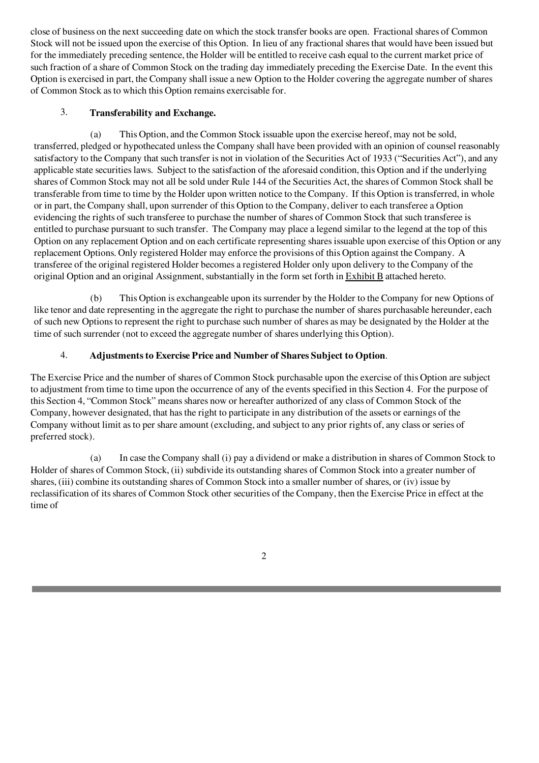close of business on the next succeeding date on which the stock transfer books are open. Fractional shares of Common Stock will not be issued upon the exercise of this Option. In lieu of any fractional shares that would have been issued but for the immediately preceding sentence, the Holder will be entitled to receive cash equal to the current market price of such fraction of a share of Common Stock on the trading day immediately preceding the Exercise Date. In the event this Option is exercised in part, the Company shall issue a new Option to the Holder covering the aggregate number of shares of Common Stock as to which this Option remains exercisable for.

3. **Transferability and Exchange.**

(a) This Option, and the Common Stock issuable upon the exercise hereof, may not be sold, transferred, pledged or hypothecated unless the Company shall have been provided with an opinion of counsel reasonably satisfactory to the Company that such transfer is not in violation of the Securities Act of 1933 ("Securities Act"), and any applicable state securities laws. Subject to the satisfaction of the aforesaid condition, this Option and if the underlying shares of Common Stock may not all be sold under Rule 144 of the Securities Act, the shares of Common Stock shall be transferable from time to time by the Holder upon written notice to the Company. If this Option is transferred, in whole or in part, the Company shall, upon surrender of this Option to the Company, deliver to each transferee a Option evidencing the rights of such transferee to purchase the number of shares of Common Stock that such transferee is entitled to purchase pursuant to such transfer. The Company may place a legend similar to the legend at the top of this Option on any replacement Option and on each certificate representing shares issuable upon exercise of this Option or any replacement Options. Only registered Holder may enforce the provisions of this Option against the Company. A transferee of the original registered Holder becomes a registered Holder only upon delivery to the Company of the original Option and an original Assignment, substantially in the form set forth in Exhibit B attached hereto.

(b) This Option is exchangeable upon its surrender by the Holder to the Company for new Options of like tenor and date representing in the aggregate the right to purchase the number of shares purchasable hereunder, each of such new Options to represent the right to purchase such number of shares as may be designated by the Holder at the time of such surrender (not to exceed the aggregate number of shares underlying this Option).

4. **Adjustments to Exercise Price and Number of Shares Subject to Option**.

The Exercise Price and the number of shares of Common Stock purchasable upon the exercise of this Option are subject to adjustment from time to time upon the occurrence of any of the events specified in this Section 4. For the purpose of this Section 4, "Common Stock" means shares now or hereafter authorized of any class of Common Stock of the Company, however designated, that has the right to participate in any distribution of the assets or earnings of the Company without limit as to per share amount (excluding, and subject to any prior rights of, any class or series of preferred stock).

(a) In case the Company shall (i) pay a dividend or make a distribution in shares of Common Stock to Holder of shares of Common Stock, (ii) subdivide its outstanding shares of Common Stock into a greater number of shares, (iii) combine its outstanding shares of Common Stock into a smaller number of shares, or (iv) issue by reclassification of its shares of Common Stock other securities of the Company, then the Exercise Price in effect at the time of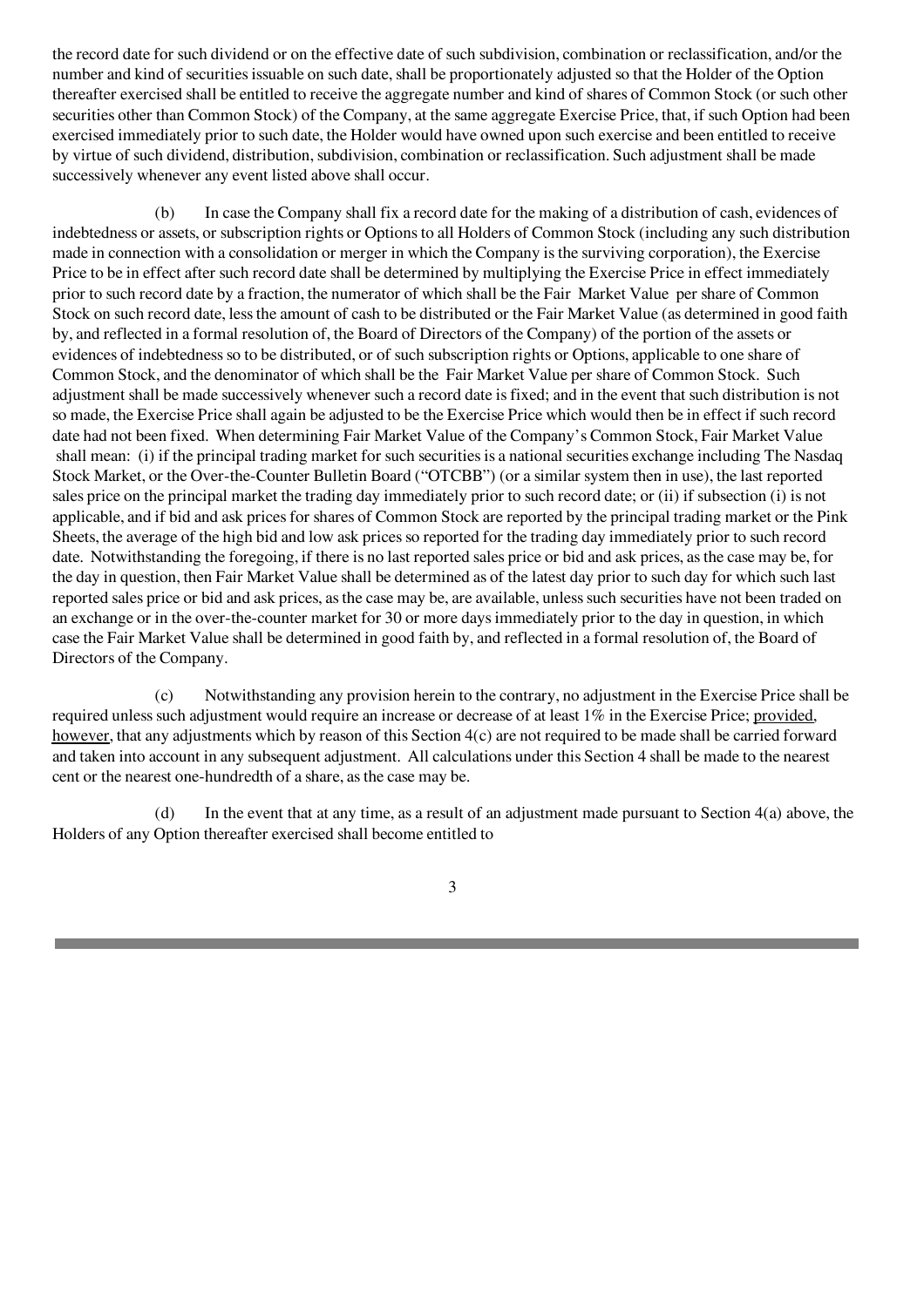the record date for such dividend or on the effective date of such subdivision, combination or reclassification, and/or the number and kind of securities issuable on such date, shall be proportionately adjusted so that the Holder of the Option thereafter exercised shall be entitled to receive the aggregate number and kind of shares of Common Stock (or such other securities other than Common Stock) of the Company, at the same aggregate Exercise Price, that, if such Option had been exercised immediately prior to such date, the Holder would have owned upon such exercise and been entitled to receive by virtue of such dividend, distribution, subdivision, combination or reclassification. Such adjustment shall be made successively whenever any event listed above shall occur.

(b) In case the Company shall fix a record date for the making of a distribution of cash, evidences of indebtedness or assets, or subscription rights or Options to all Holders of Common Stock (including any such distribution made in connection with a consolidation or merger in which the Company is the surviving corporation), the Exercise Price to be in effect after such record date shall be determined by multiplying the Exercise Price in effect immediately prior to such record date by a fraction, the numerator of which shall be the Fair Market Value per share of Common Stock on such record date, less the amount of cash to be distributed or the Fair Market Value (as determined in good faith by, and reflected in a formal resolution of, the Board of Directors of the Company) of the portion of the assets or evidences of indebtedness so to be distributed, or of such subscription rights or Options, applicable to one share of Common Stock, and the denominator of which shall be the Fair Market Value per share of Common Stock. Such adjustment shall be made successively whenever such a record date is fixed; and in the event that such distribution is not so made, the Exercise Price shall again be adjusted to be the Exercise Price which would then be in effect if such record date had not been fixed. When determining Fair Market Value of the Company's Common Stock, Fair Market Value shall mean: (i) if the principal trading market for such securities is a national securities exchange including The Nasdaq Stock Market, or the Over-the-Counter Bulletin Board ("OTCBB") (or a similar system then in use), the last reported sales price on the principal market the trading day immediately prior to such record date; or (ii) if subsection (i) is not applicable, and if bid and ask prices for shares of Common Stock are reported by the principal trading market or the Pink Sheets, the average of the high bid and low ask prices so reported for the trading day immediately prior to such record date. Notwithstanding the foregoing, if there is no last reported sales price or bid and ask prices, as the case may be, for the day in question, then Fair Market Value shall be determined as of the latest day prior to such day for which such last reported sales price or bid and ask prices, as the case may be, are available, unless such securities have not been traded on an exchange or in the over-the-counter market for 30 or more days immediately prior to the day in question, in which case the Fair Market Value shall be determined in good faith by, and reflected in a formal resolution of, the Board of Directors of the Company.

(c) Notwithstanding any provision herein to the contrary, no adjustment in the Exercise Price shall be required unless such adjustment would require an increase or decrease of at least 1% in the Exercise Price; provided, however, that any adjustments which by reason of this Section 4(c) are not required to be made shall be carried forward and taken into account in any subsequent adjustment. All calculations under this Section 4 shall be made to the nearest cent or the nearest one-hundredth of a share, as the case may be.

(d) In the event that at any time, as a result of an adjustment made pursuant to Section 4(a) above, the Holders of any Option thereafter exercised shall become entitled to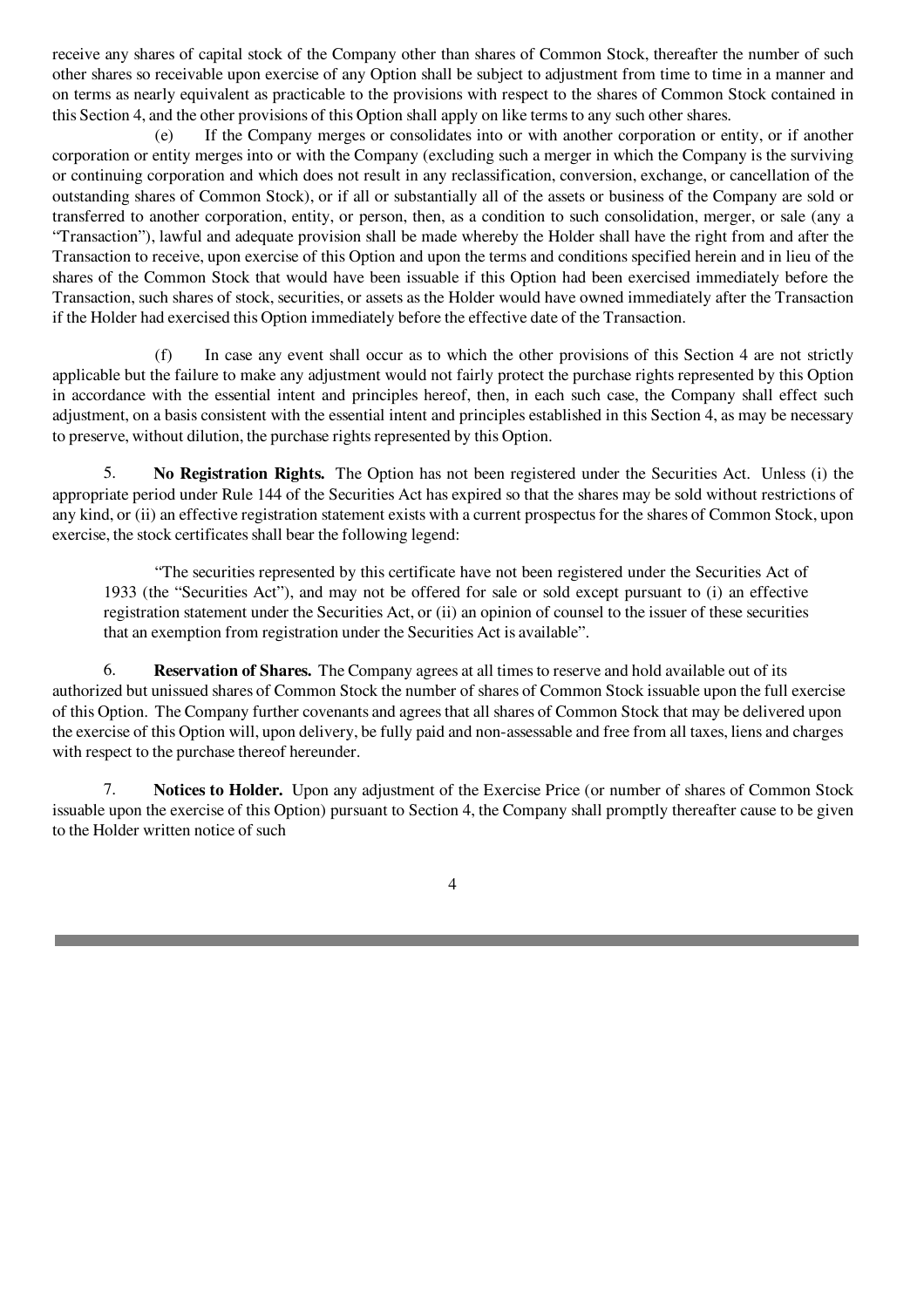receive any shares of capital stock of the Company other than shares of Common Stock, thereafter the number of such other shares so receivable upon exercise of any Option shall be subject to adjustment from time to time in a manner and on terms as nearly equivalent as practicable to the provisions with respect to the shares of Common Stock contained in this Section 4, and the other provisions of this Option shall apply on like terms to any such other shares.

(e) If the Company merges or consolidates into or with another corporation or entity, or if another corporation or entity merges into or with the Company (excluding such a merger in which the Company is the surviving or continuing corporation and which does not result in any reclassification, conversion, exchange, or cancellation of the outstanding shares of Common Stock), or if all or substantially all of the assets or business of the Company are sold or transferred to another corporation, entity, or person, then, as a condition to such consolidation, merger, or sale (any a "Transaction"), lawful and adequate provision shall be made whereby the Holder shall have the right from and after the Transaction to receive, upon exercise of this Option and upon the terms and conditions specified herein and in lieu of the shares of the Common Stock that would have been issuable if this Option had been exercised immediately before the Transaction, such shares of stock, securities, or assets as the Holder would have owned immediately after the Transaction if the Holder had exercised this Option immediately before the effective date of the Transaction.

(f) In case any event shall occur as to which the other provisions of this Section 4 are not strictly applicable but the failure to make any adjustment would not fairly protect the purchase rights represented by this Option in accordance with the essential intent and principles hereof, then, in each such case, the Company shall effect such adjustment, on a basis consistent with the essential intent and principles established in this Section 4, as may be necessary to preserve, without dilution, the purchase rights represented by this Option.

5. **No Registration Rights.** The Option has not been registered under the Securities Act. Unless (i) the appropriate period under Rule 144 of the Securities Act has expired so that the shares may be sold without restrictions of any kind, or (ii) an effective registration statement exists with a current prospectus for the shares of Common Stock, upon exercise, the stock certificates shall bear the following legend:

> "The securities represented by this certificate have not been registered under the Securities Act of 1933 (the "Securities Act"), and may not be offered for sale or sold except pursuant to (i) an effective registration statement under the Securities Act, or (ii) an opinion of counsel to the issuer of these securities that an exemption from registration under the Securities Act is available".

6. **Reservation of Shares.** The Company agrees at all times to reserve and hold available out of its authorized but unissued shares of Common Stock the number of shares of Common Stock issuable upon the full exercise of this Option. The Company further covenants and agrees that all shares of Common Stock that may be delivered upon the exercise of this Option will, upon delivery, be fully paid and non-assessable and free from all taxes, liens and charges with respect to the purchase thereof hereunder.

7. **Notices to Holder.** Upon any adjustment of the Exercise Price (or number of shares of Common Stock issuable upon the exercise of this Option) pursuant to Section 4, the Company shall promptly thereafter cause to be given to the Holder written notice of such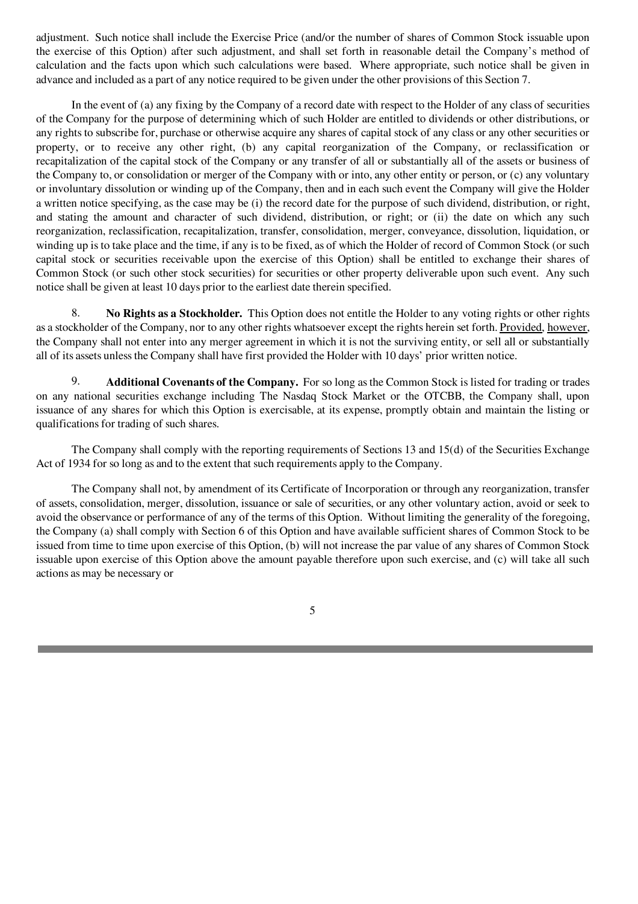adjustment. Such notice shall include the Exercise Price (and/or the number of shares of Common Stock issuable upon the exercise of this Option) after such adjustment, and shall set forth in reasonable detail the Company's method of calculation and the facts upon which such calculations were based. Where appropriate, such notice shall be given in advance and included as a part of any notice required to be given under the other provisions of this Section 7.

In the event of (a) any fixing by the Company of a record date with respect to the Holder of any class of securities of the Company for the purpose of determining which of such Holder are entitled to dividends or other distributions, or any rights to subscribe for, purchase or otherwise acquire any shares of capital stock of any class or any other securities or property, or to receive any other right, (b) any capital reorganization of the Company, or reclassification or recapitalization of the capital stock of the Company or any transfer of all or substantially all of the assets or business of the Company to, or consolidation or merger of the Company with or into, any other entity or person, or (c) any voluntary or involuntary dissolution or winding up of the Company, then and in each such event the Company will give the Holder a written notice specifying, as the case may be (i) the record date for the purpose of such dividend, distribution, or right, and stating the amount and character of such dividend, distribution, or right; or (ii) the date on which any such reorganization, reclassification, recapitalization, transfer, consolidation, merger, conveyance, dissolution, liquidation, or winding up is to take place and the time, if any is to be fixed, as of which the Holder of record of Common Stock (or such capital stock or securities receivable upon the exercise of this Option) shall be entitled to exchange their shares of Common Stock (or such other stock securities) for securities or other property deliverable upon such event. Any such notice shall be given at least 10 days prior to the earliest date therein specified.

8. **No Rights as a Stockholder.** This Option does not entitle the Holder to any voting rights or other rights as a stockholder of the Company, nor to any other rights whatsoever except the rights herein set forth. Provided, however, the Company shall not enter into any merger agreement in which it is not the surviving entity, or sell all or substantially all of its assets unless the Company shall have first provided the Holder with 10 days' prior written notice.

9. **Additional Covenants of the Company.** For so long as the Common Stock is listed for trading or trades on any national securities exchange including The Nasdaq Stock Market or the OTCBB, the Company shall, upon issuance of any shares for which this Option is exercisable, at its expense, promptly obtain and maintain the listing or qualifications for trading of such shares.

The Company shall comply with the reporting requirements of Sections 13 and 15(d) of the Securities Exchange Act of 1934 for so long as and to the extent that such requirements apply to the Company.

The Company shall not, by amendment of its Certificate of Incorporation or through any reorganization, transfer of assets, consolidation, merger, dissolution, issuance or sale of securities, or any other voluntary action, avoid or seek to avoid the observance or performance of any of the terms of this Option. Without limiting the generality of the foregoing, the Company (a) shall comply with Section 6 of this Option and have available sufficient shares of Common Stock to be issued from time to time upon exercise of this Option, (b) will not increase the par value of any shares of Common Stock issuable upon exercise of this Option above the amount payable therefore upon such exercise, and (c) will take all such actions as may be necessary or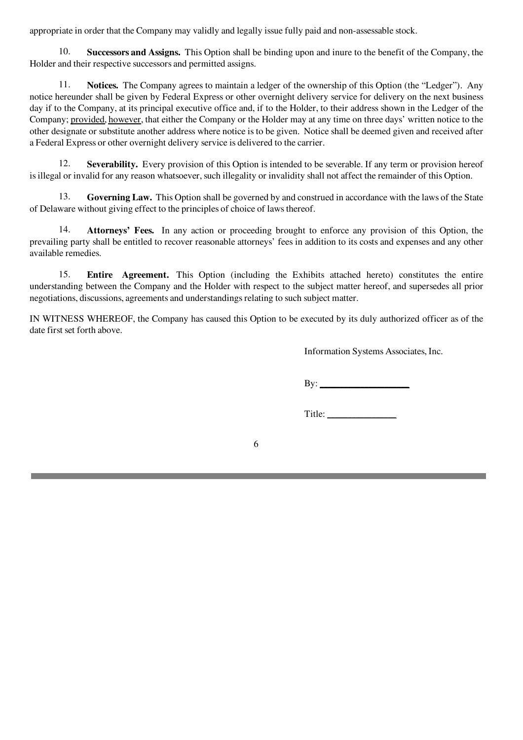appropriate in order that the Company may validly and legally issue fully paid and non-assessable stock.

10. **Successors and Assigns.** This Option shall be binding upon and inure to the benefit of the Company, the Holder and their respective successors and permitted assigns.

11. **Notices.** The Company agrees to maintain a ledger of the ownership of this Option (the "Ledger"). Any notice hereunder shall be given by Federal Express or other overnight delivery service for delivery on the next business day if to the Company, at its principal executive office and, if to the Holder, to their address shown in the Ledger of the Company; provided, however, that either the Company or the Holder may at any time on three days' written notice to the other designate or substitute another address where notice is to be given. Notice shall be deemed given and received after a Federal Express or other overnight delivery service is delivered to the carrier.

12. **Severability.** Every provision of this Option is intended to be severable. If any term or provision hereof is illegal or invalid for any reason whatsoever, such illegality or invalidity shall not affect the remainder of this Option.

13. **Governing Law.** This Option shall be governed by and construed in accordance with the laws of the State of Delaware without giving effect to the principles of choice of laws thereof.

14. **Attorneys' Fees.** In any action or proceeding brought to enforce any provision of this Option, the prevailing party shall be entitled to recover reasonable attorneys' fees in addition to its costs and expenses and any other available remedies.

15. **Entire Agreement.** This Option (including the Exhibits attached hereto) constitutes the entire understanding between the Company and the Holder with respect to the subject matter hereof, and supersedes all prior negotiations, discussions, agreements and understandings relating to such subject matter.

IN WITNESS WHEREOF, the Company has caused this Option to be executed by its duly authorized officer as of the date first set forth above.

Information Systems Associates, Inc.

By: ____________________

Title: _______________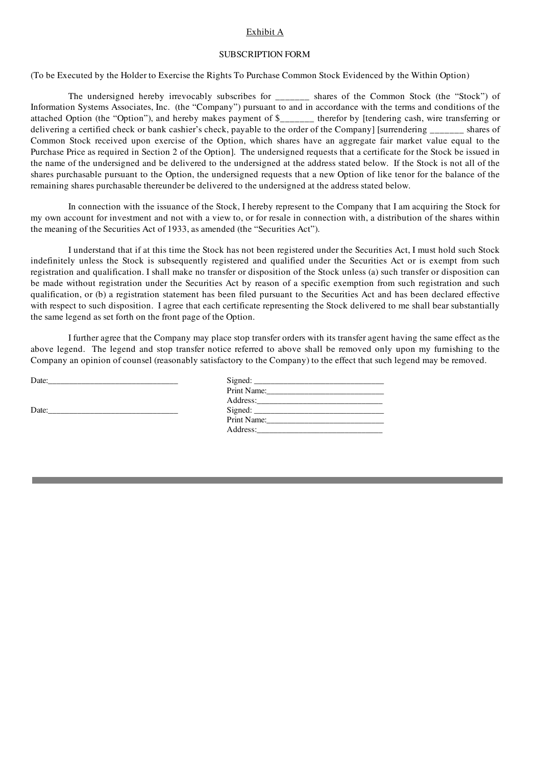Exhibit A

SUBSCRIPTION FORM

(To be Executed by the Holder to Exercise the Rights To Purchase Common Stock Evidenced by the Within Option)

The undersigned hereby irrevocably subscribes for _______ shares of the Common Stock (the "Stock") of Information Systems Associates, Inc. (the "Company") pursuant to and in accordance with the terms and conditions of the attached Option (the "Option"), and hereby makes payment of $_______ therefor by [tendering cash, wire transferring or delivering a certified check or bank cashier's check, payable to the order of the Company] [surrendering _______ shares of Common Stock received upon exercise of the Option, which shares have an aggregate fair market value equal to the Purchase Price as required in Section 2 of the Option]. The undersigned requests that a certificate for the Stock be issued in the name of the undersigned and be delivered to the undersigned at the address stated below. If the Stock is not all of the shares purchasable pursuant to the Option, the undersigned requests that a new Option of like tenor for the balance of the remaining shares purchasable thereunder be delivered to the undersigned at the address stated below.

In connection with the issuance of the Stock, I hereby represent to the Company that I am acquiring the Stock for my own account for investment and not with a view to, or for resale in connection with, a distribution of the shares within the meaning of the Securities Act of 1933, as amended (the "Securities Act").

I understand that if at this time the Stock has not been registered under the Securities Act, I must hold such Stock indefinitely unless the Stock is subsequently registered and qualified under the Securities Act or is exempt from such registration and qualification. I shall make no transfer or disposition of the Stock unless (a) such transfer or disposition can be made without registration under the Securities Act by reason of a specific exemption from such registration and such qualification, or (b) a registration statement has been filed pursuant to the Securities Act and has been declared effective with respect to such disposition. I agree that each certificate representing the Stock delivered to me shall bear substantially the same legend as set forth on the front page of the Option.

I further agree that the Company may place stop transfer orders with its transfer agent having the same effect as the above legend. The legend and stop transfer notice referred to above shall be removed only upon my furnishing to the Company an opinion of counsel (reasonably satisfactory to the Company) to the effect that such legend may be removed.

Date:_______________________________ Signed: _______________________________
Print Name:____________________________
Address:_______________________________

Date:_______________________________ Signed: _______________________________
Print Name:____________________________
Address:_______________________________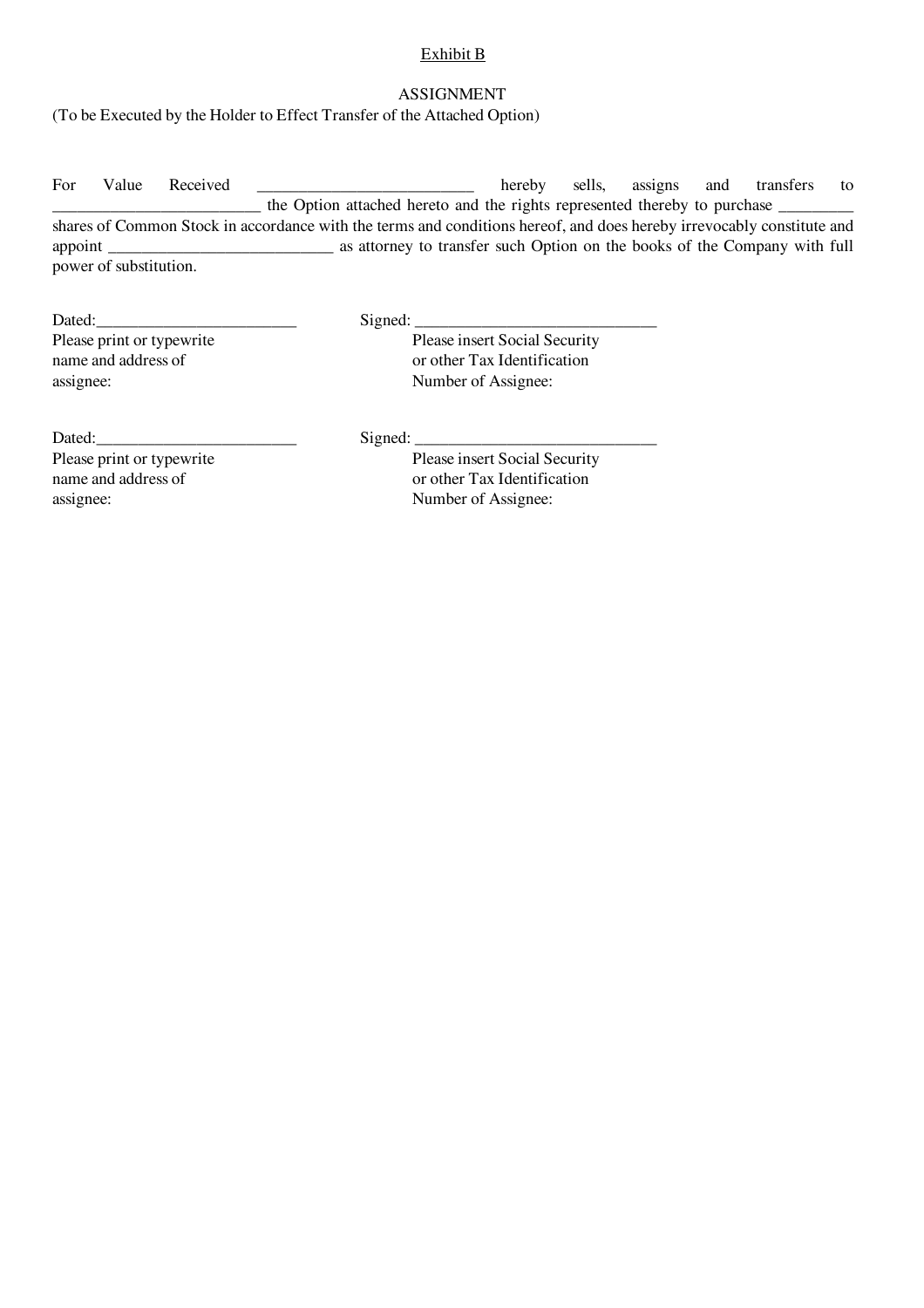<u>Exhibit B</u>

ASSIGNMENT

(To be Executed by the Holder to Effect Transfer of the Attached Option)

For Value Received __________________________ hereby sells, assigns and transfers to __________________________ the Option attached hereto and the rights represented thereby to purchase _________ shares of Common Stock in accordance with the terms and conditions hereof, and does hereby irrevocably constitute and appoint ___________________________ as attorney to transfer such Option on the books of the Company with full power of substitution.

Dated:________________________ Signed: ______________________________

Please print or typewrite name and address of assignee:

Please insert Social Security or other Tax Identification Number of Assignee:

Dated:________________________ Signed: ______________________________

Please print or typewrite name and address of assignee:

Please insert Social Security or other Tax Identification Number of Assignee: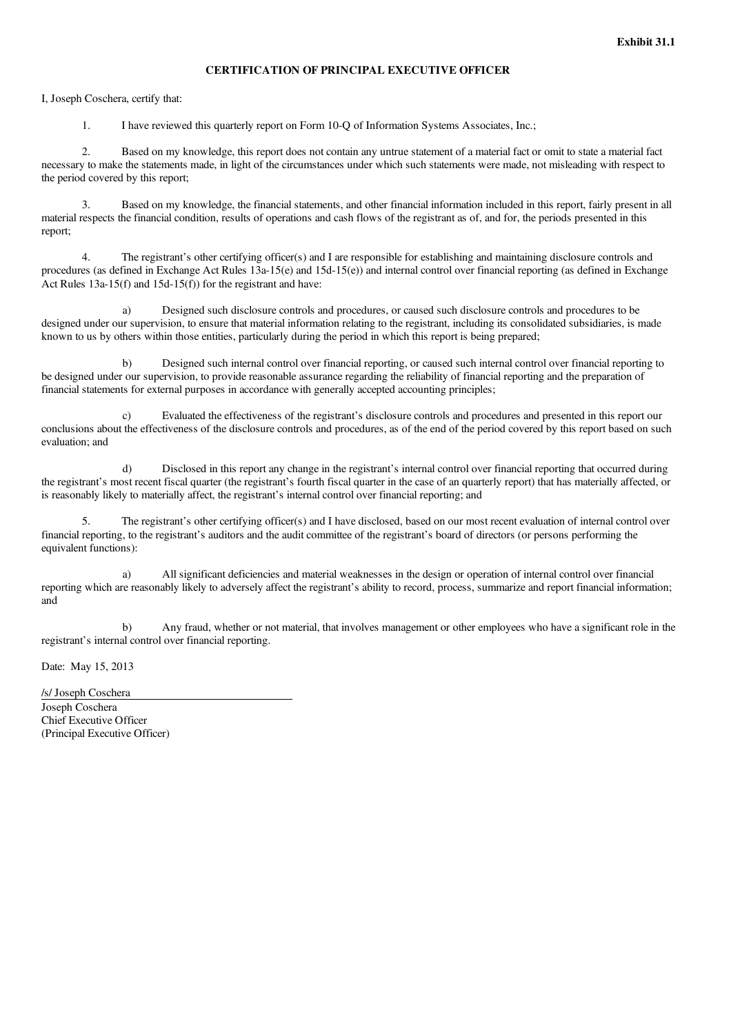**Exhibit 31.1**

**CERTIFICATION OF PRINCIPAL EXECUTIVE OFFICER**

I, Joseph Coschera, certify that:

1. I have reviewed this quarterly report on Form 10-Q of Information Systems Associates, Inc.;

2. Based on my knowledge, this report does not contain any untrue statement of a material fact or omit to state a material fact necessary to make the statements made, in light of the circumstances under which such statements were made, not misleading with respect to the period covered by this report;

3. Based on my knowledge, the financial statements, and other financial information included in this report, fairly present in all material respects the financial condition, results of operations and cash flows of the registrant as of, and for, the periods presented in this report;

4. The registrant's other certifying officer(s) and I are responsible for establishing and maintaining disclosure controls and procedures (as defined in Exchange Act Rules 13a-15(e) and 15d-15(e)) and internal control over financial reporting (as defined in Exchange Act Rules 13a-15(f) and 15d-15(f)) for the registrant and have:

a) Designed such disclosure controls and procedures, or caused such disclosure controls and procedures to be designed under our supervision, to ensure that material information relating to the registrant, including its consolidated subsidiaries, is made known to us by others within those entities, particularly during the period in which this report is being prepared;

b) Designed such internal control over financial reporting, or caused such internal control over financial reporting to be designed under our supervision, to provide reasonable assurance regarding the reliability of financial reporting and the preparation of financial statements for external purposes in accordance with generally accepted accounting principles;

c) Evaluated the effectiveness of the registrant's disclosure controls and procedures and presented in this report our conclusions about the effectiveness of the disclosure controls and procedures, as of the end of the period covered by this report based on such evaluation; and

d) Disclosed in this report any change in the registrant's internal control over financial reporting that occurred during the registrant's most recent fiscal quarter (the registrant's fourth fiscal quarter in the case of an quarterly report) that has materially affected, or is reasonably likely to materially affect, the registrant's internal control over financial reporting; and

5. The registrant's other certifying officer(s) and I have disclosed, based on our most recent evaluation of internal control over financial reporting, to the registrant's auditors and the audit committee of the registrant's board of directors (or persons performing the equivalent functions):

a) All significant deficiencies and material weaknesses in the design or operation of internal control over financial reporting which are reasonably likely to adversely affect the registrant's ability to record, process, summarize and report financial information; and

b) Any fraud, whether or not material, that involves management or other employees who have a significant role in the registrant's internal control over financial reporting.

Date: May 15, 2013

/s/ Joseph Coschera
Joseph Coschera
Chief Executive Officer
(Principal Executive Officer)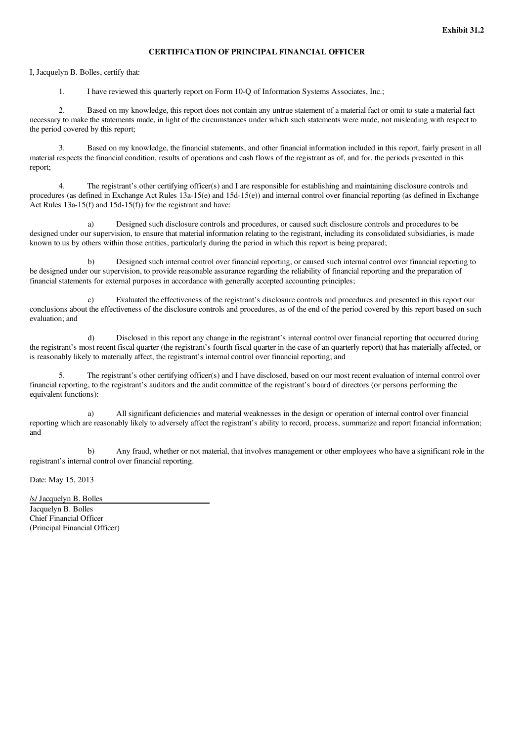**Exhibit 31.2**

**CERTIFICATION OF PRINCIPAL FINANCIAL OFFICER**

I, Jacquelyn B. Bolles, certify that:

1. I have reviewed this quarterly report on Form 10-Q of Information Systems Associates, Inc.;

2. Based on my knowledge, this report does not contain any untrue statement of a material fact or omit to state a material fact necessary to make the statements made, in light of the circumstances under which such statements were made, not misleading with respect to the period covered by this report;

3. Based on my knowledge, the financial statements, and other financial information included in this report, fairly present in all material respects the financial condition, results of operations and cash flows of the registrant as of, and for, the periods presented in this report;

4. The registrant's other certifying officer(s) and I are responsible for establishing and maintaining disclosure controls and procedures (as defined in Exchange Act Rules 13a-15(e) and 15d-15(e)) and internal control over financial reporting (as defined in Exchange Act Rules 13a-15(f) and 15d-15(f)) for the registrant and have:

   a) Designed such disclosure controls and procedures, or caused such disclosure controls and procedures to be designed under our supervision, to ensure that material information relating to the registrant, including its consolidated subsidiaries, is made known to us by others within those entities, particularly during the period in which this report is being prepared;

   b) Designed such internal control over financial reporting, or caused such internal control over financial reporting to be designed under our supervision, to provide reasonable assurance regarding the reliability of financial reporting and the preparation of financial statements for external purposes in accordance with generally accepted accounting principles;

   c) Evaluated the effectiveness of the registrant's disclosure controls and procedures and presented in this report our conclusions about the effectiveness of the disclosure controls and procedures, as of the end of the period covered by this report based on such evaluation; and

   d) Disclosed in this report any change in the registrant's internal control over financial reporting that occurred during the registrant's most recent fiscal quarter (the registrant's fourth fiscal quarter in the case of an quarterly report) that has materially affected, or is reasonably likely to materially affect, the registrant's internal control over financial reporting; and

5. The registrant's other certifying officer(s) and I have disclosed, based on our most recent evaluation of internal control over financial reporting, to the registrant's auditors and the audit committee of the registrant's board of directors (or persons performing the equivalent functions):

   a) All significant deficiencies and material weaknesses in the design or operation of internal control over financial reporting which are reasonably likely to adversely affect the registrant's ability to record, process, summarize and report financial information; and

   b) Any fraud, whether or not material, that involves management or other employees who have a significant role in the registrant's internal control over financial reporting.

Date: May 15, 2013

/s/ Jacquelyn B. Bolles
Jacquelyn B. Bolles
Chief Financial Officer
(Principal Financial Officer)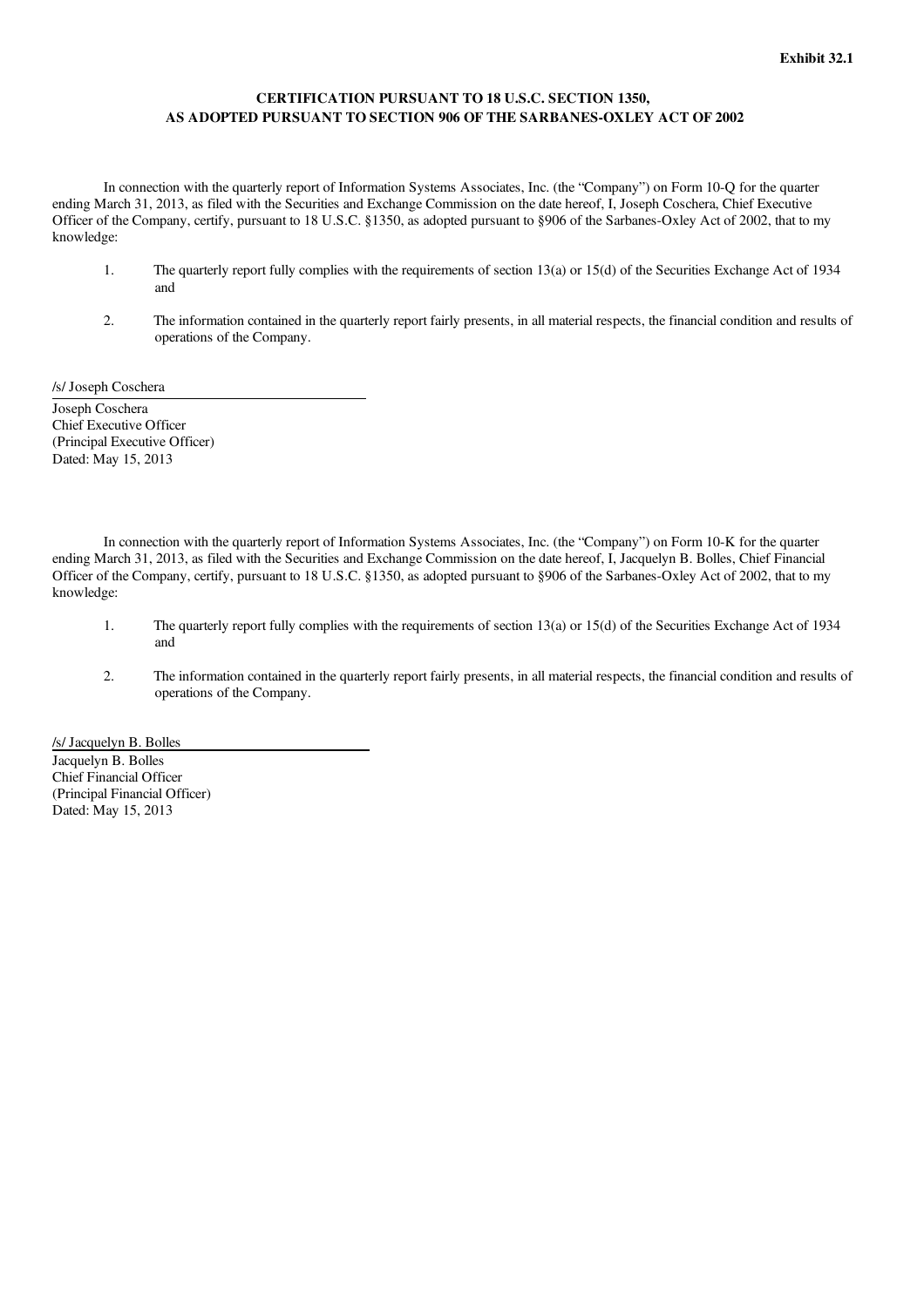**Exhibit 32.1**

**CERTIFICATION PURSUANT TO 18 U.S.C. SECTION 1350,**
**AS ADOPTED PURSUANT TO SECTION 906 OF THE SARBANES-OXLEY ACT OF 2002**

In connection with the quarterly report of Information Systems Associates, Inc. (the "Company") on Form 10-Q for the quarter ending March 31, 2013, as filed with the Securities and Exchange Commission on the date hereof, I, Joseph Coschera, Chief Executive Officer of the Company, certify, pursuant to 18 U.S.C. §1350, as adopted pursuant to §906 of the Sarbanes-Oxley Act of 2002, that to my knowledge:

1. The quarterly report fully complies with the requirements of section 13(a) or 15(d) of the Securities Exchange Act of 1934 and

2. The information contained in the quarterly report fairly presents, in all material respects, the financial condition and results of operations of the Company.

/s/ Joseph Coschera

Joseph Coschera
Chief Executive Officer
(Principal Executive Officer)
Dated: May 15, 2013

In connection with the quarterly report of Information Systems Associates, Inc. (the "Company") on Form 10-K for the quarter ending March 31, 2013, as filed with the Securities and Exchange Commission on the date hereof, I, Jacquelyn B. Bolles, Chief Financial Officer of the Company, certify, pursuant to 18 U.S.C. §1350, as adopted pursuant to §906 of the Sarbanes-Oxley Act of 2002, that to my knowledge:

1. The quarterly report fully complies with the requirements of section 13(a) or 15(d) of the Securities Exchange Act of 1934 and

2. The information contained in the quarterly report fairly presents, in all material respects, the financial condition and results of operations of the Company.

/s/ Jacquelyn B. Bolles

Jacquelyn B. Bolles
Chief Financial Officer
(Principal Financial Officer)
Dated: May 15, 2013